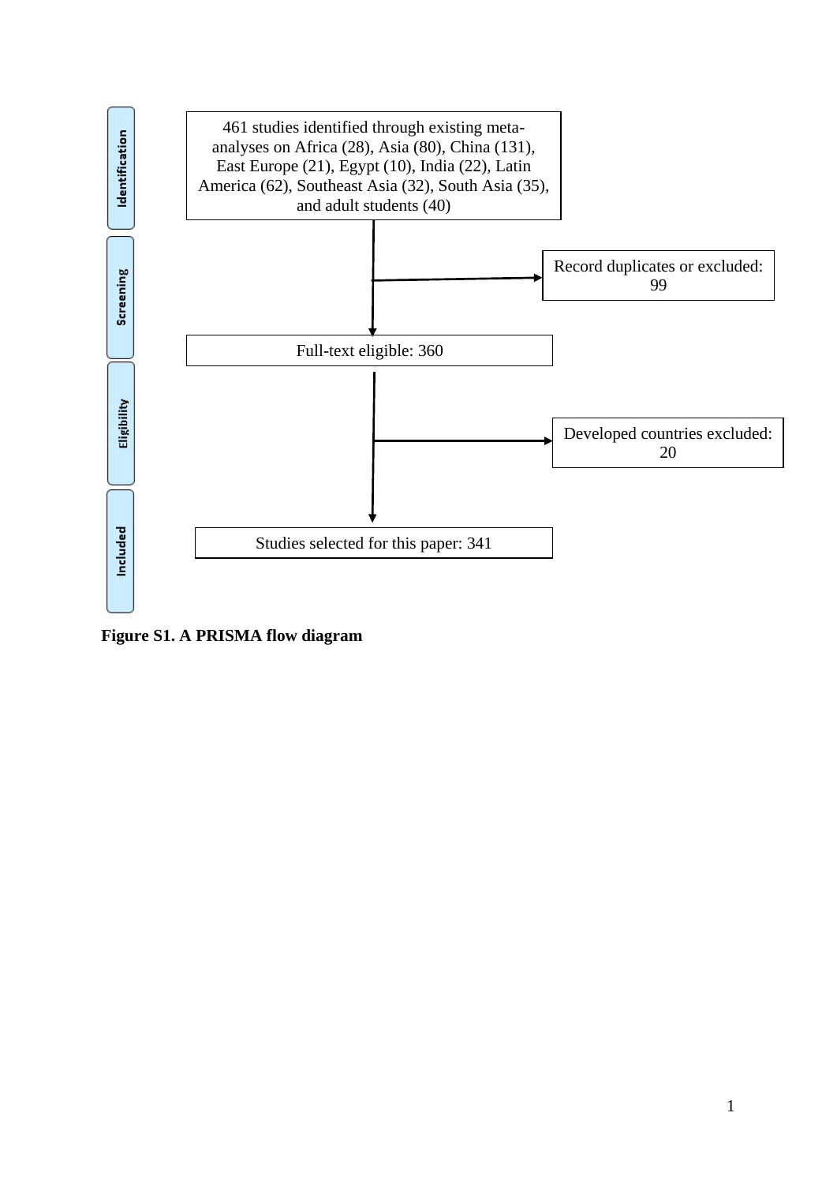**Identification**

461 studies identified through existing meta-analyses on Africa (28), Asia (80), China (131), East Europe (21), Egypt (10), India (22), Latin America (62), Southeast Asia (32), South Asia (35), and adult students (40)

**Screening**

Record duplicates or excluded: 99

Full-text eligible: 360

**Eligibility**

Developed countries excluded: 20

**Included**

Studies selected for this paper: 341

**Figure S1. A PRISMA flow diagram**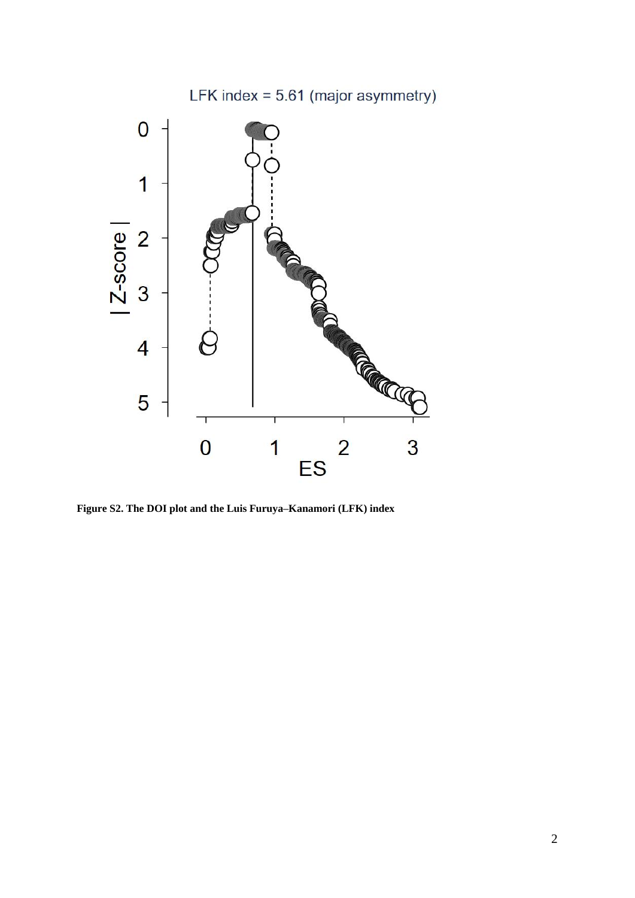**Figure S2. The DOI plot and the Luis Furuya–Kanamori (LFK) index**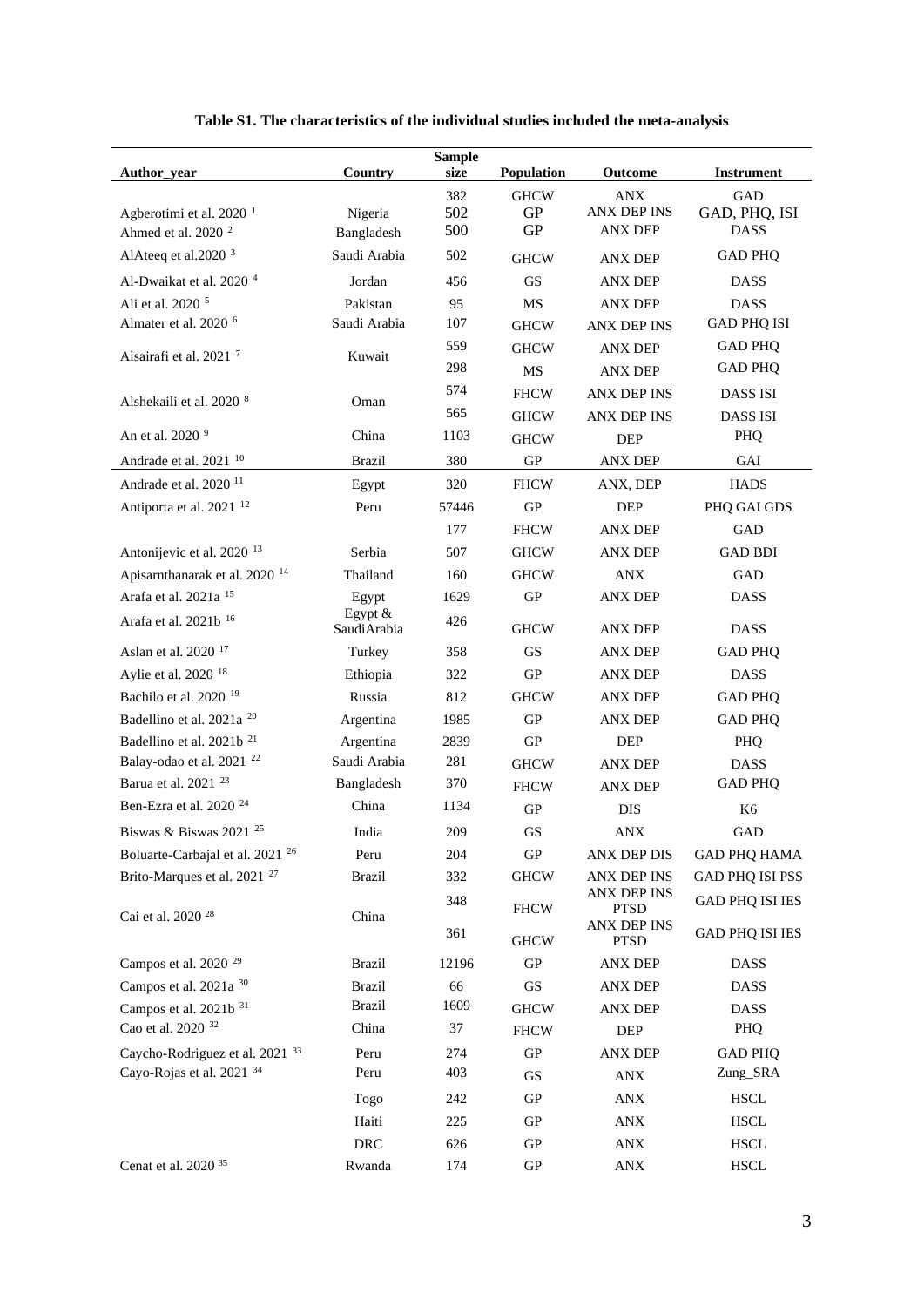**Table S1. The characteristics of the individual studies included the meta-analysis**

| Author_year | Country | Sample size | Population | Outcome | Instrument |
|---|---|---|---|---|---|
| | | 382 | GHCW | ANX | GAD |
| Agberotimi et al. 2020 [1] | Nigeria | 502 | GP | ANX DEP INS | GAD, PHQ, ISI |
| Ahmed et al. 2020 [2] | Bangladesh | 500 | GP | ANX DEP | DASS |
| AlAteeq et al.2020 [3] | Saudi Arabia | 502 | GHCW | ANX DEP | GAD PHQ |
| Al-Dwaikat et al. 2020 [4] | Jordan | 456 | GS | ANX DEP | DASS |
| Ali et al. 2020 [5] | Pakistan | 95 | MS | ANX DEP | DASS |
| Almater et al. 2020 [6] | Saudi Arabia | 107 | GHCW | ANX DEP INS | GAD PHQ ISI |
| Alsairafi et al. 2021 [7] | Kuwait | 559 | GHCW | ANX DEP | GAD PHQ |
| | | 298 | MS | ANX DEP | GAD PHQ |
| Alshekaili et al. 2020 [8] | Oman | 574 | FHCW | ANX DEP INS | DASS ISI |
| | | 565 | GHCW | ANX DEP INS | DASS ISI |
| An et al. 2020 [9] | China | 1103 | GHCW | DEP | PHQ |
| Andrade et al. 2021 [10] | Brazil | 380 | GP | ANX DEP | GAI |
| Andrade et al. 2020 [11] | Egypt | 320 | FHCW | ANX, DEP | HADS |
| Antiporta et al. 2021 [12] | Peru | 57446 | GP | DEP | PHQ GAI GDS |
| | | 177 | FHCW | ANX DEP | GAD |
| Antonijevic et al. 2020 [13] | Serbia | 507 | GHCW | ANX DEP | GAD BDI |
| Apisarnthanarak et al. 2020 [14] | Thailand | 160 | GHCW | ANX | GAD |
| Arafa et al. 2021a [15] | Egypt | 1629 | GP | ANX DEP | DASS |
| Arafa et al. 2021b [16] | Egypt & SaudiArabia | 426 | GHCW | ANX DEP | DASS |
| Aslan et al. 2020 [17] | Turkey | 358 | GS | ANX DEP | GAD PHQ |
| Aylie et al. 2020 [18] | Ethiopia | 322 | GP | ANX DEP | DASS |
| Bachilo et al. 2020 [19] | Russia | 812 | GHCW | ANX DEP | GAD PHQ |
| Badellino et al. 2021a [20] | Argentina | 1985 | GP | ANX DEP | GAD PHQ |
| Badellino et al. 2021b [21] | Argentina | 2839 | GP | DEP | PHQ |
| Balay-odao et al. 2021 [22] | Saudi Arabia | 281 | GHCW | ANX DEP | DASS |
| Barua et al. 2021 [23] | Bangladesh | 370 | FHCW | ANX DEP | GAD PHQ |
| Ben-Ezra et al. 2020 [24] | China | 1134 | GP | DIS | K6 |
| Biswas & Biswas 2021 [25] | India | 209 | GS | ANX | GAD |
| Boluarte-Carbajal et al. 2021 [26] | Peru | 204 | GP | ANX DEP DIS | GAD PHQ HAMA |
| Brito-Marques et al. 2021 [27] | Brazil | 332 | GHCW | ANX DEP INS | GAD PHQ ISI PSS |
| Cai et al. 2020 [28] | China | 348 | FHCW | ANX DEP INS PTSD | GAD PHQ ISI IES |
| | | 361 | GHCW | ANX DEP INS PTSD | GAD PHQ ISI IES |
| Campos et al. 2020 [29] | Brazil | 12196 | GP | ANX DEP | DASS |
| Campos et al. 2021a [30] | Brazil | 66 | GS | ANX DEP | DASS |
| Campos et al. 2021b [31] | Brazil | 1609 | GHCW | ANX DEP | DASS |
| Cao et al. 2020 [32] | China | 37 | FHCW | DEP | PHQ |
| Caycho-Rodriguez et al. 2021 [33] | Peru | 274 | GP | ANX DEP | GAD PHQ |
| Cayo-Rojas et al. 2021 [34] | Peru | 403 | GS | ANX | Zung_SRA |
| | Togo | 242 | GP | ANX | HSCL |
| | Haiti | 225 | GP | ANX | HSCL |
| | DRC | 626 | GP | ANX | HSCL |
| Cenat et al. 2020 [35] | Rwanda | 174 | GP | ANX | HSCL |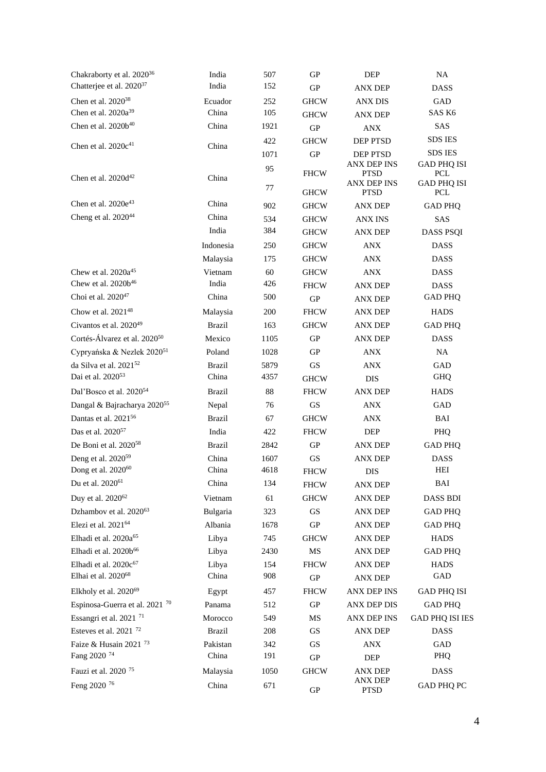| | | | | | |
|---|---|---|---|---|---|
| Chakraborty et al. 2020[36] | India | 507 | GP | DEP | NA |
| Chatterjee et al. 2020[37] | India | 152 | GP | ANX DEP | DASS |
| Chen et al. 2020[38] | Ecuador | 252 | GHCW | ANX DIS | GAD |
| Chen et al. 2020a[39] | China | 105 | GHCW | ANX DEP | SAS K6 |
| Chen et al. 2020b[40] | China | 1921 | GP | ANX | SAS |
| Chen et al. 2020c[41] | China | 422 | GHCW | DEP PTSD | SDS IES |
| | | 1071 | GP | DEP PTSD | SDS IES |
| Chen et al. 2020d[42] | China | 95 | FHCW | ANX DEP INS PTSD | GAD PHQ ISI PCL |
| | | 77 | GHCW | ANX DEP INS PTSD | GAD PHQ ISI PCL |
| Chen et al. 2020e[43] | China | 902 | GHCW | ANX DEP | GAD PHQ |
| Cheng et al. 2020[44] | China | 534 | GHCW | ANX INS | SAS |
| | India | 384 | GHCW | ANX DEP | DASS PSQI |
| | Indonesia | 250 | GHCW | ANX | DASS |
| | Malaysia | 175 | GHCW | ANX | DASS |
| Chew et al. 2020a[45] | Vietnam | 60 | GHCW | ANX | DASS |
| Chew et al. 2020b[46] | India | 426 | FHCW | ANX DEP | DASS |
| Choi et al. 2020[47] | China | 500 | GP | ANX DEP | GAD PHQ |
| Chow et al. 2021[48] | Malaysia | 200 | FHCW | ANX DEP | HADS |
| Civantos et al. 2020[49] | Brazil | 163 | GHCW | ANX DEP | GAD PHQ |
| Cortés-Álvarez et al. 2020[50] | Mexico | 1105 | GP | ANX DEP | DASS |
| Cypryańska & Nezlek 2020[51] | Poland | 1028 | GP | ANX | NA |
| da Silva et al. 2021[52] | Brazil | 5879 | GS | ANX | GAD |
| Dai et al. 2020[53] | China | 4357 | GHCW | DIS | GHQ |
| Dal'Bosco et al. 2020[54] | Brazil | 88 | FHCW | ANX DEP | HADS |
| Dangal & Bajracharya 2020[55] | Nepal | 76 | GS | ANX | GAD |
| Dantas et al. 2021[56] | Brazil | 67 | GHCW | ANX | BAI |
| Das et al. 2020[57] | India | 422 | FHCW | DEP | PHQ |
| De Boni et al. 2020[58] | Brazil | 2842 | GP | ANX DEP | GAD PHQ |
| Deng et al. 2020[59] | China | 1607 | GS | ANX DEP | DASS |
| Dong et al. 2020[60] | China | 4618 | FHCW | DIS | HEI |
| Du et al. 2020[61] | China | 134 | FHCW | ANX DEP | BAI |
| Duy et al. 2020[62] | Vietnam | 61 | GHCW | ANX DEP | DASS BDI |
| Dzhambov et al. 2020[63] | Bulgaria | 323 | GS | ANX DEP | GAD PHQ |
| Elezi et al. 2021[64] | Albania | 1678 | GP | ANX DEP | GAD PHQ |
| Elhadi et al. 2020a[65] | Libya | 745 | GHCW | ANX DEP | HADS |
| Elhadi et al. 2020b[66] | Libya | 2430 | MS | ANX DEP | GAD PHQ |
| Elhadi et al. 2020c[67] | Libya | 154 | FHCW | ANX DEP | HADS |
| Elhai et al. 2020[68] | China | 908 | GP | ANX DEP | GAD |
| Elkholy et al. 2020[69] | Egypt | 457 | FHCW | ANX DEP INS | GAD PHQ ISI |
| Espinosa-Guerra et al. 2021[70] | Panama | 512 | GP | ANX DEP DIS | GAD PHQ |
| Essangri et al. 2021[71] | Morocco | 549 | MS | ANX DEP INS | GAD PHQ ISI IES |
| Esteves et al. 2021[72] | Brazil | 208 | GS | ANX DEP | DASS |
| Faize & Husain 2021[73] | Pakistan | 342 | GS | ANX | GAD |
| Fang 2020[74] | China | 191 | GP | DEP | PHQ |
| Fauzi et al. 2020[75] | Malaysia | 1050 | GHCW | ANX DEP | DASS |
| Feng 2020[76] | China | 671 | GP | ANX DEP PTSD | GAD PHQ PC |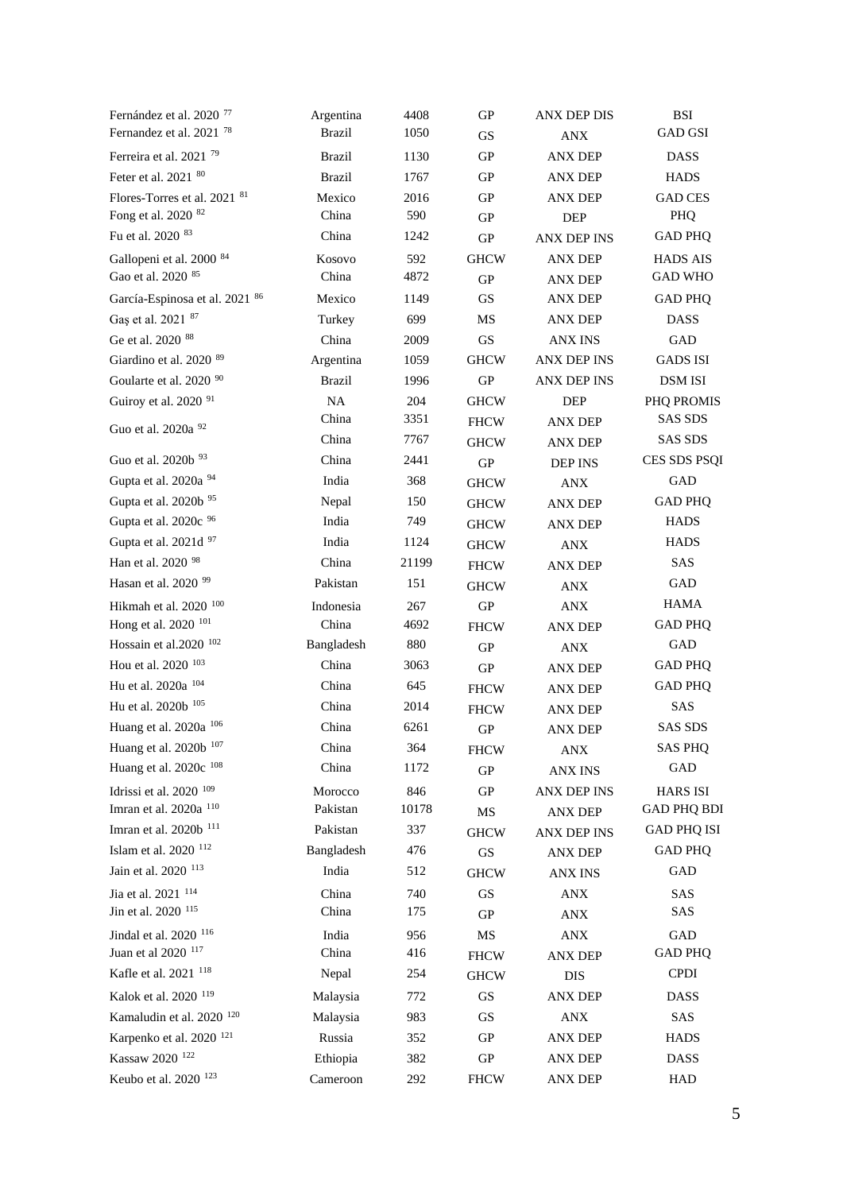| | | | | | |
|---|---|---|---|---|---|
| Fernández et al. 2020 [77] | Argentina | 4408 | GP | ANX DEP DIS | BSI |
| Fernandez et al. 2021 [78] | Brazil | 1050 | GS | ANX | GAD GSI |
| Ferreira et al. 2021 [79] | Brazil | 1130 | GP | ANX DEP | DASS |
| Feter et al. 2021 [80] | Brazil | 1767 | GP | ANX DEP | HADS |
| Flores-Torres et al. 2021 [81] | Mexico | 2016 | GP | ANX DEP | GAD CES |
| Fong et al. 2020 [82] | China | 590 | GP | DEP | PHQ |
| Fu et al. 2020 [83] | China | 1242 | GP | ANX DEP INS | GAD PHQ |
| Gallopeni et al. 2000 [84] | Kosovo | 592 | GHCW | ANX DEP | HADS AIS |
| Gao et al. 2020 [85] | China | 4872 | GP | ANX DEP | GAD WHO |
| García-Espinosa et al. 2021 [86] | Mexico | 1149 | GS | ANX DEP | GAD PHQ |
| Gaş et al. 2021 [87] | Turkey | 699 | MS | ANX DEP | DASS |
| Ge et al. 2020 [88] | China | 2009 | GS | ANX INS | GAD |
| Giardino et al. 2020 [89] | Argentina | 1059 | GHCW | ANX DEP INS | GADS ISI |
| Goularte et al. 2020 [90] | Brazil | 1996 | GP | ANX DEP INS | DSM ISI |
| Guiroy et al. 2020 [91] | NA | 204 | GHCW | DEP | PHQ PROMIS |
| Guo et al. 2020a [92] | China | 3351 | FHCW | ANX DEP | SAS SDS |
| | China | 7767 | GHCW | ANX DEP | SAS SDS |
| Guo et al. 2020b [93] | China | 2441 | GP | DEP INS | CES SDS PSQI |
| Gupta et al. 2020a [94] | India | 368 | GHCW | ANX | GAD |
| Gupta et al. 2020b [95] | Nepal | 150 | GHCW | ANX DEP | GAD PHQ |
| Gupta et al. 2020c [96] | India | 749 | GHCW | ANX DEP | HADS |
| Gupta et al. 2021d [97] | India | 1124 | GHCW | ANX | HADS |
| Han et al. 2020 [98] | China | 21199 | FHCW | ANX DEP | SAS |
| Hasan et al. 2020 [99] | Pakistan | 151 | GHCW | ANX | GAD |
| Hikmah et al. 2020 [100] | Indonesia | 267 | GP | ANX | HAMA |
| Hong et al. 2020 [101] | China | 4692 | FHCW | ANX DEP | GAD PHQ |
| Hossain et al.2020 [102] | Bangladesh | 880 | GP | ANX | GAD |
| Hou et al. 2020 [103] | China | 3063 | GP | ANX DEP | GAD PHQ |
| Hu et al. 2020a [104] | China | 645 | FHCW | ANX DEP | GAD PHQ |
| Hu et al. 2020b [105] | China | 2014 | FHCW | ANX DEP | SAS |
| Huang et al. 2020a [106] | China | 6261 | GP | ANX DEP | SAS SDS |
| Huang et al. 2020b [107] | China | 364 | FHCW | ANX | SAS PHQ |
| Huang et al. 2020c [108] | China | 1172 | GP | ANX INS | GAD |
| Idrissi et al. 2020 [109] | Morocco | 846 | GP | ANX DEP INS | HARS ISI |
| Imran et al. 2020a [110] | Pakistan | 10178 | MS | ANX DEP | GAD PHQ BDI |
| Imran et al. 2020b [111] | Pakistan | 337 | GHCW | ANX DEP INS | GAD PHQ ISI |
| Islam et al. 2020 [112] | Bangladesh | 476 | GS | ANX DEP | GAD PHQ |
| Jain et al. 2020 [113] | India | 512 | GHCW | ANX INS | GAD |
| Jia et al. 2021 [114] | China | 740 | GS | ANX | SAS |
| Jin et al. 2020 [115] | China | 175 | GP | ANX | SAS |
| Jindal et al. 2020 [116] | India | 956 | MS | ANX | GAD |
| Juan et al 2020 [117] | China | 416 | FHCW | ANX DEP | GAD PHQ |
| Kafle et al. 2021 [118] | Nepal | 254 | GHCW | DIS | CPDI |
| Kalok et al. 2020 [119] | Malaysia | 772 | GS | ANX DEP | DASS |
| Kamaludin et al. 2020 [120] | Malaysia | 983 | GS | ANX | SAS |
| Karpenko et al. 2020 [121] | Russia | 352 | GP | ANX DEP | HADS |
| Kassaw 2020 [122] | Ethiopia | 382 | GP | ANX DEP | DASS |
| Keubo et al. 2020 [123] | Cameroon | 292 | FHCW | ANX DEP | HAD |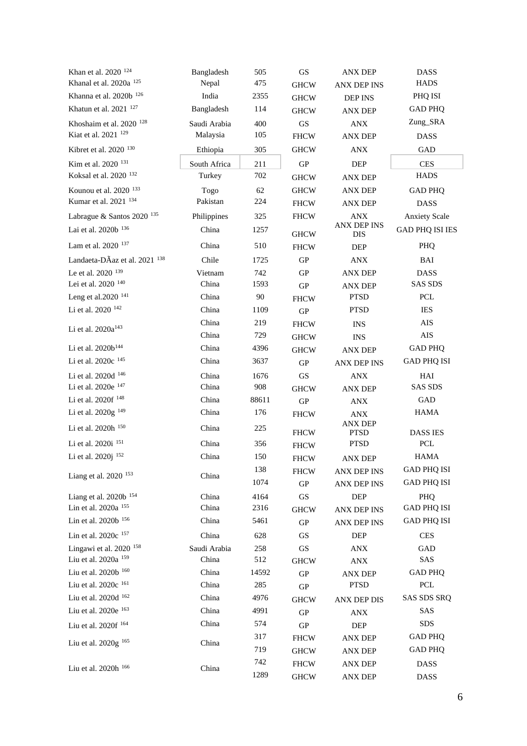| | | | | | |
|---|---|---|---|---|---|
| Khan et al. 2020 [124] | Bangladesh | 505 | GS | ANX DEP | DASS |
| Khanal et al. 2020a [125] | Nepal | 475 | GHCW | ANX DEP INS | HADS |
| Khanna et al. 2020b [126] | India | 2355 | GHCW | DEP INS | PHQ ISI |
| Khatun et al. 2021 [127] | Bangladesh | 114 | GHCW | ANX DEP | GAD PHQ |
| Khoshaim et al. 2020 [128] | Saudi Arabia | 400 | GS | ANX | Zung_SRA |
| Kiat et al. 2021 [129] | Malaysia | 105 | FHCW | ANX DEP | DASS |
| Kibret et al. 2020 [130] | Ethiopia | 305 | GHCW | ANX | GAD |
| Kim et al. 2020 [131] | South Africa | 211 | GP | DEP | CES |
| Koksal et al. 2020 [132] | Turkey | 702 | GHCW | ANX DEP | HADS |
| Kounou et al. 2020 [133] | Togo | 62 | GHCW | ANX DEP | GAD PHQ |
| Kumar et al. 2021 [134] | Pakistan | 224 | FHCW | ANX DEP | DASS |
| Labrague & Santos 2020 [135] | Philippines | 325 | FHCW | ANX | Anxiety Scale |
| Lai et al. 2020b [136] | China | 1257 | GHCW | ANX DEP INS DIS | GAD PHQ ISI IES |
| Lam et al. 2020 [137] | China | 510 | FHCW | DEP | PHQ |
| Landaeta-DÃaz et al. 2021 [138] | Chile | 1725 | GP | ANX | BAI |
| Le et al. 2020 [139] | Vietnam | 742 | GP | ANX DEP | DASS |
| Lei et al. 2020 [140] | China | 1593 | GP | ANX DEP | SAS SDS |
| Leng et al.2020 [141] | China | 90 | FHCW | PTSD | PCL |
| Li et al. 2020 [142] | China | 1109 | GP | PTSD | IES |
| Li et al. 2020a[143] | China | 219 | FHCW | INS | AIS |
| | China | 729 | GHCW | INS | AIS |
| Li et al. 2020b[144] | China | 4396 | GHCW | ANX DEP | GAD PHQ |
| Li et al. 2020c [145] | China | 3637 | GP | ANX DEP INS | GAD PHQ ISI |
| Li et al. 2020d [146] | China | 1676 | GS | ANX | HAI |
| Li et al. 2020e [147] | China | 908 | GHCW | ANX DEP | SAS SDS |
| Li et al. 2020f [148] | China | 88611 | GP | ANX | GAD |
| Li et al. 2020g [149] | China | 176 | FHCW | ANX | HAMA |
| Li et al. 2020h [150] | China | 225 | FHCW | ANX DEP PTSD | DASS IES |
| Li et al. 2020i [151] | China | 356 | FHCW | PTSD | PCL |
| Li et al. 2020j [152] | China | 150 | FHCW | ANX DEP | HAMA |
| Liang et al. 2020 [153] | China | 138 | FHCW | ANX DEP INS | GAD PHQ ISI |
| | | 1074 | GP | ANX DEP INS | GAD PHQ ISI |
| Liang et al. 2020b [154] | China | 4164 | GS | DEP | PHQ |
| Lin et al. 2020a [155] | China | 2316 | GHCW | ANX DEP INS | GAD PHQ ISI |
| Lin et al. 2020b [156] | China | 5461 | GP | ANX DEP INS | GAD PHQ ISI |
| Lin et al. 2020c [157] | China | 628 | GS | DEP | CES |
| Lingawi et al. 2020 [158] | Saudi Arabia | 258 | GS | ANX | GAD |
| Liu et al. 2020a [159] | China | 512 | GHCW | ANX | SAS |
| Liu et al. 2020b [160] | China | 14592 | GP | ANX DEP | GAD PHQ |
| Liu et al. 2020c [161] | China | 285 | GP | PTSD | PCL |
| Liu et al. 2020d [162] | China | 4976 | GHCW | ANX DEP DIS | SAS SDS SRQ |
| Liu et al. 2020e [163] | China | 4991 | GP | ANX | SAS |
| Liu et al. 2020f [164] | China | 574 | GP | DEP | SDS |
| Liu et al. 2020g [165] | China | 317 | FHCW | ANX DEP | GAD PHQ |
| | | 719 | GHCW | ANX DEP | GAD PHQ |
| Liu et al. 2020h [166] | China | 742 | FHCW | ANX DEP | DASS |
| | | 1289 | GHCW | ANX DEP | DASS |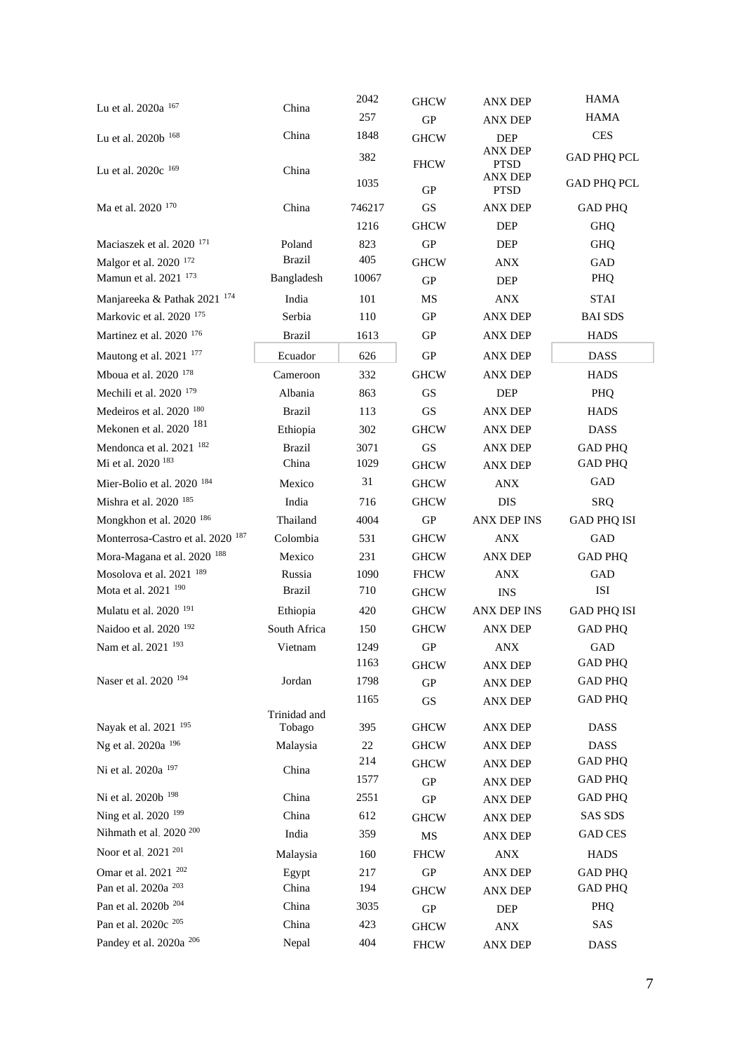| | | | | | |
|---|---|---|---|---|---|
| Lu et al. 2020a [167] | China | 2042 | GHCW | ANX DEP | HAMA |
| | | 257 | GP | ANX DEP | HAMA |
| Lu et al. 2020b [168] | China | 1848 | GHCW | DEP | CES |
| Lu et al. 2020c [169] | China | 382 | FHCW | ANX DEP PTSD | GAD PHQ PCL |
| | | 1035 | GP | ANX DEP PTSD | GAD PHQ PCL |
| Ma et al. 2020 [170] | China | 746217 | GS | ANX DEP | GAD PHQ |
| | | 1216 | GHCW | DEP | GHQ |
| Maciaszek et al. 2020 [171] | Poland | 823 | GP | DEP | GHQ |
| Malgor et al. 2020 [172] | Brazil | 405 | GHCW | ANX | GAD |
| Mamun et al. 2021 [173] | Bangladesh | 10067 | GP | DEP | PHQ |
| Manjareeka & Pathak 2021 [174] | India | 101 | MS | ANX | STAI |
| Markovic et al. 2020 [175] | Serbia | 110 | GP | ANX DEP | BAI SDS |
| Martinez et al. 2020 [176] | Brazil | 1613 | GP | ANX DEP | HADS |
| Mautong et al. 2021 [177] | Ecuador | 626 | GP | ANX DEP | DASS |
| Mboua et al. 2020 [178] | Cameroon | 332 | GHCW | ANX DEP | HADS |
| Mechili et al. 2020 [179] | Albania | 863 | GS | DEP | PHQ |
| Medeiros et al. 2020 [180] | Brazil | 113 | GS | ANX DEP | HADS |
| Mekonen et al. 2020 [181] | Ethiopia | 302 | GHCW | ANX DEP | DASS |
| Mendonca et al. 2021 [182] | Brazil | 3071 | GS | ANX DEP | GAD PHQ |
| Mi et al. 2020 [183] | China | 1029 | GHCW | ANX DEP | GAD PHQ |
| Mier-Bolio et al. 2020 [184] | Mexico | 31 | GHCW | ANX | GAD |
| Mishra et al. 2020 [185] | India | 716 | GHCW | DIS | SRQ |
| Mongkhon et al. 2020 [186] | Thailand | 4004 | GP | ANX DEP INS | GAD PHQ ISI |
| Monterrosa-Castro et al. 2020 [187] | Colombia | 531 | GHCW | ANX | GAD |
| Mora-Magana et al. 2020 [188] | Mexico | 231 | GHCW | ANX DEP | GAD PHQ |
| Mosolova et al. 2021 [189] | Russia | 1090 | FHCW | ANX | GAD |
| Mota et al. 2021 [190] | Brazil | 710 | GHCW | INS | ISI |
| Mulatu et al. 2020 [191] | Ethiopia | 420 | GHCW | ANX DEP INS | GAD PHQ ISI |
| Naidoo et al. 2020 [192] | South Africa | 150 | GHCW | ANX DEP | GAD PHQ |
| Nam et al. 2021 [193] | Vietnam | 1249 | GP | ANX | GAD |
| | | 1163 | GHCW | ANX DEP | GAD PHQ |
| Naser et al. 2020 [194] | Jordan | 1798 | GP | ANX DEP | GAD PHQ |
| | | 1165 | GS | ANX DEP | GAD PHQ |
| Nayak et al. 2021 [195] | Trinidad and Tobago | 395 | GHCW | ANX DEP | DASS |
| Ng et al. 2020a [196] | Malaysia | 22 | GHCW | ANX DEP | DASS |
| Ni et al. 2020a [197] | China | 214 | GHCW | ANX DEP | GAD PHQ |
| | | 1577 | GP | ANX DEP | GAD PHQ |
| Ni et al. 2020b [198] | China | 2551 | GP | ANX DEP | GAD PHQ |
| Ning et al. 2020 [199] | China | 612 | GHCW | ANX DEP | SAS SDS |
| Nihmath et al. 2020 [200] | India | 359 | MS | ANX DEP | GAD CES |
| Noor et al. 2021 [201] | Malaysia | 160 | FHCW | ANX | HADS |
| Omar et al. 2021 [202] | Egypt | 217 | GP | ANX DEP | GAD PHQ |
| Pan et al. 2020a [203] | China | 194 | GHCW | ANX DEP | GAD PHQ |
| Pan et al. 2020b [204] | China | 3035 | GP | DEP | PHQ |
| Pan et al. 2020c [205] | China | 423 | GHCW | ANX | SAS |
| Pandey et al. 2020a [206] | Nepal | 404 | FHCW | ANX DEP | DASS |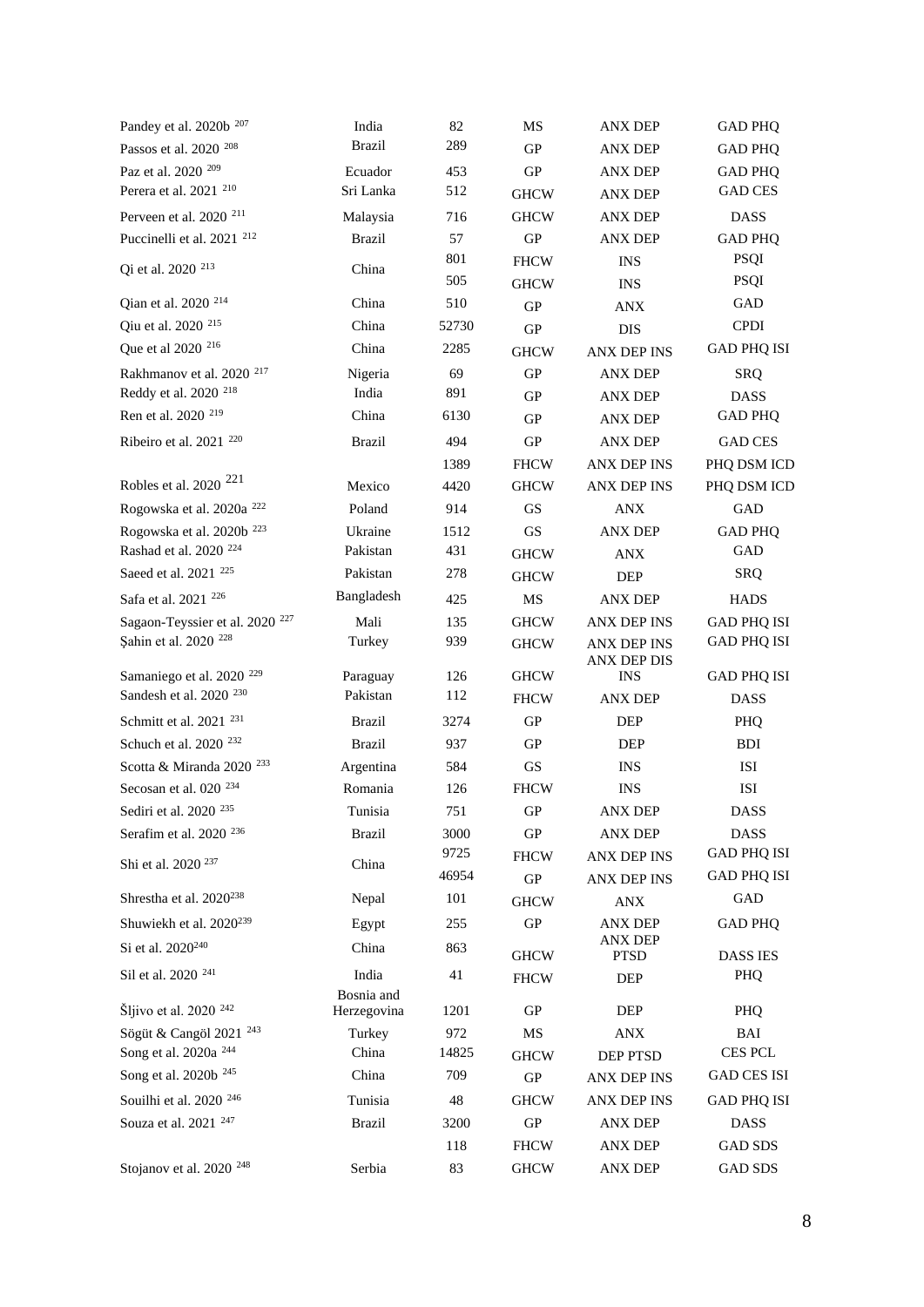| | | | | | |
|---|---|---|---|---|---|
| Pandey et al. 2020b [207] | India | 82 | MS | ANX DEP | GAD PHQ |
| Passos et al. 2020 [208] | Brazil | 289 | GP | ANX DEP | GAD PHQ |
| Paz et al. 2020 [209] | Ecuador | 453 | GP | ANX DEP | GAD PHQ |
| Perera et al. 2021 [210] | Sri Lanka | 512 | GHCW | ANX DEP | GAD CES |
| Perveen et al. 2020 [211] | Malaysia | 716 | GHCW | ANX DEP | DASS |
| Puccinelli et al. 2021 [212] | Brazil | 57 | GP | ANX DEP | GAD PHQ |
| Qi et al. 2020 [213] | China | 801 | FHCW | INS | PSQI |
| | | 505 | GHCW | INS | PSQI |
| Qian et al. 2020 [214] | China | 510 | GP | ANX | GAD |
| Qiu et al. 2020 [215] | China | 52730 | GP | DIS | CPDI |
| Que et al 2020 [216] | China | 2285 | GHCW | ANX DEP INS | GAD PHQ ISI |
| Rakhmanov et al. 2020 [217] | Nigeria | 69 | GP | ANX DEP | SRQ |
| Reddy et al. 2020 [218] | India | 891 | GP | ANX DEP | DASS |
| Ren et al. 2020 [219] | China | 6130 | GP | ANX DEP | GAD PHQ |
| Ribeiro et al. 2021 [220] | Brazil | 494 | GP | ANX DEP | GAD CES |
| | | 1389 | FHCW | ANX DEP INS | PHQ DSM ICD |
| Robles et al. 2020 [221] | Mexico | 4420 | GHCW | ANX DEP INS | PHQ DSM ICD |
| Rogowska et al. 2020a [222] | Poland | 914 | GS | ANX | GAD |
| Rogowska et al. 2020b [223] | Ukraine | 1512 | GS | ANX DEP | GAD PHQ |
| Rashad et al. 2020 [224] | Pakistan | 431 | GHCW | ANX | GAD |
| Saeed et al. 2021 [225] | Pakistan | 278 | GHCW | DEP | SRQ |
| Safa et al. 2021 [226] | Bangladesh | 425 | MS | ANX DEP | HADS |
| Sagaon-Teyssier et al. 2020 [227] | Mali | 135 | GHCW | ANX DEP INS | GAD PHQ ISI |
| Şahin et al. 2020 [228] | Turkey | 939 | GHCW | ANX DEP INS | GAD PHQ ISI |
| Samaniego et al. 2020 [229] | Paraguay | 126 | GHCW | ANX DEP DIS INS | GAD PHQ ISI |
| Sandesh et al. 2020 [230] | Pakistan | 112 | FHCW | ANX DEP | DASS |
| Schmitt et al. 2021 [231] | Brazil | 3274 | GP | DEP | PHQ |
| Schuch et al. 2020 [232] | Brazil | 937 | GP | DEP | BDI |
| Scotta & Miranda 2020 [233] | Argentina | 584 | GS | INS | ISI |
| Secosan et al. 020 [234] | Romania | 126 | FHCW | INS | ISI |
| Sediri et al. 2020 [235] | Tunisia | 751 | GP | ANX DEP | DASS |
| Serafim et al. 2020 [236] | Brazil | 3000 | GP | ANX DEP | DASS |
| Shi et al. 2020 [237] | China | 9725 | FHCW | ANX DEP INS | GAD PHQ ISI |
| | | 46954 | GP | ANX DEP INS | GAD PHQ ISI |
| Shrestha et al. 2020[238] | Nepal | 101 | GHCW | ANX | GAD |
| Shuwiekh et al. 2020[239] | Egypt | 255 | GP | ANX DEP | GAD PHQ |
| Si et al. 2020[240] | China | 863 | GHCW | ANX DEP PTSD | DASS IES |
| Sil et al. 2020 [241] | India | 41 | FHCW | DEP | PHQ |
| Šljivo et al. 2020 [242] | Bosnia and Herzegovina | 1201 | GP | DEP | PHQ |
| Sögüt & Cangöl 2021 [243] | Turkey | 972 | MS | ANX | BAI |
| Song et al. 2020a [244] | China | 14825 | GHCW | DEP PTSD | CES PCL |
| Song et al. 2020b [245] | China | 709 | GP | ANX DEP INS | GAD CES ISI |
| Souilhi et al. 2020 [246] | Tunisia | 48 | GHCW | ANX DEP INS | GAD PHQ ISI |
| Souza et al. 2021 [247] | Brazil | 3200 | GP | ANX DEP | DASS |
| | | 118 | FHCW | ANX DEP | GAD SDS |
| Stojanov et al. 2020 [248] | Serbia | 83 | GHCW | ANX DEP | GAD SDS |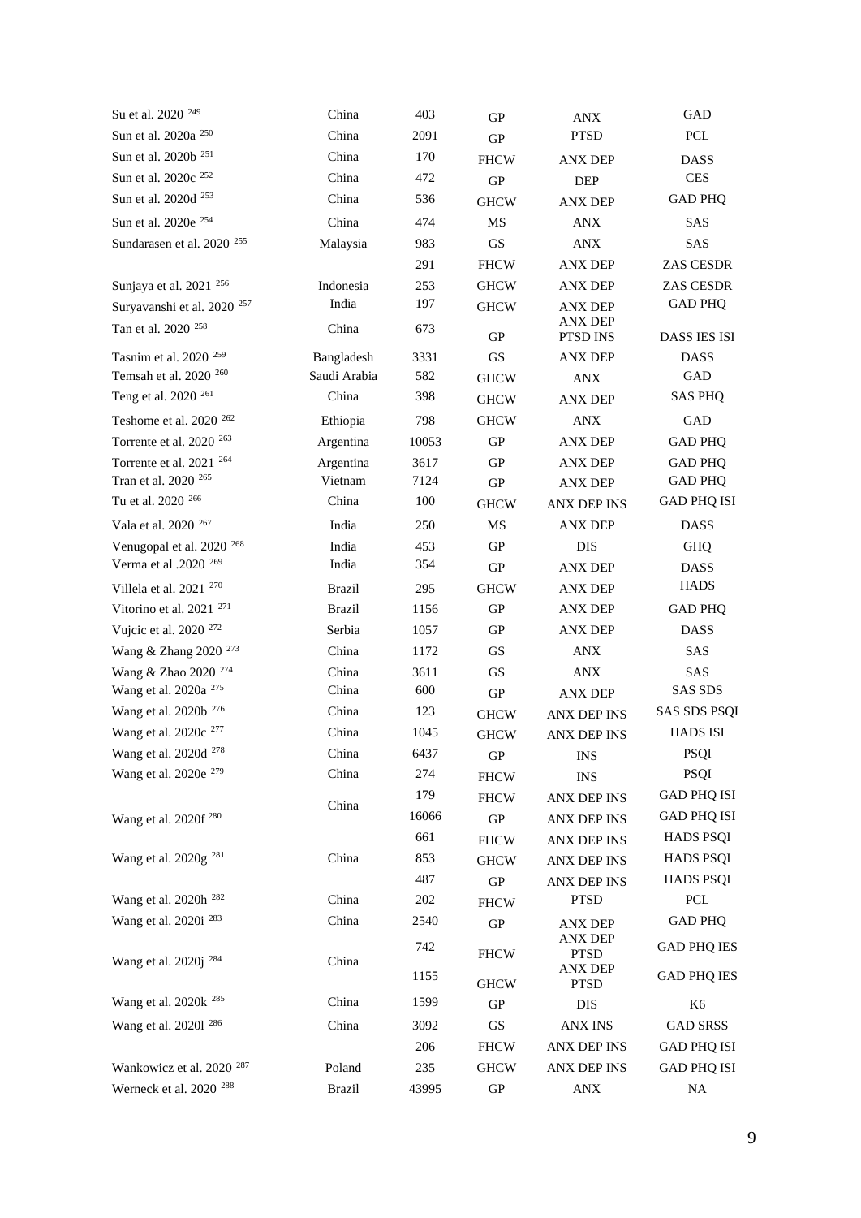| | | | | | |
|---|---|---|---|---|---|
| Su et al. 2020 [249] | China | 403 | GP | ANX | GAD |
| Sun et al. 2020a [250] | China | 2091 | GP | PTSD | PCL |
| Sun et al. 2020b [251] | China | 170 | FHCW | ANX DEP | DASS |
| Sun et al. 2020c [252] | China | 472 | GP | DEP | CES |
| Sun et al. 2020d [253] | China | 536 | GHCW | ANX DEP | GAD PHQ |
| Sun et al. 2020e [254] | China | 474 | MS | ANX | SAS |
| Sundarasen et al. 2020 [255] | Malaysia | 983 | GS | ANX | SAS |
| | | 291 | FHCW | ANX DEP | ZAS CESDR |
| Sunjaya et al. 2021 [256] | Indonesia | 253 | GHCW | ANX DEP | ZAS CESDR |
| Suryavanshi et al. 2020 [257] | India | 197 | GHCW | ANX DEP | GAD PHQ |
| Tan et al. 2020 [258] | China | 673 | GP | ANX DEP PTSD INS | DASS IES ISI |
| Tasnim et al. 2020 [259] | Bangladesh | 3331 | GS | ANX DEP | DASS |
| Temsah et al. 2020 [260] | Saudi Arabia | 582 | GHCW | ANX | GAD |
| Teng et al. 2020 [261] | China | 398 | GHCW | ANX DEP | SAS PHQ |
| Teshome et al. 2020 [262] | Ethiopia | 798 | GHCW | ANX | GAD |
| Torrente et al. 2020 [263] | Argentina | 10053 | GP | ANX DEP | GAD PHQ |
| Torrente et al. 2021 [264] | Argentina | 3617 | GP | ANX DEP | GAD PHQ |
| Tran et al. 2020 [265] | Vietnam | 7124 | GP | ANX DEP | GAD PHQ |
| Tu et al. 2020 [266] | China | 100 | GHCW | ANX DEP INS | GAD PHQ ISI |
| Vala et al. 2020 [267] | India | 250 | MS | ANX DEP | DASS |
| Venugopal et al. 2020 [268] | India | 453 | GP | DIS | GHQ |
| Verma et al .2020 [269] | India | 354 | GP | ANX DEP | DASS |
| Villela et al. 2021 [270] | Brazil | 295 | GHCW | ANX DEP | HADS |
| Vitorino et al. 2021 [271] | Brazil | 1156 | GP | ANX DEP | GAD PHQ |
| Vujcic et al. 2020 [272] | Serbia | 1057 | GP | ANX DEP | DASS |
| Wang & Zhang 2020 [273] | China | 1172 | GS | ANX | SAS |
| Wang & Zhao 2020 [274] | China | 3611 | GS | ANX | SAS |
| Wang et al. 2020a [275] | China | 600 | GP | ANX DEP | SAS SDS |
| Wang et al. 2020b [276] | China | 123 | GHCW | ANX DEP INS | SAS SDS PSQI |
| Wang et al. 2020c [277] | China | 1045 | GHCW | ANX DEP INS | HADS ISI |
| Wang et al. 2020d [278] | China | 6437 | GP | INS | PSQI |
| Wang et al. 2020e [279] | China | 274 | FHCW | INS | PSQI |
| | | 179 | FHCW | ANX DEP INS | GAD PHQ ISI |
| Wang et al. 2020f [280] | China | 16066 | GP | ANX DEP INS | GAD PHQ ISI |
| | | 661 | FHCW | ANX DEP INS | HADS PSQI |
| Wang et al. 2020g [281] | China | 853 | GHCW | ANX DEP INS | HADS PSQI |
| | | 487 | GP | ANX DEP INS | HADS PSQI |
| Wang et al. 2020h [282] | China | 202 | FHCW | PTSD | PCL |
| Wang et al. 2020i [283] | China | 2540 | GP | ANX DEP | GAD PHQ |
| | | 742 | FHCW | ANX DEP PTSD | GAD PHQ IES |
| Wang et al. 2020j [284] | China | 1155 | GHCW | ANX DEP PTSD | GAD PHQ IES |
| Wang et al. 2020k [285] | China | 1599 | GP | DIS | K6 |
| Wang et al. 2020l [286] | China | 3092 | GS | ANX INS | GAD SRSS |
| | | 206 | FHCW | ANX DEP INS | GAD PHQ ISI |
| Wankowicz et al. 2020 [287] | Poland | 235 | GHCW | ANX DEP INS | GAD PHQ ISI |
| Werneck et al. 2020 [288] | Brazil | 43995 | GP | ANX | NA |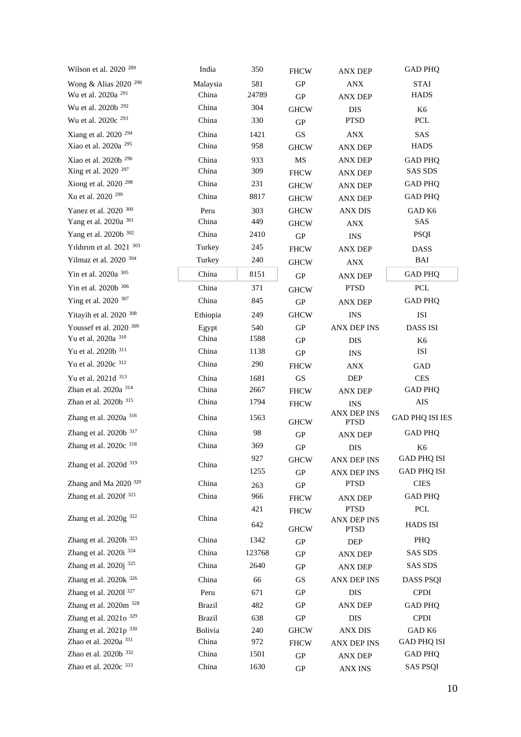| | | | | | |
|---|---|---|---|---|---|
| Wilson et al. 2020 [289] | India | 350 | FHCW | ANX DEP | GAD PHQ |
| Wong & Alias 2020 [290] | Malaysia | 581 | GP | ANX | STAI |
| Wu et al. 2020a [291] | China | 24789 | GP | ANX DEP | HADS |
| Wu et al. 2020b [292] | China | 304 | GHCW | DIS | K6 |
| Wu et al. 2020c [293] | China | 330 | GP | PTSD | PCL |
| Xiang et al. 2020 [294] | China | 1421 | GS | ANX | SAS |
| Xiao et al. 2020a [295] | China | 958 | GHCW | ANX DEP | HADS |
| Xiao et al. 2020b [296] | China | 933 | MS | ANX DEP | GAD PHQ |
| Xing et al. 2020 [297] | China | 309 | FHCW | ANX DEP | SAS SDS |
| Xiong et al. 2020 [298] | China | 231 | GHCW | ANX DEP | GAD PHQ |
| Xu et al. 2020 [299] | China | 8817 | GHCW | ANX DEP | GAD PHQ |
| Yanez et al. 2020 [300] | Peru | 303 | GHCW | ANX DIS | GAD K6 |
| Yang et al. 2020a [301] | China | 449 | GHCW | ANX | SAS |
| Yang et al. 2020b [302] | China | 2410 | GP | INS | PSQI |
| Yıldırım et al. 2021 [303] | Turkey | 245 | FHCW | ANX DEP | DASS |
| Yilmaz et al. 2020 [304] | Turkey | 240 | GHCW | ANX | BAI |
| Yin et al. 2020a [305] | China | 8151 | GP | ANX DEP | GAD PHQ |
| Yin et al. 2020b [306] | China | 371 | GHCW | PTSD | PCL |
| Ying et al. 2020 [307] | China | 845 | GP | ANX DEP | GAD PHQ |
| Yitayih et al. 2020 [308] | Ethiopia | 249 | GHCW | INS | ISI |
| Youssef et al. 2020 [309] | Egypt | 540 | GP | ANX DEP INS | DASS ISI |
| Yu et al. 2020a [310] | China | 1588 | GP | DIS | K6 |
| Yu et al. 2020b [311] | China | 1138 | GP | INS | ISI |
| Yu et al. 2020c [312] | China | 290 | FHCW | ANX | GAD |
| Yu et al. 2021d [313] | China | 1681 | GS | DEP | CES |
| Zhan et al. 2020a [314] | China | 2667 | FHCW | ANX DEP | GAD PHQ |
| Zhan et al. 2020b [315] | China | 1794 | FHCW | INS | AIS |
| Zhang et al. 2020a [316] | China | 1563 | GHCW | ANX DEP INS PTSD | GAD PHQ ISI IES |
| Zhang et al. 2020b [317] | China | 98 | GP | ANX DEP | GAD PHQ |
| Zhang et al. 2020c [318] | China | 369 | GP | DIS | K6 |
| Zhang et al. 2020d [319] | China | 927 | GHCW | ANX DEP INS | GAD PHQ ISI |
| | | 1255 | GP | ANX DEP INS | GAD PHQ ISI |
| Zhang and Ma 2020 [320] | China | 263 | GP | PTSD | CIES |
| Zhang et al. 2020f [321] | China | 966 | FHCW | ANX DEP | GAD PHQ |
| Zhang et al. 2020g [322] | China | 421 | FHCW | PTSD | PCL |
| | | 642 | GHCW | ANX DEP INS PTSD | HADS ISI |
| Zhang et al. 2020h [323] | China | 1342 | GP | DEP | PHQ |
| Zhang et al. 2020i [324] | China | 123768 | GP | ANX DEP | SAS SDS |
| Zhang et al. 2020j [325] | China | 2640 | GP | ANX DEP | SAS SDS |
| Zhang et al. 2020k [326] | China | 66 | GS | ANX DEP INS | DASS PSQI |
| Zhang et al. 2020l [327] | Peru | 671 | GP | DIS | CPDI |
| Zhang et al. 2020m [328] | Brazil | 482 | GP | ANX DEP | GAD PHQ |
| Zhang et al. 2021o [329] | Brazil | 638 | GP | DIS | CPDI |
| Zhang et al. 2021p [330] | Bolivia | 240 | GHCW | ANX DIS | GAD K6 |
| Zhao et al. 2020a [331] | China | 972 | FHCW | ANX DEP INS | GAD PHQ ISI |
| Zhao et al. 2020b [332] | China | 1501 | GP | ANX DEP | GAD PHQ |
| Zhao et al. 2020c [333] | China | 1630 | GP | ANX INS | SAS PSQI |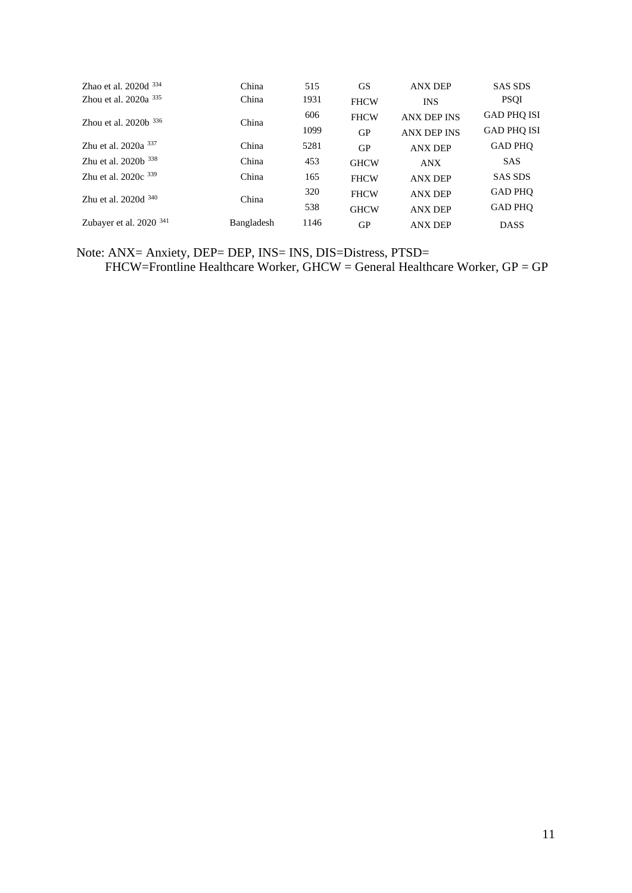| | | | | | |
|---|---|---|---|---|---|
| Zhao et al. 2020d [334] | China | 515 | GS | ANX DEP | SAS SDS |
| Zhou et al. 2020a [335] | China | 1931 | FHCW | INS | PSQI |
| Zhou et al. 2020b [336] | China | 606 | FHCW | ANX DEP INS | GAD PHQ ISI |
| | | 1099 | GP | ANX DEP INS | GAD PHQ ISI |
| Zhu et al. 2020a [337] | China | 5281 | GP | ANX DEP | GAD PHQ |
| Zhu et al. 2020b [338] | China | 453 | GHCW | ANX | SAS |
| Zhu et al. 2020c [339] | China | 165 | FHCW | ANX DEP | SAS SDS |
| Zhu et al. 2020d [340] | China | 320 | FHCW | ANX DEP | GAD PHQ |
| | | 538 | GHCW | ANX DEP | GAD PHQ |
| Zubayer et al. 2020 [341] | Bangladesh | 1146 | GP | ANX DEP | DASS |

Note: ANX= Anxiety, DEP= DEP, INS= INS, DIS=Distress, PTSD=
FHCW=Frontline Healthcare Worker, GHCW = General Healthcare Worker, GP = GP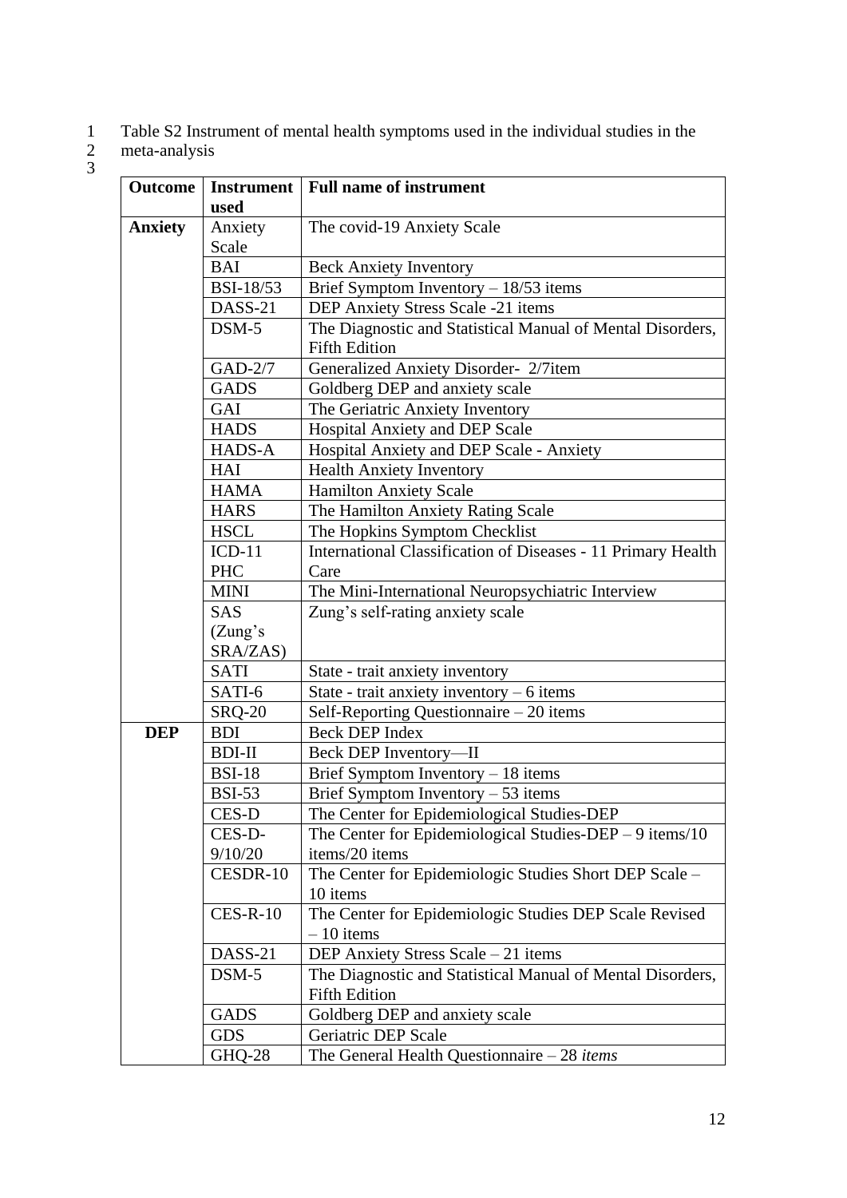Table S2 Instrument of mental health symptoms used in the individual studies in the meta-analysis

| Outcome | Instrument used | Full name of instrument |
|---|---|---|
| **Anxiety** | Anxiety Scale | The covid-19 Anxiety Scale |
| | BAI | Beck Anxiety Inventory |
| | BSI-18/53 | Brief Symptom Inventory – 18/53 items |
| | DASS-21 | DEP Anxiety Stress Scale -21 items |
| | DSM-5 | The Diagnostic and Statistical Manual of Mental Disorders, Fifth Edition |
| | GAD-2/7 | Generalized Anxiety Disorder- 2/7item |
| | GADS | Goldberg DEP and anxiety scale |
| | GAI | The Geriatric Anxiety Inventory |
| | HADS | Hospital Anxiety and DEP Scale |
| | HADS-A | Hospital Anxiety and DEP Scale - Anxiety |
| | HAI | Health Anxiety Inventory |
| | HAMA | Hamilton Anxiety Scale |
| | HARS | The Hamilton Anxiety Rating Scale |
| | HSCL | The Hopkins Symptom Checklist |
| | ICD-11 PHC | International Classification of Diseases - 11 Primary Health Care |
| | MINI | The Mini-International Neuropsychiatric Interview |
| | SAS (Zung's SRA/ZAS) | Zung's self-rating anxiety scale |
| | SATI | State - trait anxiety inventory |
| | SATI-6 | State - trait anxiety inventory – 6 items |
| | SRQ-20 | Self-Reporting Questionnaire – 20 items |
| **DEP** | BDI | Beck DEP Index |
| | BDI-II | Beck DEP Inventory—II |
| | BSI-18 | Brief Symptom Inventory – 18 items |
| | BSI-53 | Brief Symptom Inventory – 53 items |
| | CES-D | The Center for Epidemiological Studies-DEP |
| | CES-D-9/10/20 | The Center for Epidemiological Studies-DEP – 9 items/10 items/20 items |
| | CESDR-10 | The Center for Epidemiologic Studies Short DEP Scale – 10 items |
| | CES-R-10 | The Center for Epidemiologic Studies DEP Scale Revised – 10 items |
| | DASS-21 | DEP Anxiety Stress Scale – 21 items |
| | DSM-5 | The Diagnostic and Statistical Manual of Mental Disorders, Fifth Edition |
| | GADS | Goldberg DEP and anxiety scale |
| | GDS | Geriatric DEP Scale |
| | GHQ-28 | The General Health Questionnaire – 28 *items* |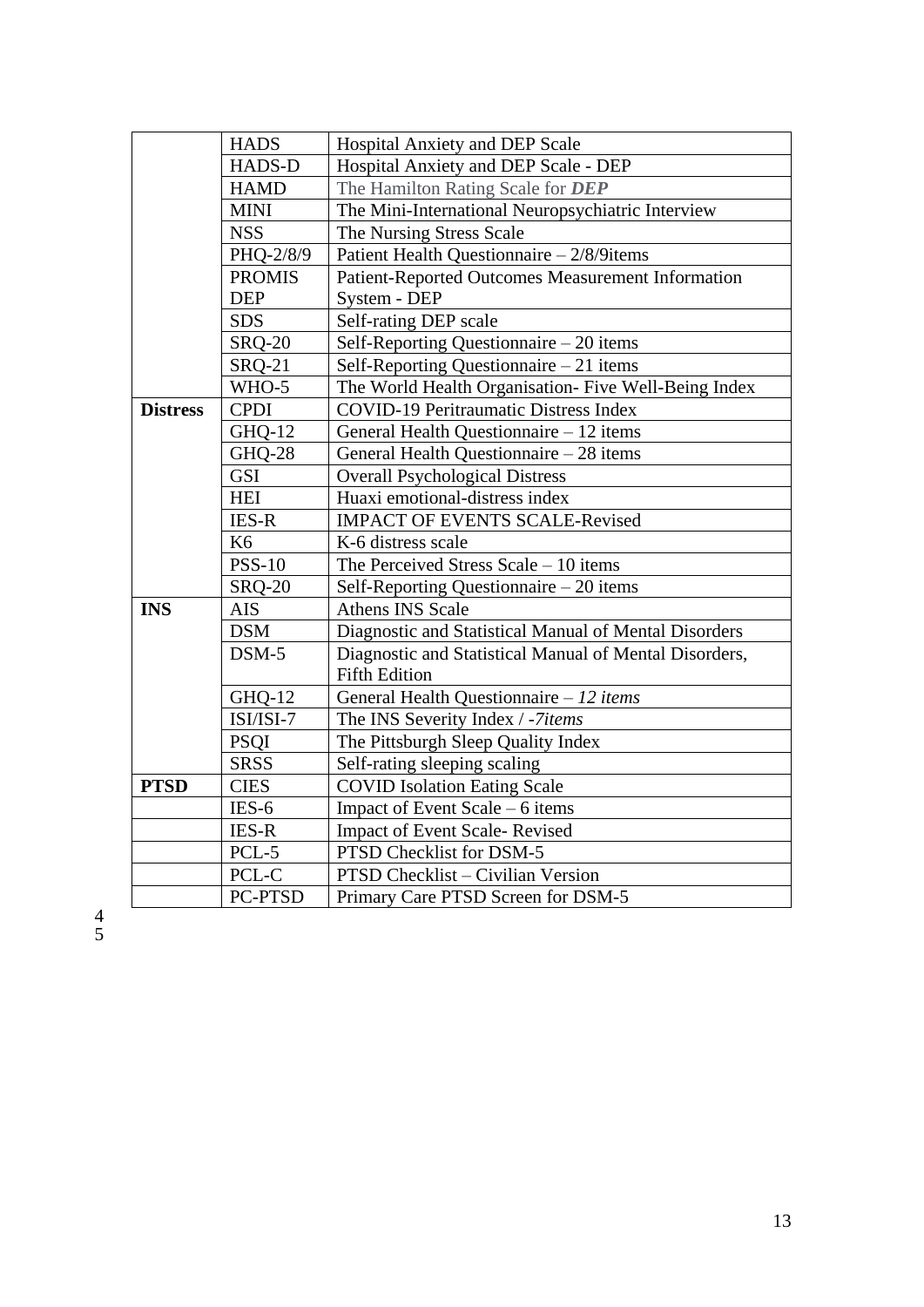| | | |
|---|---|---|
| | HADS | Hospital Anxiety and DEP Scale |
| | HADS-D | Hospital Anxiety and DEP Scale - DEP |
| | HAMD | The Hamilton Rating Scale for ***DEP*** |
| | MINI | The Mini-International Neuropsychiatric Interview |
| | NSS | The Nursing Stress Scale |
| | PHQ-2/8/9 | Patient Health Questionnaire – 2/8/9items |
| | PROMIS DEP | Patient-Reported Outcomes Measurement Information System - DEP |
| | SDS | Self-rating DEP scale |
| | SRQ-20 | Self-Reporting Questionnaire – 20 items |
| | SRQ-21 | Self-Reporting Questionnaire – 21 items |
| | WHO-5 | The World Health Organisation- Five Well-Being Index |
| **Distress** | CPDI | COVID-19 Peritraumatic Distress Index |
| | GHQ-12 | General Health Questionnaire – 12 items |
| | GHQ-28 | General Health Questionnaire – 28 items |
| | GSI | Overall Psychological Distress |
| | HEI | Huaxi emotional-distress index |
| | IES-R | IMPACT OF EVENTS SCALE-Revised |
| | K6 | K-6 distress scale |
| | PSS-10 | The Perceived Stress Scale – 10 items |
| | SRQ-20 | Self-Reporting Questionnaire – 20 items |
| **INS** | AIS | Athens INS Scale |
| | DSM | Diagnostic and Statistical Manual of Mental Disorders |
| | DSM-5 | Diagnostic and Statistical Manual of Mental Disorders, Fifth Edition |
| | GHQ-12 | General Health Questionnaire – *12 items* |
| | ISI/ISI-7 | The INS Severity Index / -*7items* |
| | PSQI | The Pittsburgh Sleep Quality Index |
| | SRSS | Self-rating sleeping scaling |
| **PTSD** | CIES | COVID Isolation Eating Scale |
| | IES-6 | Impact of Event Scale – 6 items |
| | IES-R | Impact of Event Scale- Revised |
| | PCL-5 | PTSD Checklist for DSM-5 |
| | PCL-C | PTSD Checklist – Civilian Version |
| | PC-PTSD | Primary Care PTSD Screen for DSM-5 |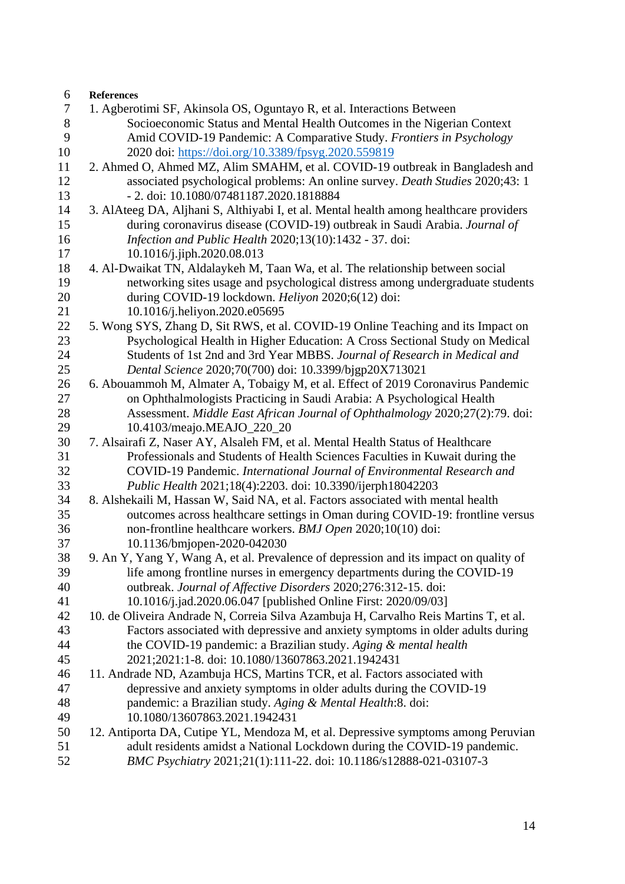**References**

1. Agberotimi SF, Akinsola OS, Oguntayo R, et al. Interactions Between Socioeconomic Status and Mental Health Outcomes in the Nigerian Context Amid COVID-19 Pandemic: A Comparative Study. *Frontiers in Psychology* 2020 doi: https://doi.org/10.3389/fpsyg.2020.559819
2. Ahmed O, Ahmed MZ, Alim SMAHM, et al. COVID-19 outbreak in Bangladesh and associated psychological problems: An online survey. *Death Studies* 2020;43: 1 - 2. doi: 10.1080/07481187.2020.1818884
3. AlAteeg DA, Aljhani S, Althiyabi I, et al. Mental health among healthcare providers during coronavirus disease (COVID-19) outbreak in Saudi Arabia. *Journal of Infection and Public Health* 2020;13(10):1432 - 37. doi: 10.1016/j.jiph.2020.08.013
4. Al-Dwaikat TN, Aldalaykeh M, Taan Wa, et al. The relationship between social networking sites usage and psychological distress among undergraduate students during COVID-19 lockdown. *Heliyon* 2020;6(12) doi: 10.1016/j.heliyon.2020.e05695
5. Wong SYS, Zhang D, Sit RWS, et al. COVID-19 Online Teaching and its Impact on Psychological Health in Higher Education: A Cross Sectional Study on Medical Students of 1st 2nd and 3rd Year MBBS. *Journal of Research in Medical and Dental Science* 2020;70(700) doi: 10.3399/bjgp20X713021
6. Abouammoh M, Almater A, Tobaigy M, et al. Effect of 2019 Coronavirus Pandemic on Ophthalmologists Practicing in Saudi Arabia: A Psychological Health Assessment. *Middle East African Journal of Ophthalmology* 2020;27(2):79. doi: 10.4103/meajo.MEAJO_220_20
7. Alsairafi Z, Naser AY, Alsaleh FM, et al. Mental Health Status of Healthcare Professionals and Students of Health Sciences Faculties in Kuwait during the COVID-19 Pandemic. *International Journal of Environmental Research and Public Health* 2021;18(4):2203. doi: 10.3390/ijerph18042203
8. Alshekaili M, Hassan W, Said NA, et al. Factors associated with mental health outcomes across healthcare settings in Oman during COVID-19: frontline versus non-frontline healthcare workers. *BMJ Open* 2020;10(10) doi: 10.1136/bmjopen-2020-042030
9. An Y, Yang Y, Wang A, et al. Prevalence of depression and its impact on quality of life among frontline nurses in emergency departments during the COVID-19 outbreak. *Journal of Affective Disorders* 2020;276:312-15. doi: 10.1016/j.jad.2020.06.047 [published Online First: 2020/09/03]
10. de Oliveira Andrade N, Correia Silva Azambuja H, Carvalho Reis Martins T, et al. Factors associated with depressive and anxiety symptoms in older adults during the COVID-19 pandemic: a Brazilian study. *Aging & mental health* 2021;2021:1-8. doi: 10.1080/13607863.2021.1942431
11. Andrade ND, Azambuja HCS, Martins TCR, et al. Factors associated with depressive and anxiety symptoms in older adults during the COVID-19 pandemic: a Brazilian study. *Aging & Mental Health*:8. doi: 10.1080/13607863.2021.1942431
12. Antiporta DA, Cutipe YL, Mendoza M, et al. Depressive symptoms among Peruvian adult residents amidst a National Lockdown during the COVID-19 pandemic. *BMC Psychiatry* 2021;21(1):111-22. doi: 10.1186/s12888-021-03107-3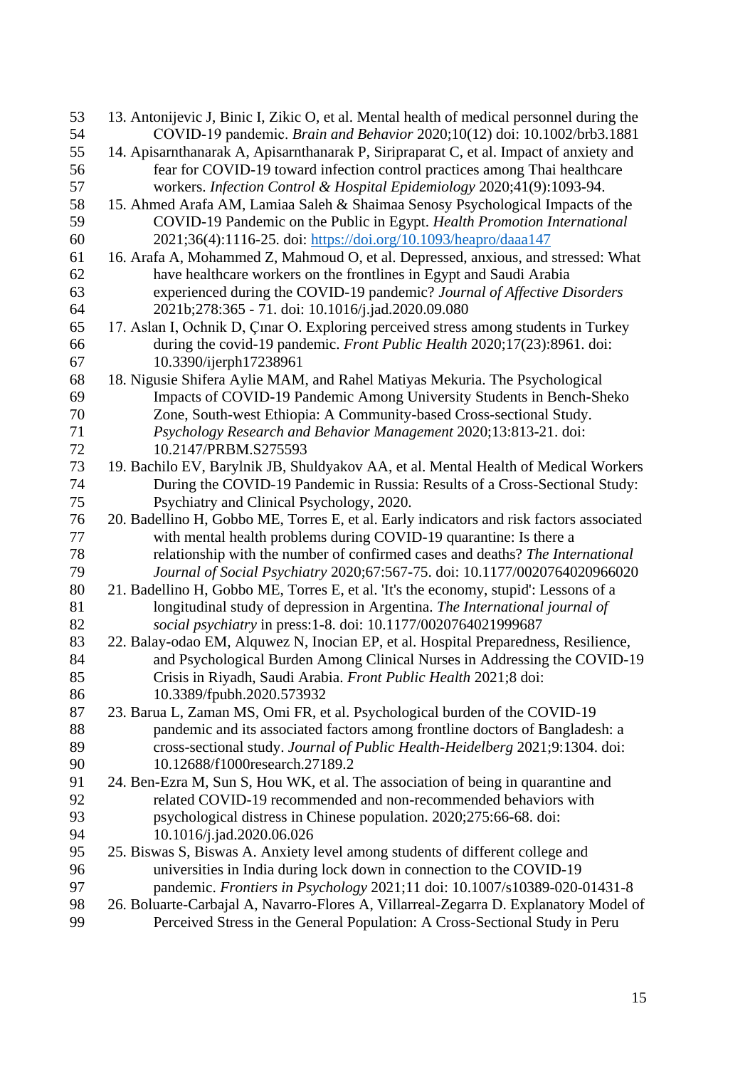13. Antonijevic J, Binic I, Zikic O, et al. Mental health of medical personnel during the COVID-19 pandemic. *Brain and Behavior* 2020;10(12) doi: 10.1002/brb3.1881
14. Apisarnthanarak A, Apisarnthanarak P, Siripraparat C, et al. Impact of anxiety and fear for COVID-19 toward infection control practices among Thai healthcare workers. *Infection Control & Hospital Epidemiology* 2020;41(9):1093-94.
15. Ahmed Arafa AM, Lamiaa Saleh & Shaimaa Senosy Psychological Impacts of the COVID-19 Pandemic on the Public in Egypt. *Health Promotion International* 2021;36(4):1116-25. doi: https://doi.org/10.1093/heapro/daaa147
16. Arafa A, Mohammed Z, Mahmoud O, et al. Depressed, anxious, and stressed: What have healthcare workers on the frontlines in Egypt and Saudi Arabia experienced during the COVID-19 pandemic? *Journal of Affective Disorders* 2021b;278:365 - 71. doi: 10.1016/j.jad.2020.09.080
17. Aslan I, Ochnik D, Çınar O. Exploring perceived stress among students in Turkey during the covid-19 pandemic. *Front Public Health* 2020;17(23):8961. doi: 10.3390/ijerph17238961
18. Nigusie Shifera Aylie MAM, and Rahel Matiyas Mekuria. The Psychological Impacts of COVID-19 Pandemic Among University Students in Bench-Sheko Zone, South-west Ethiopia: A Community-based Cross-sectional Study. *Psychology Research and Behavior Management* 2020;13:813-21. doi: 10.2147/PRBM.S275593
19. Bachilo EV, Barylnik JB, Shuldyakov AA, et al. Mental Health of Medical Workers During the COVID-19 Pandemic in Russia: Results of a Cross-Sectional Study: Psychiatry and Clinical Psychology, 2020.
20. Badellino H, Gobbo ME, Torres E, et al. Early indicators and risk factors associated with mental health problems during COVID-19 quarantine: Is there a relationship with the number of confirmed cases and deaths? *The International Journal of Social Psychiatry* 2020;67:567-75. doi: 10.1177/0020764020966020
21. Badellino H, Gobbo ME, Torres E, et al. 'It's the economy, stupid': Lessons of a longitudinal study of depression in Argentina. *The International journal of social psychiatry* in press:1-8. doi: 10.1177/0020764021999687
22. Balay-odao EM, Alquwez N, Inocian EP, et al. Hospital Preparedness, Resilience, and Psychological Burden Among Clinical Nurses in Addressing the COVID-19 Crisis in Riyadh, Saudi Arabia. *Front Public Health* 2021;8 doi: 10.3389/fpubh.2020.573932
23. Barua L, Zaman MS, Omi FR, et al. Psychological burden of the COVID-19 pandemic and its associated factors among frontline doctors of Bangladesh: a cross-sectional study. *Journal of Public Health-Heidelberg* 2021;9:1304. doi: 10.12688/f1000research.27189.2
24. Ben-Ezra M, Sun S, Hou WK, et al. The association of being in quarantine and related COVID-19 recommended and non-recommended behaviors with psychological distress in Chinese population. 2020;275:66-68. doi: 10.1016/j.jad.2020.06.026
25. Biswas S, Biswas A. Anxiety level among students of different college and universities in India during lock down in connection to the COVID-19 pandemic. *Frontiers in Psychology* 2021;11 doi: 10.1007/s10389-020-01431-8
26. Boluarte-Carbajal A, Navarro-Flores A, Villarreal-Zegarra D. Explanatory Model of Perceived Stress in the General Population: A Cross-Sectional Study in Peru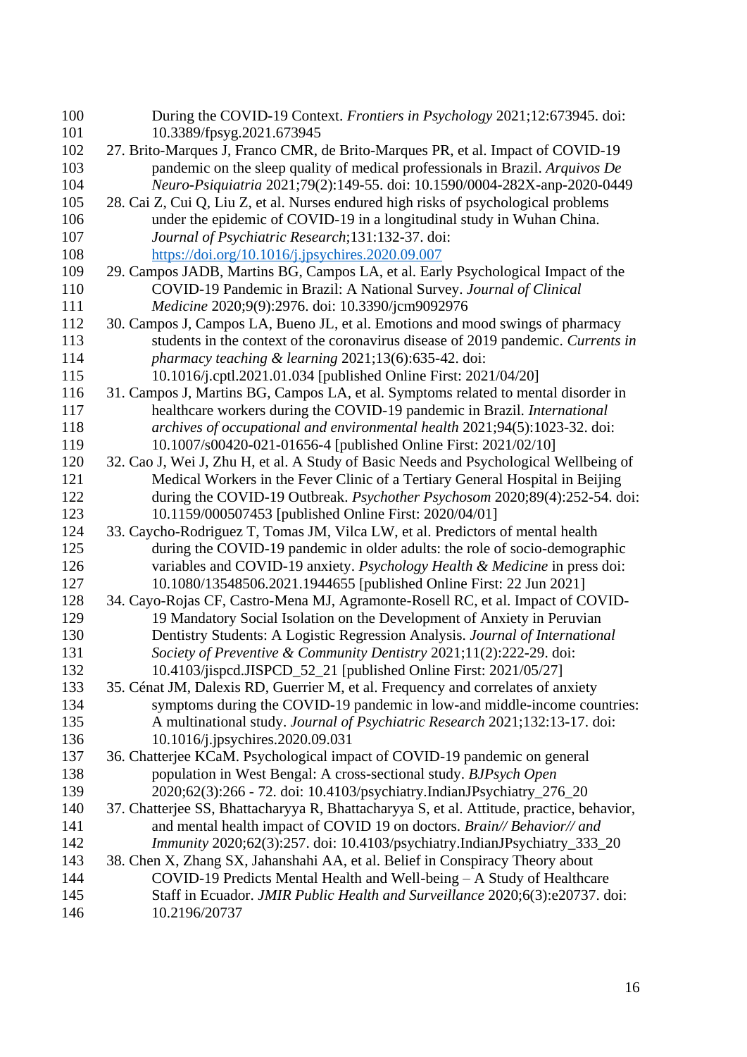During the COVID-19 Context. *Frontiers in Psychology* 2021;12:673945. doi: 10.3389/fpsyg.2021.673945

27. Brito-Marques J, Franco CMR, de Brito-Marques PR, et al. Impact of COVID-19 pandemic on the sleep quality of medical professionals in Brazil. *Arquivos De Neuro-Psiquiatria* 2021;79(2):149-55. doi: 10.1590/0004-282X-anp-2020-0449
28. Cai Z, Cui Q, Liu Z, et al. Nurses endured high risks of psychological problems under the epidemic of COVID-19 in a longitudinal study in Wuhan China. *Journal of Psychiatric Research*;131:132-37. doi: https://doi.org/10.1016/j.jpsychires.2020.09.007
29. Campos JADB, Martins BG, Campos LA, et al. Early Psychological Impact of the COVID-19 Pandemic in Brazil: A National Survey. *Journal of Clinical Medicine* 2020;9(9):2976. doi: 10.3390/jcm9092976
30. Campos J, Campos LA, Bueno JL, et al. Emotions and mood swings of pharmacy students in the context of the coronavirus disease of 2019 pandemic. *Currents in pharmacy teaching & learning* 2021;13(6):635-42. doi: 10.1016/j.cptl.2021.01.034 [published Online First: 2021/04/20]
31. Campos J, Martins BG, Campos LA, et al. Symptoms related to mental disorder in healthcare workers during the COVID-19 pandemic in Brazil. *International archives of occupational and environmental health* 2021;94(5):1023-32. doi: 10.1007/s00420-021-01656-4 [published Online First: 2021/02/10]
32. Cao J, Wei J, Zhu H, et al. A Study of Basic Needs and Psychological Wellbeing of Medical Workers in the Fever Clinic of a Tertiary General Hospital in Beijing during the COVID-19 Outbreak. *Psychother Psychosom* 2020;89(4):252-54. doi: 10.1159/000507453 [published Online First: 2020/04/01]
33. Caycho-Rodriguez T, Tomas JM, Vilca LW, et al. Predictors of mental health during the COVID-19 pandemic in older adults: the role of socio-demographic variables and COVID-19 anxiety. *Psychology Health & Medicine* in press doi: 10.1080/13548506.2021.1944655 [published Online First: 22 Jun 2021]
34. Cayo-Rojas CF, Castro-Mena MJ, Agramonte-Rosell RC, et al. Impact of COVID-19 Mandatory Social Isolation on the Development of Anxiety in Peruvian Dentistry Students: A Logistic Regression Analysis. *Journal of International Society of Preventive & Community Dentistry* 2021;11(2):222-29. doi: 10.4103/jispcd.JISPCD_52_21 [published Online First: 2021/05/27]
35. Cénat JM, Dalexis RD, Guerrier M, et al. Frequency and correlates of anxiety symptoms during the COVID-19 pandemic in low-and middle-income countries: A multinational study. *Journal of Psychiatric Research* 2021;132:13-17. doi: 10.1016/j.jpsychires.2020.09.031
36. Chatterjee KCaM. Psychological impact of COVID-19 pandemic on general population in West Bengal: A cross-sectional study. *BJPsych Open* 2020;62(3):266 - 72. doi: 10.4103/psychiatry.IndianJPsychiatry_276_20
37. Chatterjee SS, Bhattacharyya R, Bhattacharyya S, et al. Attitude, practice, behavior, and mental health impact of COVID 19 on doctors. *Brain// Behavior// and Immunity* 2020;62(3):257. doi: 10.4103/psychiatry.IndianJPsychiatry_333_20
38. Chen X, Zhang SX, Jahanshahi AA, et al. Belief in Conspiracy Theory about COVID-19 Predicts Mental Health and Well-being – A Study of Healthcare Staff in Ecuador. *JMIR Public Health and Surveillance* 2020;6(3):e20737. doi: 10.2196/20737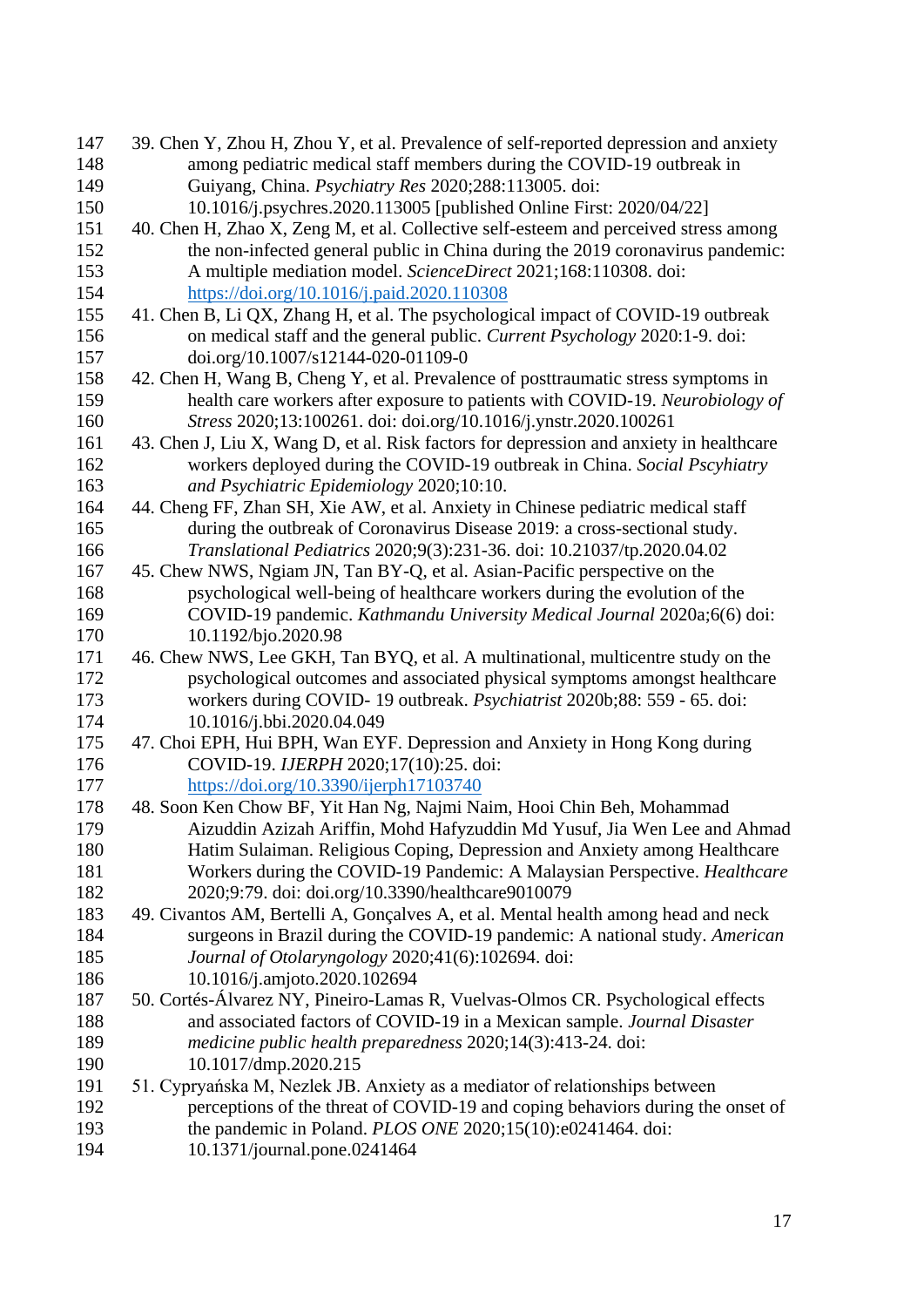39. Chen Y, Zhou H, Zhou Y, et al. Prevalence of self-reported depression and anxiety among pediatric medical staff members during the COVID-19 outbreak in Guiyang, China. *Psychiatry Res* 2020;288:113005. doi: 10.1016/j.psychres.2020.113005 [published Online First: 2020/04/22]

40. Chen H, Zhao X, Zeng M, et al. Collective self-esteem and perceived stress among the non-infected general public in China during the 2019 coronavirus pandemic: A multiple mediation model. *ScienceDirect* 2021;168:110308. doi: https://doi.org/10.1016/j.paid.2020.110308

41. Chen B, Li QX, Zhang H, et al. The psychological impact of COVID-19 outbreak on medical staff and the general public. *Current Psychology* 2020:1-9. doi: doi.org/10.1007/s12144-020-01109-0

42. Chen H, Wang B, Cheng Y, et al. Prevalence of posttraumatic stress symptoms in health care workers after exposure to patients with COVID-19. *Neurobiology of Stress* 2020;13:100261. doi: doi.org/10.1016/j.ynstr.2020.100261

43. Chen J, Liu X, Wang D, et al. Risk factors for depression and anxiety in healthcare workers deployed during the COVID-19 outbreak in China. *Social Pscyhiatry and Psychiatric Epidemiology* 2020;10:10.

44. Cheng FF, Zhan SH, Xie AW, et al. Anxiety in Chinese pediatric medical staff during the outbreak of Coronavirus Disease 2019: a cross-sectional study. *Translational Pediatrics* 2020;9(3):231-36. doi: 10.21037/tp.2020.04.02

45. Chew NWS, Ngiam JN, Tan BY-Q, et al. Asian-Pacific perspective on the psychological well-being of healthcare workers during the evolution of the COVID-19 pandemic. *Kathmandu University Medical Journal* 2020a;6(6) doi: 10.1192/bjo.2020.98

46. Chew NWS, Lee GKH, Tan BYQ, et al. A multinational, multicentre study on the psychological outcomes and associated physical symptoms amongst healthcare workers during COVID- 19 outbreak. *Psychiatrist* 2020b;88: 559 - 65. doi: 10.1016/j.bbi.2020.04.049

47. Choi EPH, Hui BPH, Wan EYF. Depression and Anxiety in Hong Kong during COVID-19. *IJERPH* 2020;17(10):25. doi: https://doi.org/10.3390/ijerph17103740

48. Soon Ken Chow BF, Yit Han Ng, Najmi Naim, Hooi Chin Beh, Mohammad Aizuddin Azizah Ariffin, Mohd Hafyzuddin Md Yusuf, Jia Wen Lee and Ahmad Hatim Sulaiman. Religious Coping, Depression and Anxiety among Healthcare Workers during the COVID-19 Pandemic: A Malaysian Perspective. *Healthcare* 2020;9:79. doi: doi.org/10.3390/healthcare9010079

49. Civantos AM, Bertelli A, Gonçalves A, et al. Mental health among head and neck surgeons in Brazil during the COVID-19 pandemic: A national study. *American Journal of Otolaryngology* 2020;41(6):102694. doi: 10.1016/j.amjoto.2020.102694

50. Cortés-Álvarez NY, Pineiro-Lamas R, Vuelvas-Olmos CR. Psychological effects and associated factors of COVID-19 in a Mexican sample. *Journal Disaster medicine public health preparedness* 2020;14(3):413-24. doi: 10.1017/dmp.2020.215

51. Cypryańska M, Nezlek JB. Anxiety as a mediator of relationships between perceptions of the threat of COVID-19 and coping behaviors during the onset of the pandemic in Poland. *PLOS ONE* 2020;15(10):e0241464. doi: 10.1371/journal.pone.0241464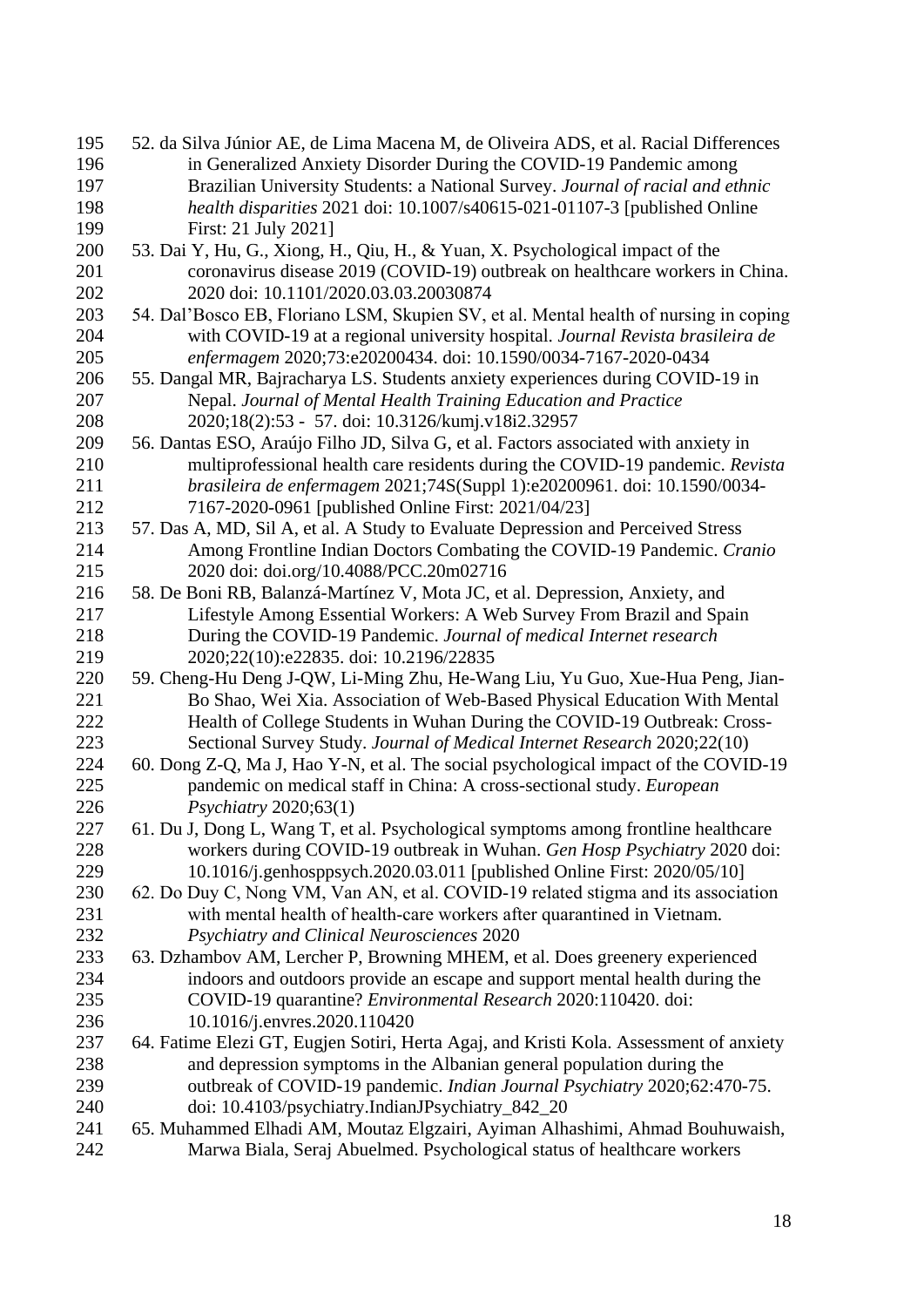52. da Silva Júnior AE, de Lima Macena M, de Oliveira ADS, et al. Racial Differences in Generalized Anxiety Disorder During the COVID-19 Pandemic among Brazilian University Students: a National Survey. *Journal of racial and ethnic health disparities* 2021 doi: 10.1007/s40615-021-01107-3 [published Online First: 21 July 2021]

53. Dai Y, Hu, G., Xiong, H., Qiu, H., & Yuan, X. Psychological impact of the coronavirus disease 2019 (COVID-19) outbreak on healthcare workers in China. 2020 doi: 10.1101/2020.03.03.20030874

54. Dal'Bosco EB, Floriano LSM, Skupien SV, et al. Mental health of nursing in coping with COVID-19 at a regional university hospital. *Journal Revista brasileira de enfermagem* 2020;73:e20200434. doi: 10.1590/0034-7167-2020-0434

55. Dangal MR, Bajracharya LS. Students anxiety experiences during COVID-19 in Nepal. *Journal of Mental Health Training Education and Practice* 2020;18(2):53 - 57. doi: 10.3126/kumj.v18i2.32957

56. Dantas ESO, Araújo Filho JD, Silva G, et al. Factors associated with anxiety in multiprofessional health care residents during the COVID-19 pandemic. *Revista brasileira de enfermagem* 2021;74S(Suppl 1):e20200961. doi: 10.1590/0034-7167-2020-0961 [published Online First: 2021/04/23]

57. Das A, MD, Sil A, et al. A Study to Evaluate Depression and Perceived Stress Among Frontline Indian Doctors Combating the COVID-19 Pandemic. *Cranio* 2020 doi: doi.org/10.4088/PCC.20m02716

58. De Boni RB, Balanzá-Martínez V, Mota JC, et al. Depression, Anxiety, and Lifestyle Among Essential Workers: A Web Survey From Brazil and Spain During the COVID-19 Pandemic. *Journal of medical Internet research* 2020;22(10):e22835. doi: 10.2196/22835

59. Cheng-Hu Deng J-QW, Li-Ming Zhu, He-Wang Liu, Yu Guo, Xue-Hua Peng, Jian-Bo Shao, Wei Xia. Association of Web-Based Physical Education With Mental Health of College Students in Wuhan During the COVID-19 Outbreak: Cross-Sectional Survey Study. *Journal of Medical Internet Research* 2020;22(10)

60. Dong Z-Q, Ma J, Hao Y-N, et al. The social psychological impact of the COVID-19 pandemic on medical staff in China: A cross-sectional study. *European Psychiatry* 2020;63(1)

61. Du J, Dong L, Wang T, et al. Psychological symptoms among frontline healthcare workers during COVID-19 outbreak in Wuhan. *Gen Hosp Psychiatry* 2020 doi: 10.1016/j.genhosppsych.2020.03.011 [published Online First: 2020/05/10]

62. Do Duy C, Nong VM, Van AN, et al. COVID-19 related stigma and its association with mental health of health-care workers after quarantined in Vietnam. *Psychiatry and Clinical Neurosciences* 2020

63. Dzhambov AM, Lercher P, Browning MHEM, et al. Does greenery experienced indoors and outdoors provide an escape and support mental health during the COVID-19 quarantine? *Environmental Research* 2020:110420. doi: 10.1016/j.envres.2020.110420

64. Fatime Elezi GT, Eugjen Sotiri, Herta Agaj, and Kristi Kola. Assessment of anxiety and depression symptoms in the Albanian general population during the outbreak of COVID-19 pandemic. *Indian Journal Psychiatry* 2020;62:470-75. doi: 10.4103/psychiatry.IndianJPsychiatry_842_20

65. Muhammed Elhadi AM, Moutaz Elgzairi, Ayiman Alhashimi, Ahmad Bouhuwaish, Marwa Biala, Seraj Abuelmed. Psychological status of healthcare workers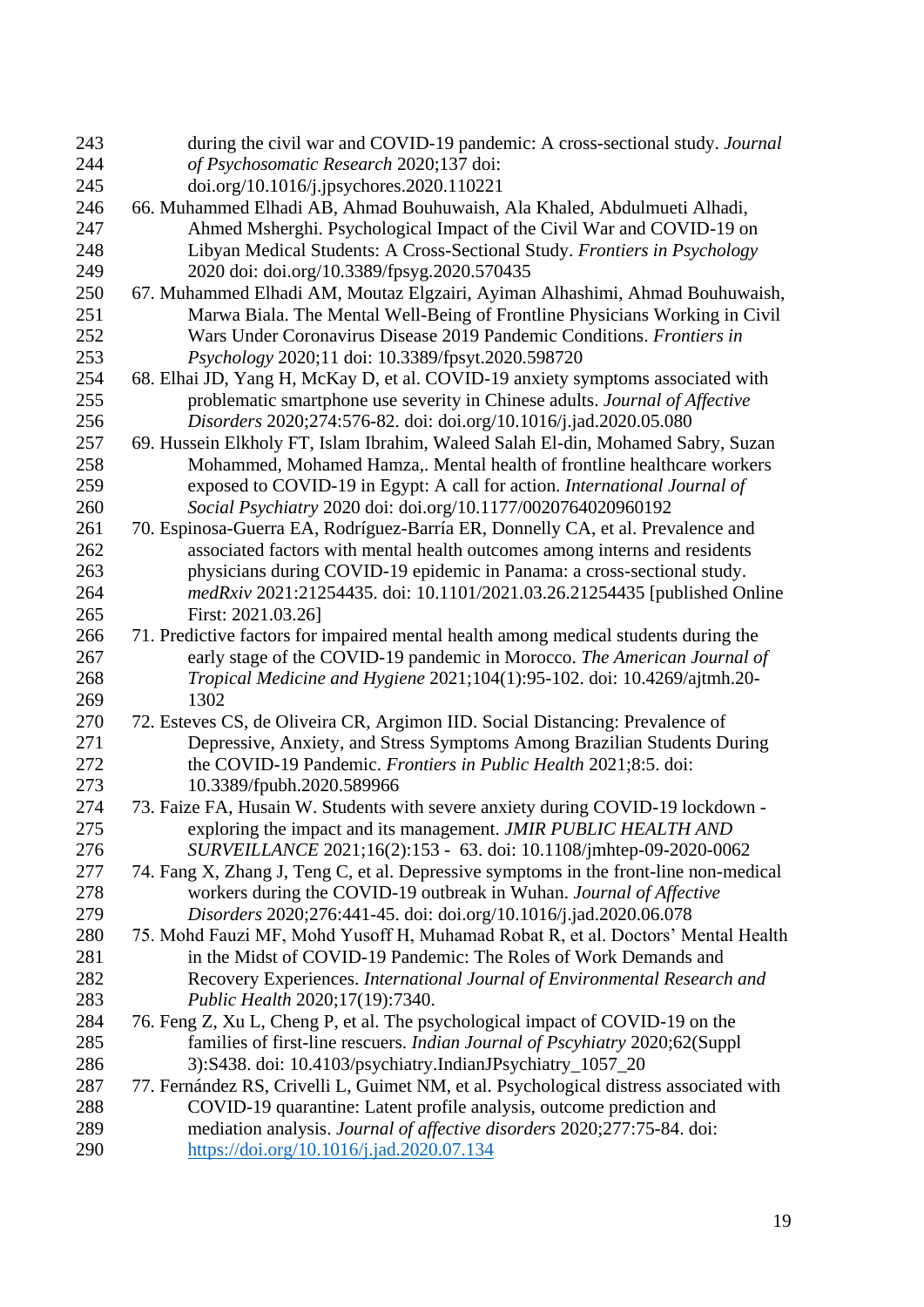during the civil war and COVID-19 pandemic: A cross-sectional study. *Journal of Psychosomatic Research* 2020;137 doi: doi.org/10.1016/j.jpsychores.2020.110221

66. Muhammed Elhadi AB, Ahmad Bouhuwaish, Ala Khaled, Abdulmueti Alhadi, Ahmed Msherghi. Psychological Impact of the Civil War and COVID-19 on Libyan Medical Students: A Cross-Sectional Study. *Frontiers in Psychology* 2020 doi: doi.org/10.3389/fpsyg.2020.570435
67. Muhammed Elhadi AM, Moutaz Elgzairi, Ayiman Alhashimi, Ahmad Bouhuwaish, Marwa Biala. The Mental Well-Being of Frontline Physicians Working in Civil Wars Under Coronavirus Disease 2019 Pandemic Conditions. *Frontiers in Psychology* 2020;11 doi: 10.3389/fpsyt.2020.598720
68. Elhai JD, Yang H, McKay D, et al. COVID-19 anxiety symptoms associated with problematic smartphone use severity in Chinese adults. *Journal of Affective Disorders* 2020;274:576-82. doi: doi.org/10.1016/j.jad.2020.05.080
69. Hussein Elkholy FT, Islam Ibrahim, Waleed Salah El-din, Mohamed Sabry, Suzan Mohammed, Mohamed Hamza,. Mental health of frontline healthcare workers exposed to COVID-19 in Egypt: A call for action. *International Journal of Social Psychiatry* 2020 doi: doi.org/10.1177/0020764020960192
70. Espinosa-Guerra EA, Rodríguez-Barría ER, Donnelly CA, et al. Prevalence and associated factors with mental health outcomes among interns and residents physicians during COVID-19 epidemic in Panama: a cross-sectional study. *medRxiv* 2021:21254435. doi: 10.1101/2021.03.26.21254435 [published Online First: 2021.03.26]
71. Predictive factors for impaired mental health among medical students during the early stage of the COVID-19 pandemic in Morocco. *The American Journal of Tropical Medicine and Hygiene* 2021;104(1):95-102. doi: 10.4269/ajtmh.20-1302
72. Esteves CS, de Oliveira CR, Argimon IID. Social Distancing: Prevalence of Depressive, Anxiety, and Stress Symptoms Among Brazilian Students During the COVID-19 Pandemic. *Frontiers in Public Health* 2021;8:5. doi: 10.3389/fpubh.2020.589966
73. Faize FA, Husain W. Students with severe anxiety during COVID-19 lockdown - exploring the impact and its management. *JMIR PUBLIC HEALTH AND SURVEILLANCE* 2021;16(2):153 - 63. doi: 10.1108/jmhtep-09-2020-0062
74. Fang X, Zhang J, Teng C, et al. Depressive symptoms in the front-line non-medical workers during the COVID-19 outbreak in Wuhan. *Journal of Affective Disorders* 2020;276:441-45. doi: doi.org/10.1016/j.jad.2020.06.078
75. Mohd Fauzi MF, Mohd Yusoff H, Muhamad Robat R, et al. Doctors' Mental Health in the Midst of COVID-19 Pandemic: The Roles of Work Demands and Recovery Experiences. *International Journal of Environmental Research and Public Health* 2020;17(19):7340.
76. Feng Z, Xu L, Cheng P, et al. The psychological impact of COVID-19 on the families of first-line rescuers. *Indian Journal of Pscyhiatry* 2020;62(Suppl 3):S438. doi: 10.4103/psychiatry.IndianJPsychiatry_1057_20
77. Fernández RS, Crivelli L, Guimet NM, et al. Psychological distress associated with COVID-19 quarantine: Latent profile analysis, outcome prediction and mediation analysis. *Journal of affective disorders* 2020;277:75-84. doi: https://doi.org/10.1016/j.jad.2020.07.134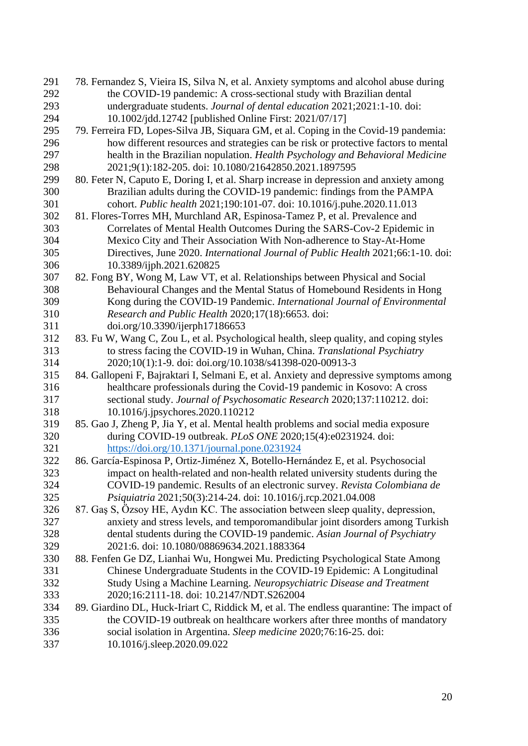78. Fernandez S, Vieira IS, Silva N, et al. Anxiety symptoms and alcohol abuse during the COVID-19 pandemic: A cross-sectional study with Brazilian dental undergraduate students. *Journal of dental education* 2021;2021:1-10. doi: 10.1002/jdd.12742 [published Online First: 2021/07/17]

79. Ferreira FD, Lopes-Silva JB, Siquara GM, et al. Coping in the Covid-19 pandemia: how different resources and strategies can be risk or protective factors to mental health in the Brazilian nopulation. *Health Psychology and Behavioral Medicine* 2021;9(1):182-205. doi: 10.1080/21642850.2021.1897595

80. Feter N, Caputo E, Doring I, et al. Sharp increase in depression and anxiety among Brazilian adults during the COVID-19 pandemic: findings from the PAMPA cohort. *Public health* 2021;190:101-07. doi: 10.1016/j.puhe.2020.11.013

81. Flores-Torres MH, Murchland AR, Espinosa-Tamez P, et al. Prevalence and Correlates of Mental Health Outcomes During the SARS-Cov-2 Epidemic in Mexico City and Their Association With Non-adherence to Stay-At-Home Directives, June 2020. *International Journal of Public Health* 2021;66:1-10. doi: 10.3389/ijph.2021.620825

82. Fong BY, Wong M, Law VT, et al. Relationships between Physical and Social Behavioural Changes and the Mental Status of Homebound Residents in Hong Kong during the COVID-19 Pandemic. *International Journal of Environmental Research and Public Health* 2020;17(18):6653. doi: doi.org/10.3390/ijerph17186653

83. Fu W, Wang C, Zou L, et al. Psychological health, sleep quality, and coping styles to stress facing the COVID-19 in Wuhan, China. *Translational Psychiatry* 2020;10(1):1-9. doi: doi.org/10.1038/s41398-020-00913-3

84. Gallopeni F, Bajraktari I, Selmani E, et al. Anxiety and depressive symptoms among healthcare professionals during the Covid-19 pandemic in Kosovo: A cross sectional study. *Journal of Psychosomatic Research* 2020;137:110212. doi: 10.1016/j.jpsychores.2020.110212

85. Gao J, Zheng P, Jia Y, et al. Mental health problems and social media exposure during COVID-19 outbreak. *PLoS ONE* 2020;15(4):e0231924. doi: https://doi.org/10.1371/journal.pone.0231924

86. García-Espinosa P, Ortiz-Jiménez X, Botello-Hernández E, et al. Psychosocial impact on health-related and non-health related university students during the COVID-19 pandemic. Results of an electronic survey. *Revista Colombiana de Psiquiatria* 2021;50(3):214-24. doi: 10.1016/j.rcp.2021.04.008

87. Gaş S, Özsoy HE, Aydın KC. The association between sleep quality, depression, anxiety and stress levels, and temporomandibular joint disorders among Turkish dental students during the COVID-19 pandemic. *Asian Journal of Psychiatry* 2021:6. doi: 10.1080/08869634.2021.1883364

88. Fenfen Ge DZ, Lianhai Wu, Hongwei Mu. Predicting Psychological State Among Chinese Undergraduate Students in the COVID-19 Epidemic: A Longitudinal Study Using a Machine Learning. *Neuropsychiatric Disease and Treatment* 2020;16:2111-18. doi: 10.2147/NDT.S262004

89. Giardino DL, Huck-Iriart C, Riddick M, et al. The endless quarantine: The impact of the COVID-19 outbreak on healthcare workers after three months of mandatory social isolation in Argentina. *Sleep medicine* 2020;76:16-25. doi: 10.1016/j.sleep.2020.09.022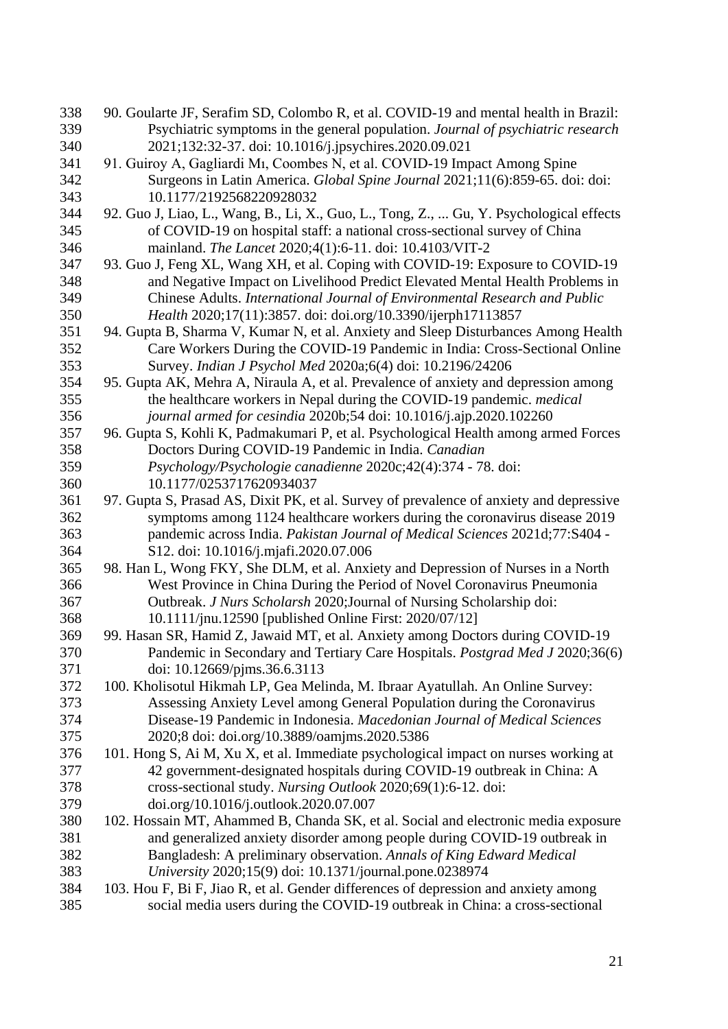90. Goularte JF, Serafim SD, Colombo R, et al. COVID-19 and mental health in Brazil: Psychiatric symptoms in the general population. *Journal of psychiatric research* 2021;132:32-37. doi: 10.1016/j.jpsychires.2020.09.021

91. Guiroy A, Gagliardi Mı, Coombes N, et al. COVID-19 Impact Among Spine Surgeons in Latin America. *Global Spine Journal* 2021;11(6):859-65. doi: doi: 10.1177/2192568220928032

92. Guo J, Liao, L., Wang, B., Li, X., Guo, L., Tong, Z., ... Gu, Y. Psychological effects of COVID-19 on hospital staff: a national cross-sectional survey of China mainland. *The Lancet* 2020;4(1):6-11. doi: 10.4103/VIT-2

93. Guo J, Feng XL, Wang XH, et al. Coping with COVID-19: Exposure to COVID-19 and Negative Impact on Livelihood Predict Elevated Mental Health Problems in Chinese Adults. *International Journal of Environmental Research and Public Health* 2020;17(11):3857. doi: doi.org/10.3390/ijerph17113857

94. Gupta B, Sharma V, Kumar N, et al. Anxiety and Sleep Disturbances Among Health Care Workers During the COVID-19 Pandemic in India: Cross-Sectional Online Survey. *Indian J Psychol Med* 2020a;6(4) doi: 10.2196/24206

95. Gupta AK, Mehra A, Niraula A, et al. Prevalence of anxiety and depression among the healthcare workers in Nepal during the COVID-19 pandemic. *medical journal armed for cesindia* 2020b;54 doi: 10.1016/j.ajp.2020.102260

96. Gupta S, Kohli K, Padmakumari P, et al. Psychological Health among armed Forces Doctors During COVID-19 Pandemic in India. *Canadian Psychology/Psychologie canadienne* 2020c;42(4):374 - 78. doi: 10.1177/0253717620934037

97. Gupta S, Prasad AS, Dixit PK, et al. Survey of prevalence of anxiety and depressive symptoms among 1124 healthcare workers during the coronavirus disease 2019 pandemic across India. *Pakistan Journal of Medical Sciences* 2021d;77:S404 - S12. doi: 10.1016/j.mjafi.2020.07.006

98. Han L, Wong FKY, She DLM, et al. Anxiety and Depression of Nurses in a North West Province in China During the Period of Novel Coronavirus Pneumonia Outbreak. *J Nurs Scholarsh* 2020;Journal of Nursing Scholarship doi: 10.1111/jnu.12590 [published Online First: 2020/07/12]

99. Hasan SR, Hamid Z, Jawaid MT, et al. Anxiety among Doctors during COVID-19 Pandemic in Secondary and Tertiary Care Hospitals. *Postgrad Med J* 2020;36(6) doi: 10.12669/pjms.36.6.3113

100. Kholisotul Hikmah LP, Gea Melinda, M. Ibraar Ayatullah. An Online Survey: Assessing Anxiety Level among General Population during the Coronavirus Disease-19 Pandemic in Indonesia. *Macedonian Journal of Medical Sciences* 2020;8 doi: doi.org/10.3889/oamjms.2020.5386

101. Hong S, Ai M, Xu X, et al. Immediate psychological impact on nurses working at 42 government-designated hospitals during COVID-19 outbreak in China: A cross-sectional study. *Nursing Outlook* 2020;69(1):6-12. doi: doi.org/10.1016/j.outlook.2020.07.007

102. Hossain MT, Ahammed B, Chanda SK, et al. Social and electronic media exposure and generalized anxiety disorder among people during COVID-19 outbreak in Bangladesh: A preliminary observation. *Annals of King Edward Medical University* 2020;15(9) doi: 10.1371/journal.pone.0238974

103. Hou F, Bi F, Jiao R, et al. Gender differences of depression and anxiety among social media users during the COVID-19 outbreak in China: a cross-sectional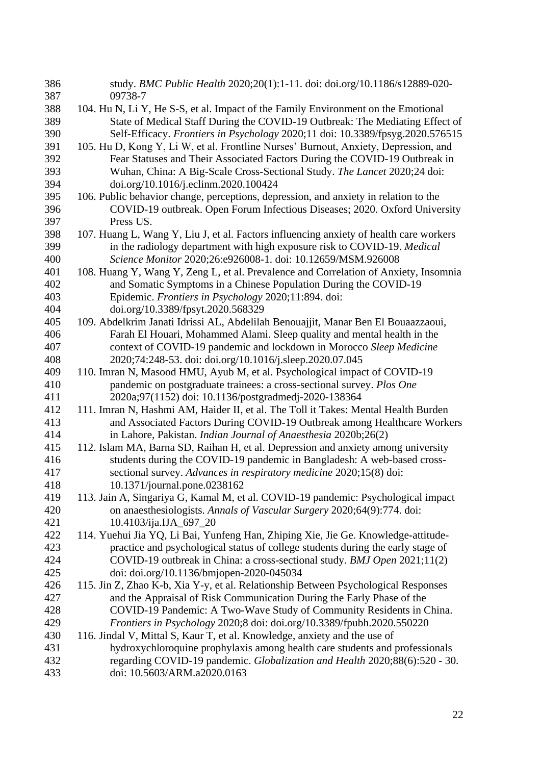study. *BMC Public Health* 2020;20(1):1-11. doi: doi.org/10.1186/s12889-020-09738-7

104. Hu N, Li Y, He S-S, et al. Impact of the Family Environment on the Emotional State of Medical Staff During the COVID-19 Outbreak: The Mediating Effect of Self-Efficacy. *Frontiers in Psychology* 2020;11 doi: 10.3389/fpsyg.2020.576515
105. Hu D, Kong Y, Li W, et al. Frontline Nurses' Burnout, Anxiety, Depression, and Fear Statuses and Their Associated Factors During the COVID-19 Outbreak in Wuhan, China: A Big-Scale Cross-Sectional Study. *The Lancet* 2020;24 doi: doi.org/10.1016/j.eclinm.2020.100424
106. Public behavior change, perceptions, depression, and anxiety in relation to the COVID-19 outbreak. Open Forum Infectious Diseases; 2020. Oxford University Press US.
107. Huang L, Wang Y, Liu J, et al. Factors influencing anxiety of health care workers in the radiology department with high exposure risk to COVID-19. *Medical Science Monitor* 2020;26:e926008-1. doi: 10.12659/MSM.926008
108. Huang Y, Wang Y, Zeng L, et al. Prevalence and Correlation of Anxiety, Insomnia and Somatic Symptoms in a Chinese Population During the COVID-19 Epidemic. *Frontiers in Psychology* 2020;11:894. doi: doi.org/10.3389/fpsyt.2020.568329
109. Abdelkrim Janati Idrissi AL, Abdelilah Benouajjit, Manar Ben El Bouaazzaoui, Farah El Houari, Mohammed Alami. Sleep quality and mental health in the context of COVID-19 pandemic and lockdown in Morocco *Sleep Medicine* 2020;74:248-53. doi: doi.org/10.1016/j.sleep.2020.07.045
110. Imran N, Masood HMU, Ayub M, et al. Psychological impact of COVID-19 pandemic on postgraduate trainees: a cross-sectional survey. *Plos One* 2020a;97(1152) doi: 10.1136/postgradmedj-2020-138364
111. Imran N, Hashmi AM, Haider II, et al. The Toll it Takes: Mental Health Burden and Associated Factors During COVID-19 Outbreak among Healthcare Workers in Lahore, Pakistan. *Indian Journal of Anaesthesia* 2020b;26(2)
112. Islam MA, Barna SD, Raihan H, et al. Depression and anxiety among university students during the COVID-19 pandemic in Bangladesh: A web-based cross-sectional survey. *Advances in respiratory medicine* 2020;15(8) doi: 10.1371/journal.pone.0238162
113. Jain A, Singariya G, Kamal M, et al. COVID-19 pandemic: Psychological impact on anaesthesiologists. *Annals of Vascular Surgery* 2020;64(9):774. doi: 10.4103/ija.IJA_697_20
114. Yuehui Jia YQ, Li Bai, Yunfeng Han, Zhiping Xie, Jie Ge. Knowledge-attitude-practice and psychological status of college students during the early stage of COVID-19 outbreak in China: a cross-sectional study. *BMJ Open* 2021;11(2) doi: doi.org/10.1136/bmjopen-2020-045034
115. Jin Z, Zhao K-b, Xia Y-y, et al. Relationship Between Psychological Responses and the Appraisal of Risk Communication During the Early Phase of the COVID-19 Pandemic: A Two-Wave Study of Community Residents in China. *Frontiers in Psychology* 2020;8 doi: doi.org/10.3389/fpubh.2020.550220
116. Jindal V, Mittal S, Kaur T, et al. Knowledge, anxiety and the use of hydroxychloroquine prophylaxis among health care students and professionals regarding COVID-19 pandemic. *Globalization and Health* 2020;88(6):520 - 30. doi: 10.5603/ARM.a2020.0163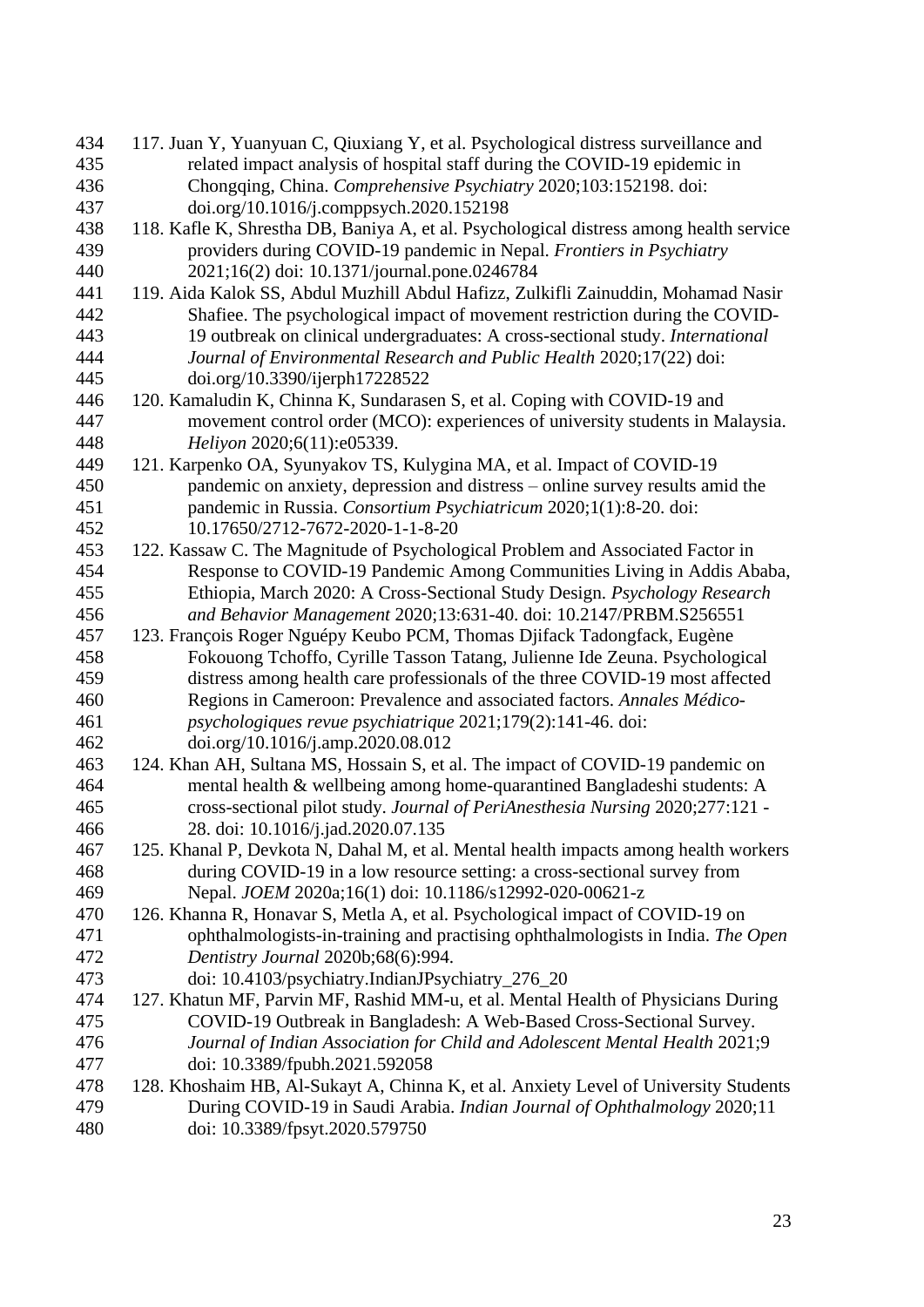117. Juan Y, Yuanyuan C, Qiuxiang Y, et al. Psychological distress surveillance and related impact analysis of hospital staff during the COVID-19 epidemic in Chongqing, China. *Comprehensive Psychiatry* 2020;103:152198. doi: doi.org/10.1016/j.comppsych.2020.152198

118. Kafle K, Shrestha DB, Baniya A, et al. Psychological distress among health service providers during COVID-19 pandemic in Nepal. *Frontiers in Psychiatry* 2021;16(2) doi: 10.1371/journal.pone.0246784

119. Aida Kalok SS, Abdul Muzhill Abdul Hafizz, Zulkifli Zainuddin, Mohamad Nasir Shafiee. The psychological impact of movement restriction during the COVID-19 outbreak on clinical undergraduates: A cross-sectional study. *International Journal of Environmental Research and Public Health* 2020;17(22) doi: doi.org/10.3390/ijerph17228522

120. Kamaludin K, Chinna K, Sundarasen S, et al. Coping with COVID-19 and movement control order (MCO): experiences of university students in Malaysia. *Heliyon* 2020;6(11):e05339.

121. Karpenko OA, Syunyakov TS, Kulygina MA, et al. Impact of COVID-19 pandemic on anxiety, depression and distress – online survey results amid the pandemic in Russia. *Consortium Psychiatricum* 2020;1(1):8-20. doi: 10.17650/2712-7672-2020-1-1-8-20

122. Kassaw C. The Magnitude of Psychological Problem and Associated Factor in Response to COVID-19 Pandemic Among Communities Living in Addis Ababa, Ethiopia, March 2020: A Cross-Sectional Study Design. *Psychology Research and Behavior Management* 2020;13:631-40. doi: 10.2147/PRBM.S256551

123. François Roger Nguépy Keubo PCM, Thomas Djifack Tadongfack, Eugène Fokouong Tchoffo, Cyrille Tasson Tatang, Julienne Ide Zeuna. Psychological distress among health care professionals of the three COVID-19 most affected Regions in Cameroon: Prevalence and associated factors. *Annales Médico-psychologiques revue psychiatrique* 2021;179(2):141-46. doi: doi.org/10.1016/j.amp.2020.08.012

124. Khan AH, Sultana MS, Hossain S, et al. The impact of COVID-19 pandemic on mental health & wellbeing among home-quarantined Bangladeshi students: A cross-sectional pilot study. *Journal of PeriAnesthesia Nursing* 2020;277:121 - 28. doi: 10.1016/j.jad.2020.07.135

125. Khanal P, Devkota N, Dahal M, et al. Mental health impacts among health workers during COVID-19 in a low resource setting: a cross-sectional survey from Nepal. *JOEM* 2020a;16(1) doi: 10.1186/s12992-020-00621-z

126. Khanna R, Honavar S, Metla A, et al. Psychological impact of COVID-19 on ophthalmologists-in-training and practising ophthalmologists in India. *The Open Dentistry Journal* 2020b;68(6):994. doi: 10.4103/psychiatry.IndianJPsychiatry_276_20

127. Khatun MF, Parvin MF, Rashid MM-u, et al. Mental Health of Physicians During COVID-19 Outbreak in Bangladesh: A Web-Based Cross-Sectional Survey. *Journal of Indian Association for Child and Adolescent Mental Health* 2021;9 doi: 10.3389/fpubh.2021.592058

128. Khoshaim HB, Al-Sukayt A, Chinna K, et al. Anxiety Level of University Students During COVID-19 in Saudi Arabia. *Indian Journal of Ophthalmology* 2020;11 doi: 10.3389/fpsyt.2020.579750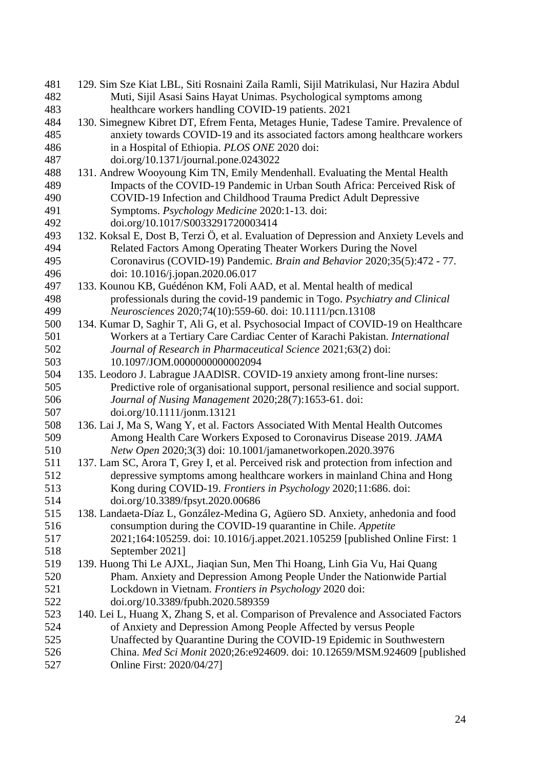129. Sim Sze Kiat LBL, Siti Rosnaini Zaila Ramli, Sijil Matrikulasi, Nur Hazira Abdul Muti, Sijil Asasi Sains Hayat Unimas. Psychological symptoms among healthcare workers handling COVID-19 patients. 2021
130. Simegnew Kibret DT, Efrem Fenta, Metages Hunie, Tadese Tamire. Prevalence of anxiety towards COVID-19 and its associated factors among healthcare workers in a Hospital of Ethiopia. *PLOS ONE* 2020 doi: doi.org/10.1371/journal.pone.0243022
131. Andrew Wooyoung Kim TN, Emily Mendenhall. Evaluating the Mental Health Impacts of the COVID-19 Pandemic in Urban South Africa: Perceived Risk of COVID-19 Infection and Childhood Trauma Predict Adult Depressive Symptoms. *Psychology Medicine* 2020:1-13. doi: doi.org/10.1017/S0033291720003414
132. Koksal E, Dost B, Terzi Ö, et al. Evaluation of Depression and Anxiety Levels and Related Factors Among Operating Theater Workers During the Novel Coronavirus (COVID-19) Pandemic. *Brain and Behavior* 2020;35(5):472 - 77. doi: 10.1016/j.jopan.2020.06.017
133. Kounou KB, Guédénon KM, Foli AAD, et al. Mental health of medical professionals during the covid-19 pandemic in Togo. *Psychiatry and Clinical Neurosciences* 2020;74(10):559-60. doi: 10.1111/pcn.13108
134. Kumar D, Saghir T, Ali G, et al. Psychosocial Impact of COVID-19 on Healthcare Workers at a Tertiary Care Cardiac Center of Karachi Pakistan. *International Journal of Research in Pharmaceutical Science* 2021;63(2) doi: 10.1097/JOM.0000000000002094
135. Leodoro J. Labrague JAADlSR. COVID-19 anxiety among front-line nurses: Predictive role of organisational support, personal resilience and social support. *Journal of Nusing Management* 2020;28(7):1653-61. doi: doi.org/10.1111/jonm.13121
136. Lai J, Ma S, Wang Y, et al. Factors Associated With Mental Health Outcomes Among Health Care Workers Exposed to Coronavirus Disease 2019. *JAMA Netw Open* 2020;3(3) doi: 10.1001/jamanetworkopen.2020.3976
137. Lam SC, Arora T, Grey I, et al. Perceived risk and protection from infection and depressive symptoms among healthcare workers in mainland China and Hong Kong during COVID-19. *Frontiers in Psychology* 2020;11:686. doi: doi.org/10.3389/fpsyt.2020.00686
138. Landaeta-Díaz L, González-Medina G, Agüero SD. Anxiety, anhedonia and food consumption during the COVID-19 quarantine in Chile. *Appetite* 2021;164:105259. doi: 10.1016/j.appet.2021.105259 [published Online First: 1 September 2021]
139. Huong Thi Le AJXL, Jiaqian Sun, Men Thi Hoang, Linh Gia Vu, Hai Quang Pham. Anxiety and Depression Among People Under the Nationwide Partial Lockdown in Vietnam. *Frontiers in Psychology* 2020 doi: doi.org/10.3389/fpubh.2020.589359
140. Lei L, Huang X, Zhang S, et al. Comparison of Prevalence and Associated Factors of Anxiety and Depression Among People Affected by versus People Unaffected by Quarantine During the COVID-19 Epidemic in Southwestern China. *Med Sci Monit* 2020;26:e924609. doi: 10.12659/MSM.924609 [published Online First: 2020/04/27]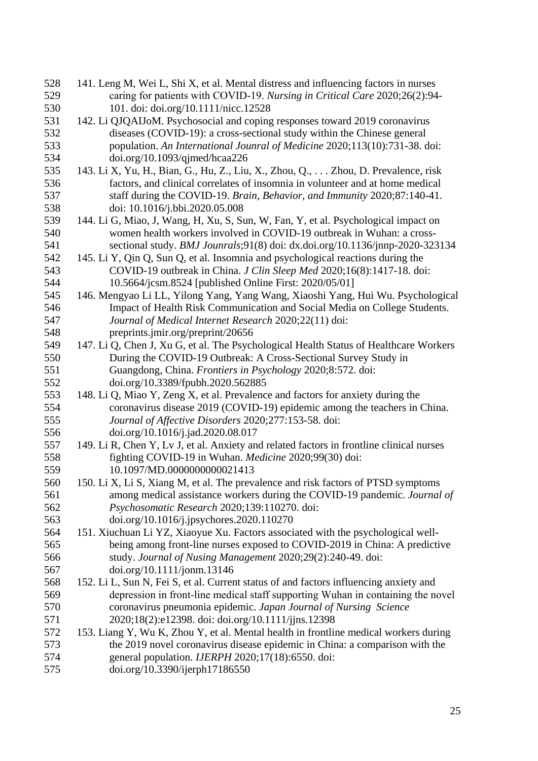141. Leng M, Wei L, Shi X, et al. Mental distress and influencing factors in nurses caring for patients with COVID-19. *Nursing in Critical Care* 2020;26(2):94-101. doi: doi.org/10.1111/nicc.12528

142. Li QJQAIJoM. Psychosocial and coping responses toward 2019 coronavirus diseases (COVID-19): a cross-sectional study within the Chinese general population. *An International Jounral of Medicine* 2020;113(10):731-38. doi: doi.org/10.1093/qjmed/hcaa226

143. Li X, Yu, H., Bian, G., Hu, Z., Liu, X., Zhou, Q., . . . Zhou, D. Prevalence, risk factors, and clinical correlates of insomnia in volunteer and at home medical staff during the COVID-19. *Brain, Behavior, and Immunity* 2020;87:140-41. doi: 10.1016/j.bbi.2020.05.008

144. Li G, Miao, J, Wang, H, Xu, S, Sun, W, Fan, Y, et al. Psychological impact on women health workers involved in COVID-19 outbreak in Wuhan: a cross-sectional study. *BMJ Jounrals*;91(8) doi: dx.doi.org/10.1136/jnnp-2020-323134

145. Li Y, Qin Q, Sun Q, et al. Insomnia and psychological reactions during the COVID-19 outbreak in China. *J Clin Sleep Med* 2020;16(8):1417-18. doi: 10.5664/jcsm.8524 [published Online First: 2020/05/01]

146. Mengyao Li LL, Yilong Yang, Yang Wang, Xiaoshi Yang, Hui Wu. Psychological Impact of Health Risk Communication and Social Media on College Students. *Journal of Medical Internet Research* 2020;22(11) doi: preprints.jmir.org/preprint/20656

147. Li Q, Chen J, Xu G, et al. The Psychological Health Status of Healthcare Workers During the COVID-19 Outbreak: A Cross-Sectional Survey Study in Guangdong, China. *Frontiers in Psychology* 2020;8:572. doi: doi.org/10.3389/fpubh.2020.562885

148. Li Q, Miao Y, Zeng X, et al. Prevalence and factors for anxiety during the coronavirus disease 2019 (COVID-19) epidemic among the teachers in China. *Journal of Affective Disorders* 2020;277:153-58. doi: doi.org/10.1016/j.jad.2020.08.017

149. Li R, Chen Y, Lv J, et al. Anxiety and related factors in frontline clinical nurses fighting COVID-19 in Wuhan. *Medicine* 2020;99(30) doi: 10.1097/MD.0000000000021413

150. Li X, Li S, Xiang M, et al. The prevalence and risk factors of PTSD symptoms among medical assistance workers during the COVID-19 pandemic. *Journal of Psychosomatic Research* 2020;139:110270. doi: doi.org/10.1016/j.jpsychores.2020.110270

151. Xiuchuan Li YZ, Xiaoyue Xu. Factors associated with the psychological well-being among front-line nurses exposed to COVID-2019 in China: A predictive study. *Journal of Nusing Management* 2020;29(2):240-49. doi: doi.org/10.1111/jonm.13146

152. Li L, Sun N, Fei S, et al. Current status of and factors influencing anxiety and depression in front-line medical staff supporting Wuhan in containing the novel coronavirus pneumonia epidemic. *Japan Journal of Nursing Science* 2020;18(2):e12398. doi: doi.org/10.1111/jjns.12398

153. Liang Y, Wu K, Zhou Y, et al. Mental health in frontline medical workers during the 2019 novel coronavirus disease epidemic in China: a comparison with the general population. *IJERPH* 2020;17(18):6550. doi: doi.org/10.3390/ijerph17186550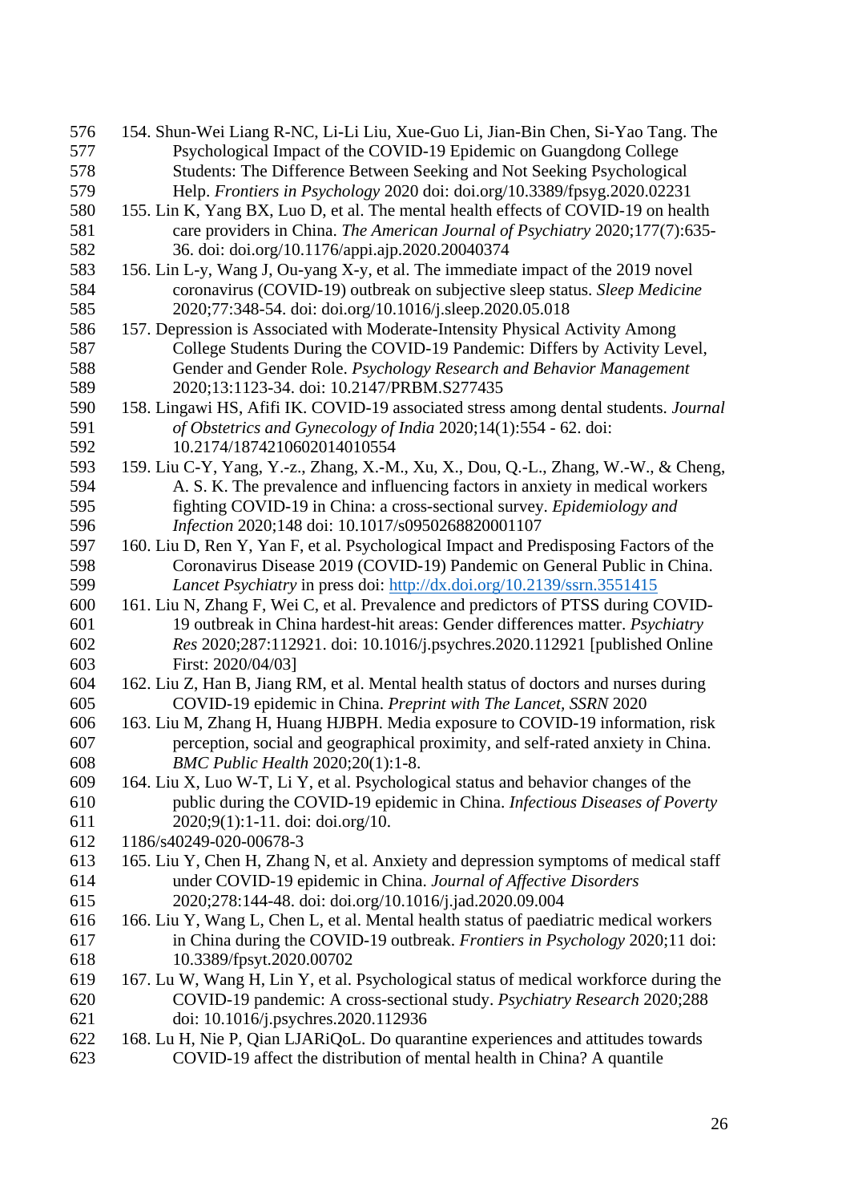154. Shun-Wei Liang R-NC, Li-Li Liu, Xue-Guo Li, Jian-Bin Chen, Si-Yao Tang. The Psychological Impact of the COVID-19 Epidemic on Guangdong College Students: The Difference Between Seeking and Not Seeking Psychological Help. *Frontiers in Psychology* 2020 doi: doi.org/10.3389/fpsyg.2020.02231

155. Lin K, Yang BX, Luo D, et al. The mental health effects of COVID-19 on health care providers in China. *The American Journal of Psychiatry* 2020;177(7):635-36. doi: doi.org/10.1176/appi.ajp.2020.20040374

156. Lin L-y, Wang J, Ou-yang X-y, et al. The immediate impact of the 2019 novel coronavirus (COVID-19) outbreak on subjective sleep status. *Sleep Medicine* 2020;77:348-54. doi: doi.org/10.1016/j.sleep.2020.05.018

157. Depression is Associated with Moderate-Intensity Physical Activity Among College Students During the COVID-19 Pandemic: Differs by Activity Level, Gender and Gender Role. *Psychology Research and Behavior Management* 2020;13:1123-34. doi: 10.2147/PRBM.S277435

158. Lingawi HS, Afifi IK. COVID-19 associated stress among dental students. *Journal of Obstetrics and Gynecology of India* 2020;14(1):554 - 62. doi: 10.2174/1874210602014010554

159. Liu C-Y, Yang, Y.-z., Zhang, X.-M., Xu, X., Dou, Q.-L., Zhang, W.-W., & Cheng, A. S. K. The prevalence and influencing factors in anxiety in medical workers fighting COVID-19 in China: a cross-sectional survey. *Epidemiology and Infection* 2020;148 doi: 10.1017/s0950268820001107

160. Liu D, Ren Y, Yan F, et al. Psychological Impact and Predisposing Factors of the Coronavirus Disease 2019 (COVID-19) Pandemic on General Public in China. *Lancet Psychiatry* in press doi: http://dx.doi.org/10.2139/ssrn.3551415

161. Liu N, Zhang F, Wei C, et al. Prevalence and predictors of PTSS during COVID-19 outbreak in China hardest-hit areas: Gender differences matter. *Psychiatry Res* 2020;287:112921. doi: 10.1016/j.psychres.2020.112921 [published Online First: 2020/04/03]

162. Liu Z, Han B, Jiang RM, et al. Mental health status of doctors and nurses during COVID-19 epidemic in China. *Preprint with The Lancet, SSRN* 2020

163. Liu M, Zhang H, Huang HJBPH. Media exposure to COVID-19 information, risk perception, social and geographical proximity, and self-rated anxiety in China. *BMC Public Health* 2020;20(1):1-8.

164. Liu X, Luo W-T, Li Y, et al. Psychological status and behavior changes of the public during the COVID-19 epidemic in China. *Infectious Diseases of Poverty* 2020;9(1):1-11. doi: doi.org/10.
1186/s40249-020-00678-3

165. Liu Y, Chen H, Zhang N, et al. Anxiety and depression symptoms of medical staff under COVID-19 epidemic in China. *Journal of Affective Disorders* 2020;278:144-48. doi: doi.org/10.1016/j.jad.2020.09.004

166. Liu Y, Wang L, Chen L, et al. Mental health status of paediatric medical workers in China during the COVID-19 outbreak. *Frontiers in Psychology* 2020;11 doi: 10.3389/fpsyt.2020.00702

167. Lu W, Wang H, Lin Y, et al. Psychological status of medical workforce during the COVID-19 pandemic: A cross-sectional study. *Psychiatry Research* 2020;288 doi: 10.1016/j.psychres.2020.112936

168. Lu H, Nie P, Qian LJARiQoL. Do quarantine experiences and attitudes towards COVID-19 affect the distribution of mental health in China? A quantile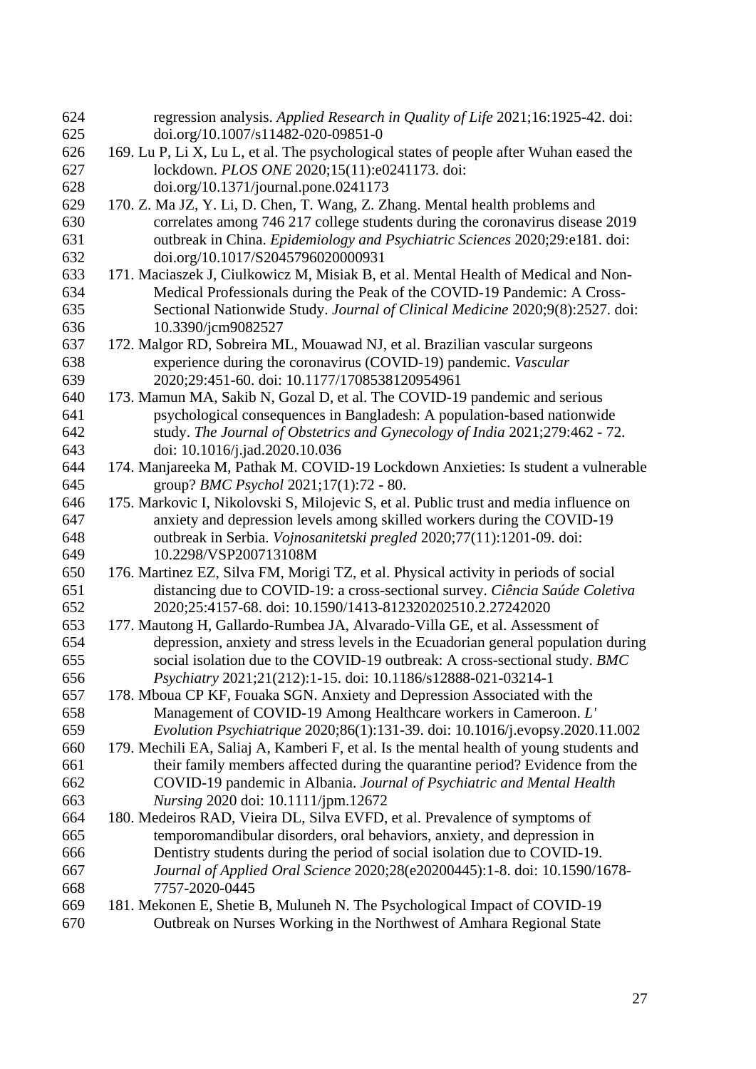regression analysis. *Applied Research in Quality of Life* 2021;16:1925-42. doi: doi.org/10.1007/s11482-020-09851-0

169. Lu P, Li X, Lu L, et al. The psychological states of people after Wuhan eased the lockdown. *PLOS ONE* 2020;15(11):e0241173. doi: doi.org/10.1371/journal.pone.0241173
170. Z. Ma JZ, Y. Li, D. Chen, T. Wang, Z. Zhang. Mental health problems and correlates among 746 217 college students during the coronavirus disease 2019 outbreak in China. *Epidemiology and Psychiatric Sciences* 2020;29:e181. doi: doi.org/10.1017/S2045796020000931
171. Maciaszek J, Ciulkowicz M, Misiak B, et al. Mental Health of Medical and Non-Medical Professionals during the Peak of the COVID-19 Pandemic: A Cross-Sectional Nationwide Study. *Journal of Clinical Medicine* 2020;9(8):2527. doi: 10.3390/jcm9082527
172. Malgor RD, Sobreira ML, Mouawad NJ, et al. Brazilian vascular surgeons experience during the coronavirus (COVID-19) pandemic. *Vascular* 2020;29:451-60. doi: 10.1177/1708538120954961
173. Mamun MA, Sakib N, Gozal D, et al. The COVID-19 pandemic and serious psychological consequences in Bangladesh: A population-based nationwide study. *The Journal of Obstetrics and Gynecology of India* 2021;279:462 - 72. doi: 10.1016/j.jad.2020.10.036
174. Manjareeka M, Pathak M. COVID-19 Lockdown Anxieties: Is student a vulnerable group? *BMC Psychol* 2021;17(1):72 - 80.
175. Markovic I, Nikolovski S, Milojevic S, et al. Public trust and media influence on anxiety and depression levels among skilled workers during the COVID-19 outbreak in Serbia. *Vojnosanitetski pregled* 2020;77(11):1201-09. doi: 10.2298/VSP200713108M
176. Martinez EZ, Silva FM, Morigi TZ, et al. Physical activity in periods of social distancing due to COVID-19: a cross-sectional survey. *Ciência Saúde Coletiva* 2020;25:4157-68. doi: 10.1590/1413-812320202510.2.27242020
177. Mautong H, Gallardo-Rumbea JA, Alvarado-Villa GE, et al. Assessment of depression, anxiety and stress levels in the Ecuadorian general population during social isolation due to the COVID-19 outbreak: A cross-sectional study. *BMC Psychiatry* 2021;21(212):1-15. doi: 10.1186/s12888-021-03214-1
178. Mboua CP KF, Fouaka SGN. Anxiety and Depression Associated with the Management of COVID-19 Among Healthcare workers in Cameroon. *L' Evolution Psychiatrique* 2020;86(1):131-39. doi: 10.1016/j.evopsy.2020.11.002
179. Mechili EA, Saliaj A, Kamberi F, et al. Is the mental health of young students and their family members affected during the quarantine period? Evidence from the COVID-19 pandemic in Albania. *Journal of Psychiatric and Mental Health Nursing* 2020 doi: 10.1111/jpm.12672
180. Medeiros RAD, Vieira DL, Silva EVFD, et al. Prevalence of symptoms of temporomandibular disorders, oral behaviors, anxiety, and depression in Dentistry students during the period of social isolation due to COVID-19. *Journal of Applied Oral Science* 2020;28(e20200445):1-8. doi: 10.1590/1678-7757-2020-0445
181. Mekonen E, Shetie B, Muluneh N. The Psychological Impact of COVID-19 Outbreak on Nurses Working in the Northwest of Amhara Regional State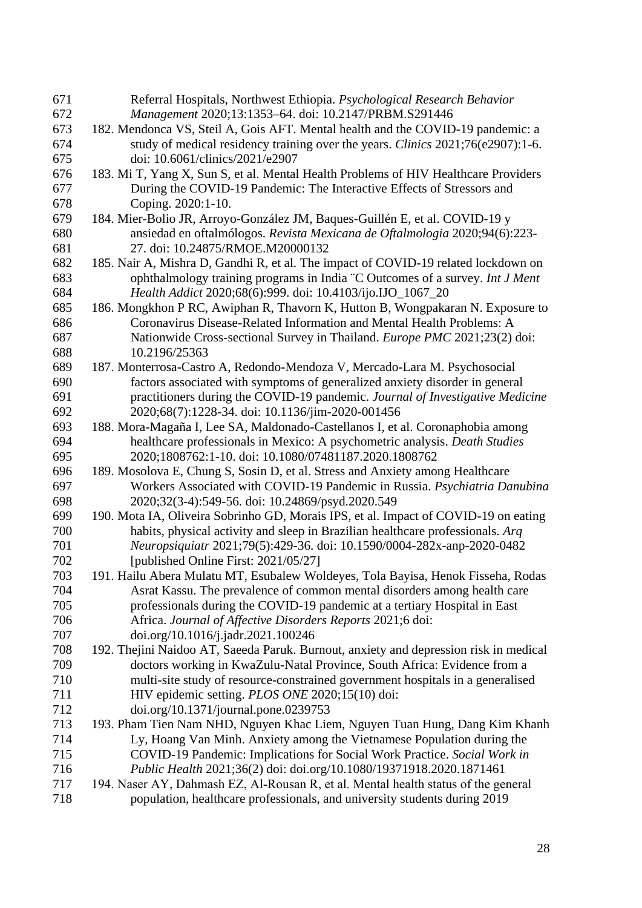Referral Hospitals, Northwest Ethiopia. *Psychological Research Behavior Management* 2020;13:1353–64. doi: 10.2147/PRBM.S291446

182. Mendonca VS, Steil A, Gois AFT. Mental health and the COVID-19 pandemic: a study of medical residency training over the years. *Clinics* 2021;76(e2907):1-6. doi: 10.6061/clinics/2021/e2907
183. Mi T, Yang X, Sun S, et al. Mental Health Problems of HIV Healthcare Providers During the COVID-19 Pandemic: The Interactive Effects of Stressors and Coping. 2020:1-10.
184. Mier-Bolio JR, Arroyo-González JM, Baques-Guillén E, et al. COVID-19 y ansiedad en oftalmólogos. *Revista Mexicana de Oftalmologia* 2020;94(6):223-27. doi: 10.24875/RMOE.M20000132
185. Nair A, Mishra D, Gandhi R, et al. The impact of COVID-19 related lockdown on ophthalmology training programs in India ¨C Outcomes of a survey. *Int J Ment Health Addict* 2020;68(6):999. doi: 10.4103/ijo.IJO_1067_20
186. Mongkhon P RC, Awiphan R, Thavorn K, Hutton B, Wongpakaran N. Exposure to Coronavirus Disease-Related Information and Mental Health Problems: A Nationwide Cross-sectional Survey in Thailand. *Europe PMC* 2021;23(2) doi: 10.2196/25363
187. Monterrosa-Castro A, Redondo-Mendoza V, Mercado-Lara M. Psychosocial factors associated with symptoms of generalized anxiety disorder in general practitioners during the COVID-19 pandemic. *Journal of Investigative Medicine* 2020;68(7):1228-34. doi: 10.1136/jim-2020-001456
188. Mora-Magaña I, Lee SA, Maldonado-Castellanos I, et al. Coronaphobia among healthcare professionals in Mexico: A psychometric analysis. *Death Studies* 2020;1808762:1-10. doi: 10.1080/07481187.2020.1808762
189. Mosolova E, Chung S, Sosin D, et al. Stress and Anxiety among Healthcare Workers Associated with COVID-19 Pandemic in Russia. *Psychiatria Danubina* 2020;32(3-4):549-56. doi: 10.24869/psyd.2020.549
190. Mota IA, Oliveira Sobrinho GD, Morais IPS, et al. Impact of COVID-19 on eating habits, physical activity and sleep in Brazilian healthcare professionals. *Arq Neuropsiquiatr* 2021;79(5):429-36. doi: 10.1590/0004-282x-anp-2020-0482 [published Online First: 2021/05/27]
191. Hailu Abera Mulatu MT, Esubalew Woldeyes, Tola Bayisa, Henok Fisseha, Rodas Asrat Kassu. The prevalence of common mental disorders among health care professionals during the COVID-19 pandemic at a tertiary Hospital in East Africa. *Journal of Affective Disorders Reports* 2021;6 doi: doi.org/10.1016/j.jadr.2021.100246
192. Thejini Naidoo AT, Saeeda Paruk. Burnout, anxiety and depression risk in medical doctors working in KwaZulu-Natal Province, South Africa: Evidence from a multi-site study of resource-constrained government hospitals in a generalised HIV epidemic setting. *PLOS ONE* 2020;15(10) doi: doi.org/10.1371/journal.pone.0239753
193. Pham Tien Nam NHD, Nguyen Khac Liem, Nguyen Tuan Hung, Dang Kim Khanh Ly, Hoang Van Minh. Anxiety among the Vietnamese Population during the COVID-19 Pandemic: Implications for Social Work Practice. *Social Work in Public Health* 2021;36(2) doi: doi.org/10.1080/19371918.2020.1871461
194. Naser AY, Dahmash EZ, Al-Rousan R, et al. Mental health status of the general population, healthcare professionals, and university students during 2019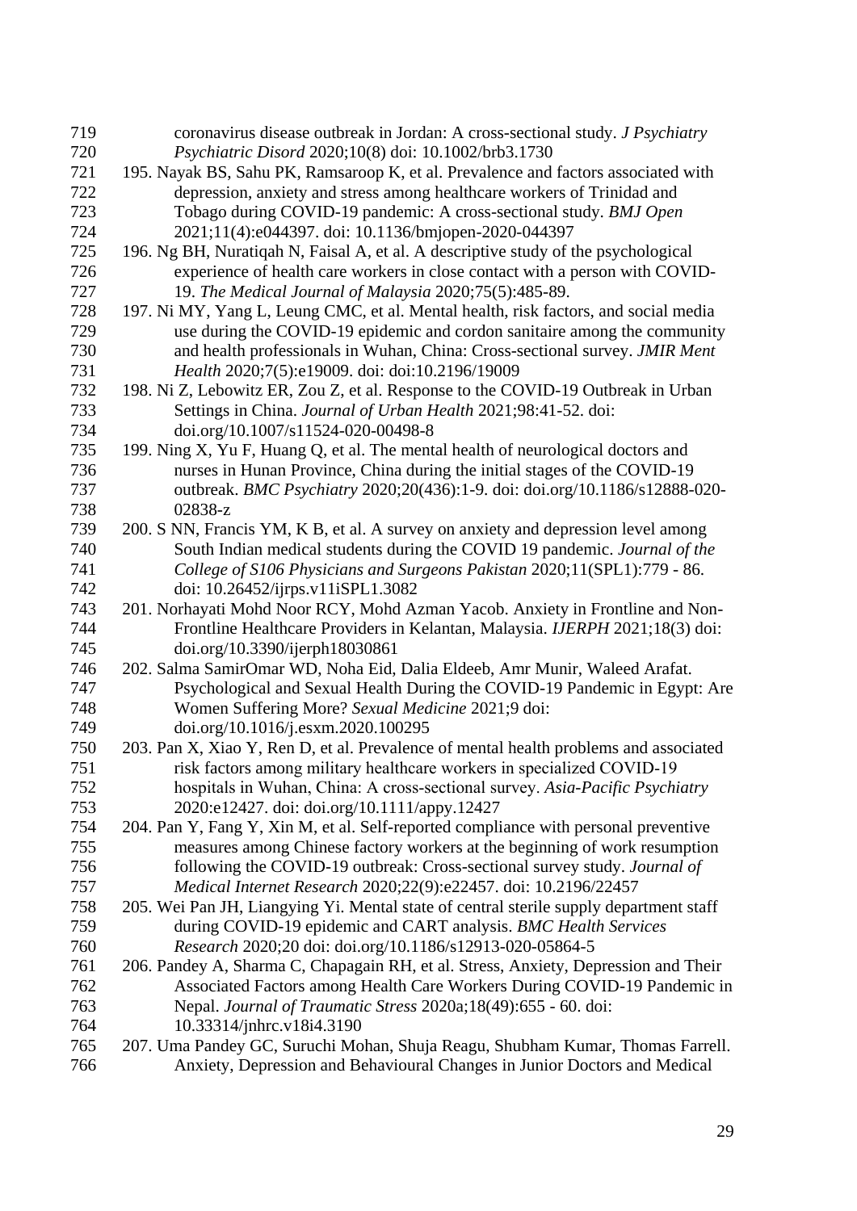coronavirus disease outbreak in Jordan: A cross-sectional study. *J Psychiatry Psychiatric Disord* 2020;10(8) doi: 10.1002/brb3.1730

195. Nayak BS, Sahu PK, Ramsaroop K, et al. Prevalence and factors associated with depression, anxiety and stress among healthcare workers of Trinidad and Tobago during COVID-19 pandemic: A cross-sectional study. *BMJ Open* 2021;11(4):e044397. doi: 10.1136/bmjopen-2020-044397

196. Ng BH, Nuratiqah N, Faisal A, et al. A descriptive study of the psychological experience of health care workers in close contact with a person with COVID-19. *The Medical Journal of Malaysia* 2020;75(5):485-89.

197. Ni MY, Yang L, Leung CMC, et al. Mental health, risk factors, and social media use during the COVID-19 epidemic and cordon sanitaire among the community and health professionals in Wuhan, China: Cross-sectional survey. *JMIR Ment Health* 2020;7(5):e19009. doi: doi:10.2196/19009

198. Ni Z, Lebowitz ER, Zou Z, et al. Response to the COVID-19 Outbreak in Urban Settings in China. *Journal of Urban Health* 2021;98:41-52. doi: doi.org/10.1007/s11524-020-00498-8

199. Ning X, Yu F, Huang Q, et al. The mental health of neurological doctors and nurses in Hunan Province, China during the initial stages of the COVID-19 outbreak. *BMC Psychiatry* 2020;20(436):1-9. doi: doi.org/10.1186/s12888-020-02838-z

200. S NN, Francis YM, K B, et al. A survey on anxiety and depression level among South Indian medical students during the COVID 19 pandemic. *Journal of the College of S106 Physicians and Surgeons Pakistan* 2020;11(SPL1):779 - 86. doi: 10.26452/ijrps.v11iSPL1.3082

201. Norhayati Mohd Noor RCY, Mohd Azman Yacob. Anxiety in Frontline and Non-Frontline Healthcare Providers in Kelantan, Malaysia. *IJERPH* 2021;18(3) doi: doi.org/10.3390/ijerph18030861

202. Salma SamirOmar WD, Noha Eid, Dalia Eldeeb, Amr Munir, Waleed Arafat. Psychological and Sexual Health During the COVID-19 Pandemic in Egypt: Are Women Suffering More? *Sexual Medicine* 2021;9 doi: doi.org/10.1016/j.esxm.2020.100295

203. Pan X, Xiao Y, Ren D, et al. Prevalence of mental health problems and associated risk factors among military healthcare workers in specialized COVID-19 hospitals in Wuhan, China: A cross-sectional survey. *Asia-Pacific Psychiatry* 2020:e12427. doi: doi.org/10.1111/appy.12427

204. Pan Y, Fang Y, Xin M, et al. Self-reported compliance with personal preventive measures among Chinese factory workers at the beginning of work resumption following the COVID-19 outbreak: Cross-sectional survey study. *Journal of Medical Internet Research* 2020;22(9):e22457. doi: 10.2196/22457

205. Wei Pan JH, Liangying Yi. Mental state of central sterile supply department staff during COVID-19 epidemic and CART analysis. *BMC Health Services Research* 2020;20 doi: doi.org/10.1186/s12913-020-05864-5

206. Pandey A, Sharma C, Chapagain RH, et al. Stress, Anxiety, Depression and Their Associated Factors among Health Care Workers During COVID-19 Pandemic in Nepal. *Journal of Traumatic Stress* 2020a;18(49):655 - 60. doi: 10.33314/jnhrc.v18i4.3190

207. Uma Pandey GC, Suruchi Mohan, Shuja Reagu, Shubham Kumar, Thomas Farrell. Anxiety, Depression and Behavioural Changes in Junior Doctors and Medical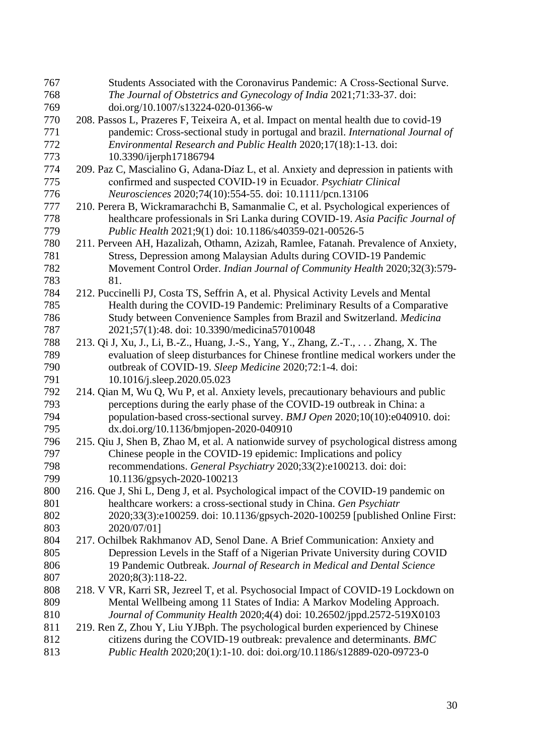Students Associated with the Coronavirus Pandemic: A Cross-Sectional Surve. *The Journal of Obstetrics and Gynecology of India* 2021;71:33-37. doi: doi.org/10.1007/s13224-020-01366-w

208. Passos L, Prazeres F, Teixeira A, et al. Impact on mental health due to covid-19 pandemic: Cross-sectional study in portugal and brazil. *International Journal of Environmental Research and Public Health* 2020;17(18):1-13. doi: 10.3390/ijerph17186794
209. Paz C, Mascialino G, Adana-Díaz L, et al. Anxiety and depression in patients with confirmed and suspected COVID-19 in Ecuador. *Psychiatr Clinical Neurosciences* 2020;74(10):554-55. doi: 10.1111/pcn.13106
210. Perera B, Wickramarachchi B, Samanmalie C, et al. Psychological experiences of healthcare professionals in Sri Lanka during COVID-19. *Asia Pacific Journal of Public Health* 2021;9(1) doi: 10.1186/s40359-021-00526-5
211. Perveen AH, Hazalizah, Othamn, Azizah, Ramlee, Fatanah. Prevalence of Anxiety, Stress, Depression among Malaysian Adults during COVID-19 Pandemic Movement Control Order. *Indian Journal of Community Health* 2020;32(3):579-81.
212. Puccinelli PJ, Costa TS, Seffrin A, et al. Physical Activity Levels and Mental Health during the COVID-19 Pandemic: Preliminary Results of a Comparative Study between Convenience Samples from Brazil and Switzerland. *Medicina* 2021;57(1):48. doi: 10.3390/medicina57010048
213. Qi J, Xu, J., Li, B.-Z., Huang, J.-S., Yang, Y., Zhang, Z.-T., . . . Zhang, X. The evaluation of sleep disturbances for Chinese frontline medical workers under the outbreak of COVID-19. *Sleep Medicine* 2020;72:1-4. doi: 10.1016/j.sleep.2020.05.023
214. Qian M, Wu Q, Wu P, et al. Anxiety levels, precautionary behaviours and public perceptions during the early phase of the COVID-19 outbreak in China: a population-based cross-sectional survey. *BMJ Open* 2020;10(10):e040910. doi: dx.doi.org/10.1136/bmjopen-2020-040910
215. Qiu J, Shen B, Zhao M, et al. A nationwide survey of psychological distress among Chinese people in the COVID-19 epidemic: Implications and policy recommendations. *General Psychiatry* 2020;33(2):e100213. doi: doi: 10.1136/gpsych-2020-100213
216. Que J, Shi L, Deng J, et al. Psychological impact of the COVID-19 pandemic on healthcare workers: a cross-sectional study in China. *Gen Psychiatr* 2020;33(3):e100259. doi: 10.1136/gpsych-2020-100259 [published Online First: 2020/07/01]
217. Ochilbek Rakhmanov AD, Senol Dane. A Brief Communication: Anxiety and Depression Levels in the Staff of a Nigerian Private University during COVID 19 Pandemic Outbreak. *Journal of Research in Medical and Dental Science* 2020;8(3):118-22.
218. V VR, Karri SR, Jezreel T, et al. Psychosocial Impact of COVID-19 Lockdown on Mental Wellbeing among 11 States of India: A Markov Modeling Approach. *Journal of Community Health* 2020;4(4) doi: 10.26502/jppd.2572-519X0103
219. Ren Z, Zhou Y, Liu YJBph. The psychological burden experienced by Chinese citizens during the COVID-19 outbreak: prevalence and determinants. *BMC Public Health* 2020;20(1):1-10. doi: doi.org/10.1186/s12889-020-09723-0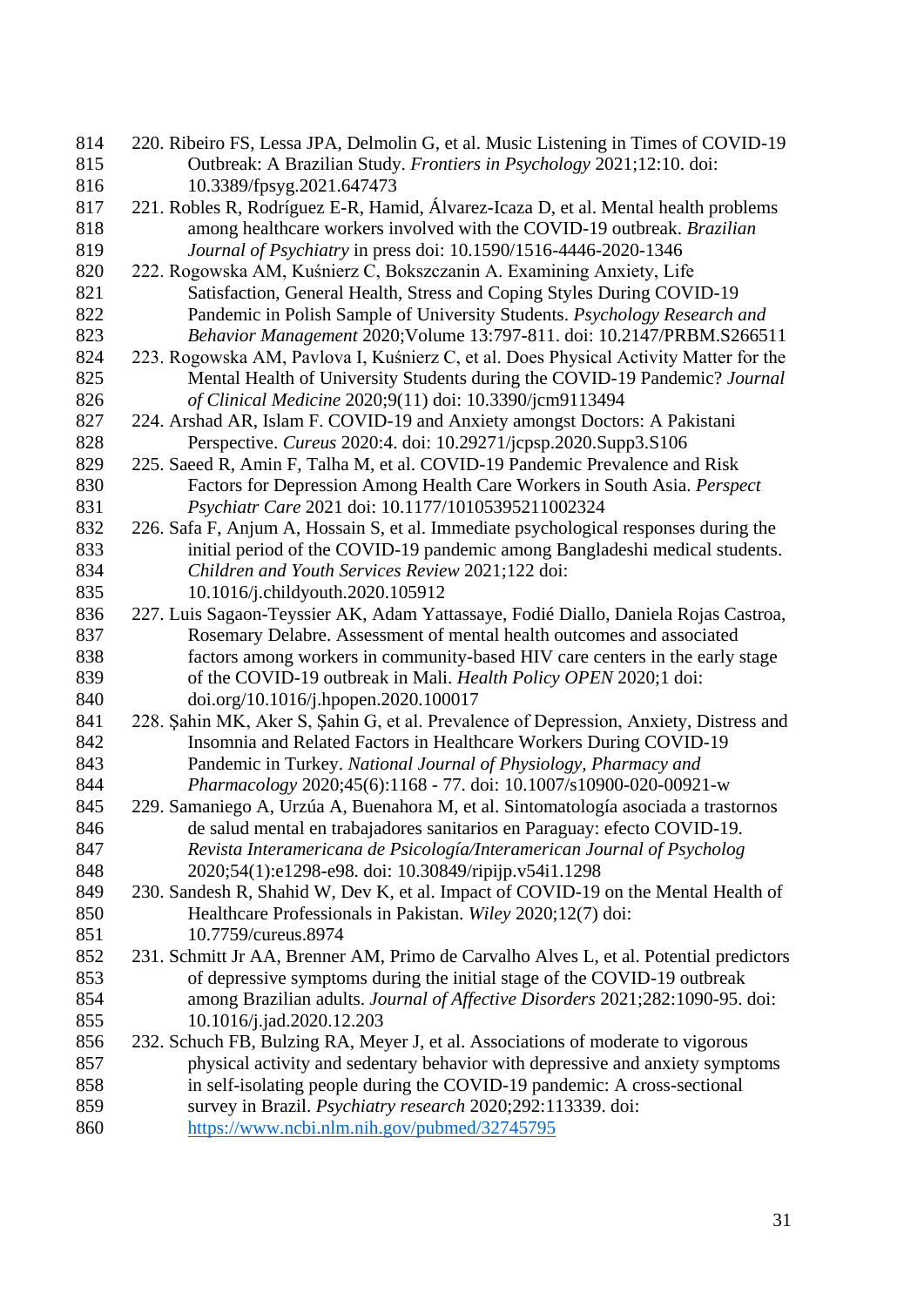220. Ribeiro FS, Lessa JPA, Delmolin G, et al. Music Listening in Times of COVID-19 Outbreak: A Brazilian Study. *Frontiers in Psychology* 2021;12:10. doi: 10.3389/fpsyg.2021.647473
221. Robles R, Rodríguez E-R, Hamid, Álvarez-Icaza D, et al. Mental health problems among healthcare workers involved with the COVID-19 outbreak. *Brazilian Journal of Psychiatry* in press doi: 10.1590/1516-4446-2020-1346
222. Rogowska AM, Kuśnierz C, Bokszczanin A. Examining Anxiety, Life Satisfaction, General Health, Stress and Coping Styles During COVID-19 Pandemic in Polish Sample of University Students. *Psychology Research and Behavior Management* 2020;Volume 13:797-811. doi: 10.2147/PRBM.S266511
223. Rogowska AM, Pavlova I, Kuśnierz C, et al. Does Physical Activity Matter for the Mental Health of University Students during the COVID-19 Pandemic? *Journal of Clinical Medicine* 2020;9(11) doi: 10.3390/jcm9113494
224. Arshad AR, Islam F. COVID-19 and Anxiety amongst Doctors: A Pakistani Perspective. *Cureus* 2020:4. doi: 10.29271/jcpsp.2020.Supp3.S106
225. Saeed R, Amin F, Talha M, et al. COVID-19 Pandemic Prevalence and Risk Factors for Depression Among Health Care Workers in South Asia. *Perspect Psychiatr Care* 2021 doi: 10.1177/10105395211002324
226. Safa F, Anjum A, Hossain S, et al. Immediate psychological responses during the initial period of the COVID-19 pandemic among Bangladeshi medical students. *Children and Youth Services Review* 2021;122 doi: 10.1016/j.childyouth.2020.105912
227. Luis Sagaon-Teyssier AK, Adam Yattassaye, Fodié Diallo, Daniela Rojas Castroa, Rosemary Delabre. Assessment of mental health outcomes and associated factors among workers in community-based HIV care centers in the early stage of the COVID-19 outbreak in Mali. *Health Policy OPEN* 2020;1 doi: doi.org/10.1016/j.hpopen.2020.100017
228. Şahin MK, Aker S, Şahin G, et al. Prevalence of Depression, Anxiety, Distress and Insomnia and Related Factors in Healthcare Workers During COVID-19 Pandemic in Turkey. *National Journal of Physiology, Pharmacy and Pharmacology* 2020;45(6):1168 - 77. doi: 10.1007/s10900-020-00921-w
229. Samaniego A, Urzúa A, Buenahora M, et al. Sintomatología asociada a trastornos de salud mental en trabajadores sanitarios en Paraguay: efecto COVID-19. *Revista Interamericana de Psicología/Interamerican Journal of Psycholog* 2020;54(1):e1298-e98. doi: 10.30849/ripijp.v54i1.1298
230. Sandesh R, Shahid W, Dev K, et al. Impact of COVID-19 on the Mental Health of Healthcare Professionals in Pakistan. *Wiley* 2020;12(7) doi: 10.7759/cureus.8974
231. Schmitt Jr AA, Brenner AM, Primo de Carvalho Alves L, et al. Potential predictors of depressive symptoms during the initial stage of the COVID-19 outbreak among Brazilian adults. *Journal of Affective Disorders* 2021;282:1090-95. doi: 10.1016/j.jad.2020.12.203
232. Schuch FB, Bulzing RA, Meyer J, et al. Associations of moderate to vigorous physical activity and sedentary behavior with depressive and anxiety symptoms in self-isolating people during the COVID-19 pandemic: A cross-sectional survey in Brazil. *Psychiatry research* 2020;292:113339. doi: https://www.ncbi.nlm.nih.gov/pubmed/32745795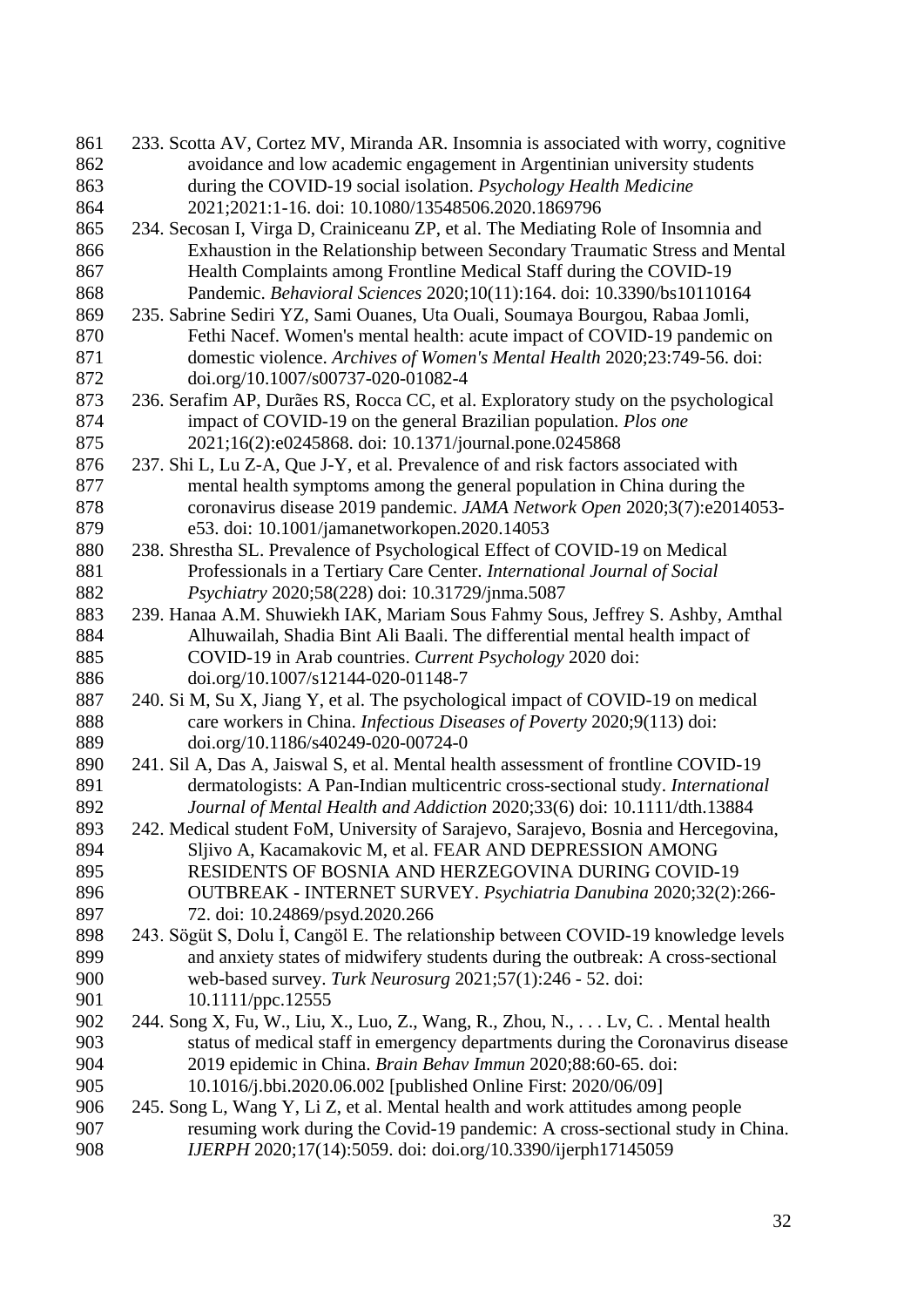233. Scotta AV, Cortez MV, Miranda AR. Insomnia is associated with worry, cognitive avoidance and low academic engagement in Argentinian university students during the COVID-19 social isolation. *Psychology Health Medicine* 2021;2021:1-16. doi: 10.1080/13548506.2020.1869796

234. Secosan I, Virga D, Crainiceanu ZP, et al. The Mediating Role of Insomnia and Exhaustion in the Relationship between Secondary Traumatic Stress and Mental Health Complaints among Frontline Medical Staff during the COVID-19 Pandemic. *Behavioral Sciences* 2020;10(11):164. doi: 10.3390/bs10110164

235. Sabrine Sediri YZ, Sami Ouanes, Uta Ouali, Soumaya Bourgou, Rabaa Jomli, Fethi Nacef. Women's mental health: acute impact of COVID-19 pandemic on domestic violence. *Archives of Women's Mental Health* 2020;23:749-56. doi: doi.org/10.1007/s00737-020-01082-4

236. Serafim AP, Durães RS, Rocca CC, et al. Exploratory study on the psychological impact of COVID-19 on the general Brazilian population. *Plos one* 2021;16(2):e0245868. doi: 10.1371/journal.pone.0245868

237. Shi L, Lu Z-A, Que J-Y, et al. Prevalence of and risk factors associated with mental health symptoms among the general population in China during the coronavirus disease 2019 pandemic. *JAMA Network Open* 2020;3(7):e2014053-e53. doi: 10.1001/jamanetworkopen.2020.14053

238. Shrestha SL. Prevalence of Psychological Effect of COVID-19 on Medical Professionals in a Tertiary Care Center. *International Journal of Social Psychiatry* 2020;58(228) doi: 10.31729/jnma.5087

239. Hanaa A.M. Shuwiekh IAK, Mariam Sous Fahmy Sous, Jeffrey S. Ashby, Amthal Alhuwailah, Shadia Bint Ali Baali. The differential mental health impact of COVID-19 in Arab countries. *Current Psychology* 2020 doi: doi.org/10.1007/s12144-020-01148-7

240. Si M, Su X, Jiang Y, et al. The psychological impact of COVID-19 on medical care workers in China. *Infectious Diseases of Poverty* 2020;9(113) doi: doi.org/10.1186/s40249-020-00724-0

241. Sil A, Das A, Jaiswal S, et al. Mental health assessment of frontline COVID-19 dermatologists: A Pan-Indian multicentric cross-sectional study. *International Journal of Mental Health and Addiction* 2020;33(6) doi: 10.1111/dth.13884

242. Medical student FoM, University of Sarajevo, Sarajevo, Bosnia and Hercegovina, Sljivo A, Kacamakovic M, et al. FEAR AND DEPRESSION AMONG RESIDENTS OF BOSNIA AND HERZEGOVINA DURING COVID-19 OUTBREAK - INTERNET SURVEY. *Psychiatria Danubina* 2020;32(2):266-72. doi: 10.24869/psyd.2020.266

243. Sögüt S, Dolu İ, Cangöl E. The relationship between COVID-19 knowledge levels and anxiety states of midwifery students during the outbreak: A cross-sectional web-based survey. *Turk Neurosurg* 2021;57(1):246 - 52. doi: 10.1111/ppc.12555

244. Song X, Fu, W., Liu, X., Luo, Z., Wang, R., Zhou, N., . . . Lv, C. . Mental health status of medical staff in emergency departments during the Coronavirus disease 2019 epidemic in China. *Brain Behav Immun* 2020;88:60-65. doi: 10.1016/j.bbi.2020.06.002 [published Online First: 2020/06/09]

245. Song L, Wang Y, Li Z, et al. Mental health and work attitudes among people resuming work during the Covid-19 pandemic: A cross-sectional study in China. *IJERPH* 2020;17(14):5059. doi: doi.org/10.3390/ijerph17145059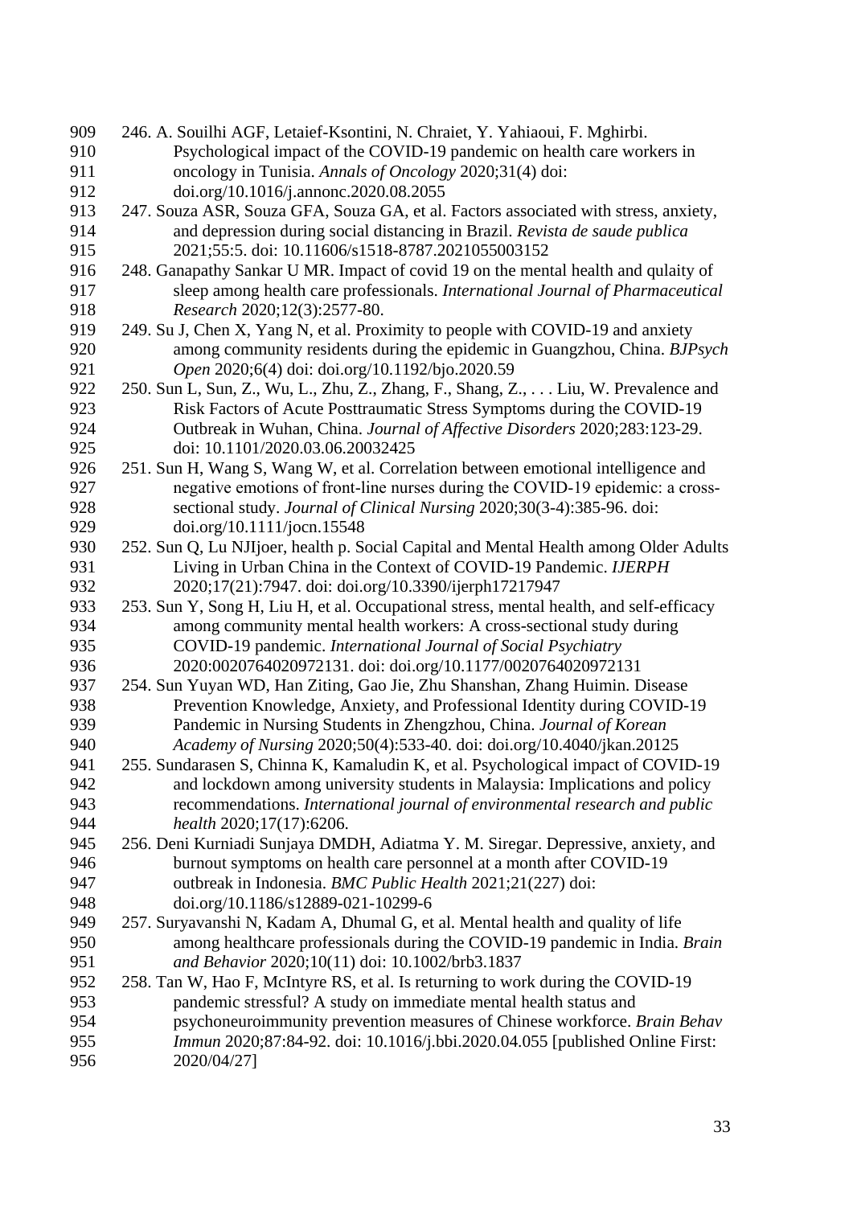246. A. Souilhi AGF, Letaief-Ksontini, N. Chraiet, Y. Yahiaoui, F. Mghirbi. Psychological impact of the COVID-19 pandemic on health care workers in oncology in Tunisia. *Annals of Oncology* 2020;31(4) doi: doi.org/10.1016/j.annonc.2020.08.2055

247. Souza ASR, Souza GFA, Souza GA, et al. Factors associated with stress, anxiety, and depression during social distancing in Brazil. *Revista de saude publica* 2021;55:5. doi: 10.11606/s1518-8787.2021055003152

248. Ganapathy Sankar U MR. Impact of covid 19 on the mental health and qulaity of sleep among health care professionals. *International Journal of Pharmaceutical Research* 2020;12(3):2577-80.

249. Su J, Chen X, Yang N, et al. Proximity to people with COVID-19 and anxiety among community residents during the epidemic in Guangzhou, China. *BJPsych Open* 2020;6(4) doi: doi.org/10.1192/bjo.2020.59

250. Sun L, Sun, Z., Wu, L., Zhu, Z., Zhang, F., Shang, Z., . . . Liu, W. Prevalence and Risk Factors of Acute Posttraumatic Stress Symptoms during the COVID-19 Outbreak in Wuhan, China. *Journal of Affective Disorders* 2020;283:123-29. doi: 10.1101/2020.03.06.20032425

251. Sun H, Wang S, Wang W, et al. Correlation between emotional intelligence and negative emotions of front-line nurses during the COVID-19 epidemic: a cross-sectional study. *Journal of Clinical Nursing* 2020;30(3-4):385-96. doi: doi.org/10.1111/jocn.15548

252. Sun Q, Lu NJIjoer, health p. Social Capital and Mental Health among Older Adults Living in Urban China in the Context of COVID-19 Pandemic. *IJERPH* 2020;17(21):7947. doi: doi.org/10.3390/ijerph17217947

253. Sun Y, Song H, Liu H, et al. Occupational stress, mental health, and self-efficacy among community mental health workers: A cross-sectional study during COVID-19 pandemic. *International Journal of Social Psychiatry* 2020:0020764020972131. doi: doi.org/10.1177/0020764020972131

254. Sun Yuyan WD, Han Ziting, Gao Jie, Zhu Shanshan, Zhang Huimin. Disease Prevention Knowledge, Anxiety, and Professional Identity during COVID-19 Pandemic in Nursing Students in Zhengzhou, China. *Journal of Korean Academy of Nursing* 2020;50(4):533-40. doi: doi.org/10.4040/jkan.20125

255. Sundarasen S, Chinna K, Kamaludin K, et al. Psychological impact of COVID-19 and lockdown among university students in Malaysia: Implications and policy recommendations. *International journal of environmental research and public health* 2020;17(17):6206.

256. Deni Kurniadi Sunjaya DMDH, Adiatma Y. M. Siregar. Depressive, anxiety, and burnout symptoms on health care personnel at a month after COVID-19 outbreak in Indonesia. *BMC Public Health* 2021;21(227) doi: doi.org/10.1186/s12889-021-10299-6

257. Suryavanshi N, Kadam A, Dhumal G, et al. Mental health and quality of life among healthcare professionals during the COVID-19 pandemic in India. *Brain and Behavior* 2020;10(11) doi: 10.1002/brb3.1837

258. Tan W, Hao F, McIntyre RS, et al. Is returning to work during the COVID-19 pandemic stressful? A study on immediate mental health status and psychoneuroimmunity prevention measures of Chinese workforce. *Brain Behav Immun* 2020;87:84-92. doi: 10.1016/j.bbi.2020.04.055 [published Online First: 2020/04/27]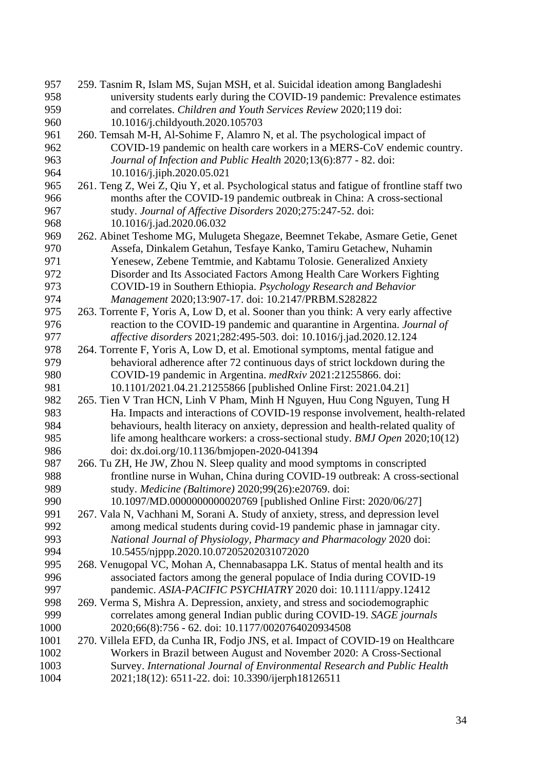259. Tasnim R, Islam MS, Sujan MSH, et al. Suicidal ideation among Bangladeshi university students early during the COVID-19 pandemic: Prevalence estimates and correlates. *Children and Youth Services Review* 2020;119 doi: 10.1016/j.childyouth.2020.105703

260. Temsah M-H, Al-Sohime F, Alamro N, et al. The psychological impact of COVID-19 pandemic on health care workers in a MERS-CoV endemic country. *Journal of Infection and Public Health* 2020;13(6):877 - 82. doi: 10.1016/j.jiph.2020.05.021

261. Teng Z, Wei Z, Qiu Y, et al. Psychological status and fatigue of frontline staff two months after the COVID-19 pandemic outbreak in China: A cross-sectional study. *Journal of Affective Disorders* 2020;275:247-52. doi: 10.1016/j.jad.2020.06.032

262. Abinet Teshome MG, Mulugeta Shegaze, Beemnet Tekabe, Asmare Getie, Genet Assefa, Dinkalem Getahun, Tesfaye Kanko, Tamiru Getachew, Nuhamin Yenesew, Zebene Temtmie, and Kabtamu Tolosie. Generalized Anxiety Disorder and Its Associated Factors Among Health Care Workers Fighting COVID-19 in Southern Ethiopia. *Psychology Research and Behavior Management* 2020;13:907-17. doi: 10.2147/PRBM.S282822

263. Torrente F, Yoris A, Low D, et al. Sooner than you think: A very early affective reaction to the COVID-19 pandemic and quarantine in Argentina. *Journal of affective disorders* 2021;282:495-503. doi: 10.1016/j.jad.2020.12.124

264. Torrente F, Yoris A, Low D, et al. Emotional symptoms, mental fatigue and behavioral adherence after 72 continuous days of strict lockdown during the COVID-19 pandemic in Argentina. *medRxiv* 2021:21255866. doi: 10.1101/2021.04.21.21255866 [published Online First: 2021.04.21]

265. Tien V Tran HCN, Linh V Pham, Minh H Nguyen, Huu Cong Nguyen, Tung H Ha. Impacts and interactions of COVID-19 response involvement, health-related behaviours, health literacy on anxiety, depression and health-related quality of life among healthcare workers: a cross-sectional study. *BMJ Open* 2020;10(12) doi: dx.doi.org/10.1136/bmjopen-2020-041394

266. Tu ZH, He JW, Zhou N. Sleep quality and mood symptoms in conscripted frontline nurse in Wuhan, China during COVID-19 outbreak: A cross-sectional study. *Medicine (Baltimore)* 2020;99(26):e20769. doi: 10.1097/MD.0000000000020769 [published Online First: 2020/06/27]

267. Vala N, Vachhani M, Sorani A. Study of anxiety, stress, and depression level among medical students during covid-19 pandemic phase in jamnagar city. *National Journal of Physiology, Pharmacy and Pharmacology* 2020 doi: 10.5455/njppp.2020.10.07205202031072020

268. Venugopal VC, Mohan A, Chennabasappa LK. Status of mental health and its associated factors among the general populace of India during COVID-19 pandemic. *ASIA-PACIFIC PSYCHIATRY* 2020 doi: 10.1111/appy.12412

269. Verma S, Mishra A. Depression, anxiety, and stress and sociodemographic correlates among general Indian public during COVID-19. *SAGE journals* 2020;66(8):756 - 62. doi: 10.1177/0020764020934508

270. Villela EFD, da Cunha IR, Fodjo JNS, et al. Impact of COVID-19 on Healthcare Workers in Brazil between August and November 2020: A Cross-Sectional Survey. *International Journal of Environmental Research and Public Health* 2021;18(12): 6511-22. doi: 10.3390/ijerph18126511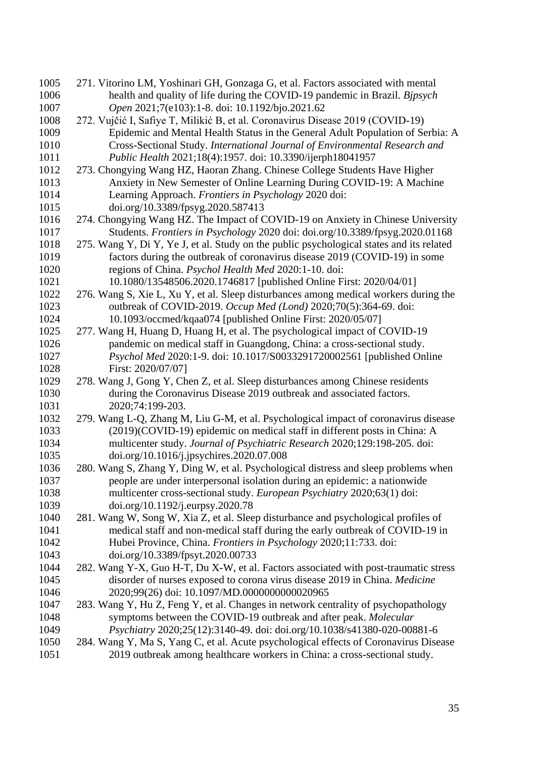271. Vitorino LM, Yoshinari GH, Gonzaga G, et al. Factors associated with mental health and quality of life during the COVID-19 pandemic in Brazil. *Bjpsych Open* 2021;7(e103):1-8. doi: 10.1192/bjo.2021.62
272. Vujčić I, Safiye T, Milikić B, et al. Coronavirus Disease 2019 (COVID-19) Epidemic and Mental Health Status in the General Adult Population of Serbia: A Cross-Sectional Study. *International Journal of Environmental Research and Public Health* 2021;18(4):1957. doi: 10.3390/ijerph18041957
273. Chongying Wang HZ, Haoran Zhang. Chinese College Students Have Higher Anxiety in New Semester of Online Learning During COVID-19: A Machine Learning Approach. *Frontiers in Psychology* 2020 doi: doi.org/10.3389/fpsyg.2020.587413
274. Chongying Wang HZ. The Impact of COVID-19 on Anxiety in Chinese University Students. *Frontiers in Psychology* 2020 doi: doi.org/10.3389/fpsyg.2020.01168
275. Wang Y, Di Y, Ye J, et al. Study on the public psychological states and its related factors during the outbreak of coronavirus disease 2019 (COVID-19) in some regions of China. *Psychol Health Med* 2020:1-10. doi: 10.1080/13548506.2020.1746817 [published Online First: 2020/04/01]
276. Wang S, Xie L, Xu Y, et al. Sleep disturbances among medical workers during the outbreak of COVID-2019. *Occup Med (Lond)* 2020;70(5):364-69. doi: 10.1093/occmed/kqaa074 [published Online First: 2020/05/07]
277. Wang H, Huang D, Huang H, et al. The psychological impact of COVID-19 pandemic on medical staff in Guangdong, China: a cross-sectional study. *Psychol Med* 2020:1-9. doi: 10.1017/S0033291720002561 [published Online First: 2020/07/07]
278. Wang J, Gong Y, Chen Z, et al. Sleep disturbances among Chinese residents during the Coronavirus Disease 2019 outbreak and associated factors. 2020;74:199-203.
279. Wang L-Q, Zhang M, Liu G-M, et al. Psychological impact of coronavirus disease (2019)(COVID-19) epidemic on medical staff in different posts in China: A multicenter study. *Journal of Psychiatric Research* 2020;129:198-205. doi: doi.org/10.1016/j.jpsychires.2020.07.008
280. Wang S, Zhang Y, Ding W, et al. Psychological distress and sleep problems when people are under interpersonal isolation during an epidemic: a nationwide multicenter cross-sectional study. *European Psychiatry* 2020;63(1) doi: doi.org/10.1192/j.eurpsy.2020.78
281. Wang W, Song W, Xia Z, et al. Sleep disturbance and psychological profiles of medical staff and non-medical staff during the early outbreak of COVID-19 in Hubei Province, China. *Frontiers in Psychology* 2020;11:733. doi: doi.org/10.3389/fpsyt.2020.00733
282. Wang Y-X, Guo H-T, Du X-W, et al. Factors associated with post-traumatic stress disorder of nurses exposed to corona virus disease 2019 in China. *Medicine* 2020;99(26) doi: 10.1097/MD.0000000000020965
283. Wang Y, Hu Z, Feng Y, et al. Changes in network centrality of psychopathology symptoms between the COVID-19 outbreak and after peak. *Molecular Psychiatry* 2020;25(12):3140-49. doi: doi.org/10.1038/s41380-020-00881-6
284. Wang Y, Ma S, Yang C, et al. Acute psychological effects of Coronavirus Disease 2019 outbreak among healthcare workers in China: a cross-sectional study.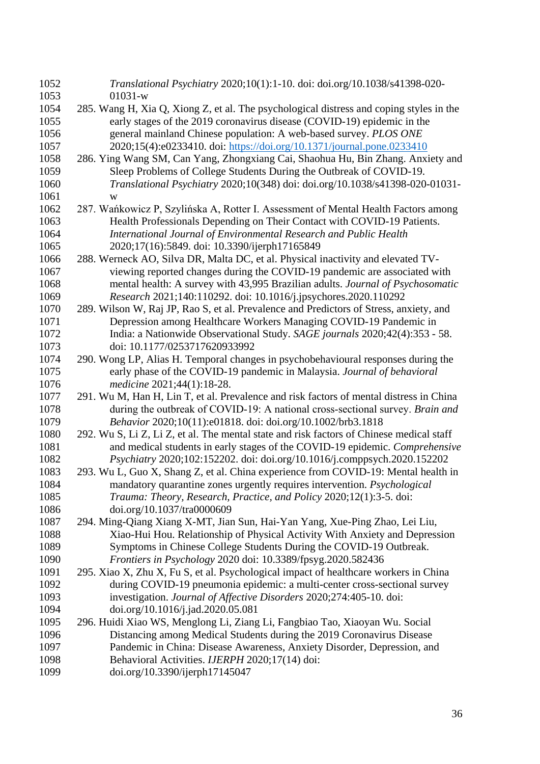*Translational Psychiatry* 2020;10(1):1-10. doi: doi.org/10.1038/s41398-020-01031-w

285. Wang H, Xia Q, Xiong Z, et al. The psychological distress and coping styles in the early stages of the 2019 coronavirus disease (COVID-19) epidemic in the general mainland Chinese population: A web-based survey. *PLOS ONE* 2020;15(4):e0233410. doi: https://doi.org/10.1371/journal.pone.0233410
286. Ying Wang SM, Can Yang, Zhongxiang Cai, Shaohua Hu, Bin Zhang. Anxiety and Sleep Problems of College Students During the Outbreak of COVID-19. *Translational Psychiatry* 2020;10(348) doi: doi.org/10.1038/s41398-020-01031-w
287. Wańkowicz P, Szylińska A, Rotter I. Assessment of Mental Health Factors among Health Professionals Depending on Their Contact with COVID-19 Patients. *International Journal of Environmental Research and Public Health* 2020;17(16):5849. doi: 10.3390/ijerph17165849
288. Werneck AO, Silva DR, Malta DC, et al. Physical inactivity and elevated TV-viewing reported changes during the COVID-19 pandemic are associated with mental health: A survey with 43,995 Brazilian adults. *Journal of Psychosomatic Research* 2021;140:110292. doi: 10.1016/j.jpsychores.2020.110292
289. Wilson W, Raj JP, Rao S, et al. Prevalence and Predictors of Stress, anxiety, and Depression among Healthcare Workers Managing COVID-19 Pandemic in India: a Nationwide Observational Study. *SAGE journals* 2020;42(4):353 - 58. doi: 10.1177/0253717620933992
290. Wong LP, Alias H. Temporal changes in psychobehavioural responses during the early phase of the COVID-19 pandemic in Malaysia. *Journal of behavioral medicine* 2021;44(1):18-28.
291. Wu M, Han H, Lin T, et al. Prevalence and risk factors of mental distress in China during the outbreak of COVID-19: A national cross-sectional survey. *Brain and Behavior* 2020;10(11):e01818. doi: doi.org/10.1002/brb3.1818
292. Wu S, Li Z, Li Z, et al. The mental state and risk factors of Chinese medical staff and medical students in early stages of the COVID-19 epidemic. *Comprehensive Psychiatry* 2020;102:152202. doi: doi.org/10.1016/j.comppsych.2020.152202
293. Wu L, Guo X, Shang Z, et al. China experience from COVID-19: Mental health in mandatory quarantine zones urgently requires intervention. *Psychological Trauma: Theory, Research, Practice, and Policy* 2020;12(1):3-5. doi: doi.org/10.1037/tra0000609
294. Ming-Qiang Xiang X-MT, Jian Sun, Hai-Yan Yang, Xue-Ping Zhao, Lei Liu, Xiao-Hui Hou. Relationship of Physical Activity With Anxiety and Depression Symptoms in Chinese College Students During the COVID-19 Outbreak. *Frontiers in Psychology* 2020 doi: 10.3389/fpsyg.2020.582436
295. Xiao X, Zhu X, Fu S, et al. Psychological impact of healthcare workers in China during COVID-19 pneumonia epidemic: a multi-center cross-sectional survey investigation. *Journal of Affective Disorders* 2020;274:405-10. doi: doi.org/10.1016/j.jad.2020.05.081
296. Huidi Xiao WS, Menglong Li, Ziang Li, Fangbiao Tao, Xiaoyan Wu. Social Distancing among Medical Students during the 2019 Coronavirus Disease Pandemic in China: Disease Awareness, Anxiety Disorder, Depression, and Behavioral Activities. *IJERPH* 2020;17(14) doi: doi.org/10.3390/ijerph17145047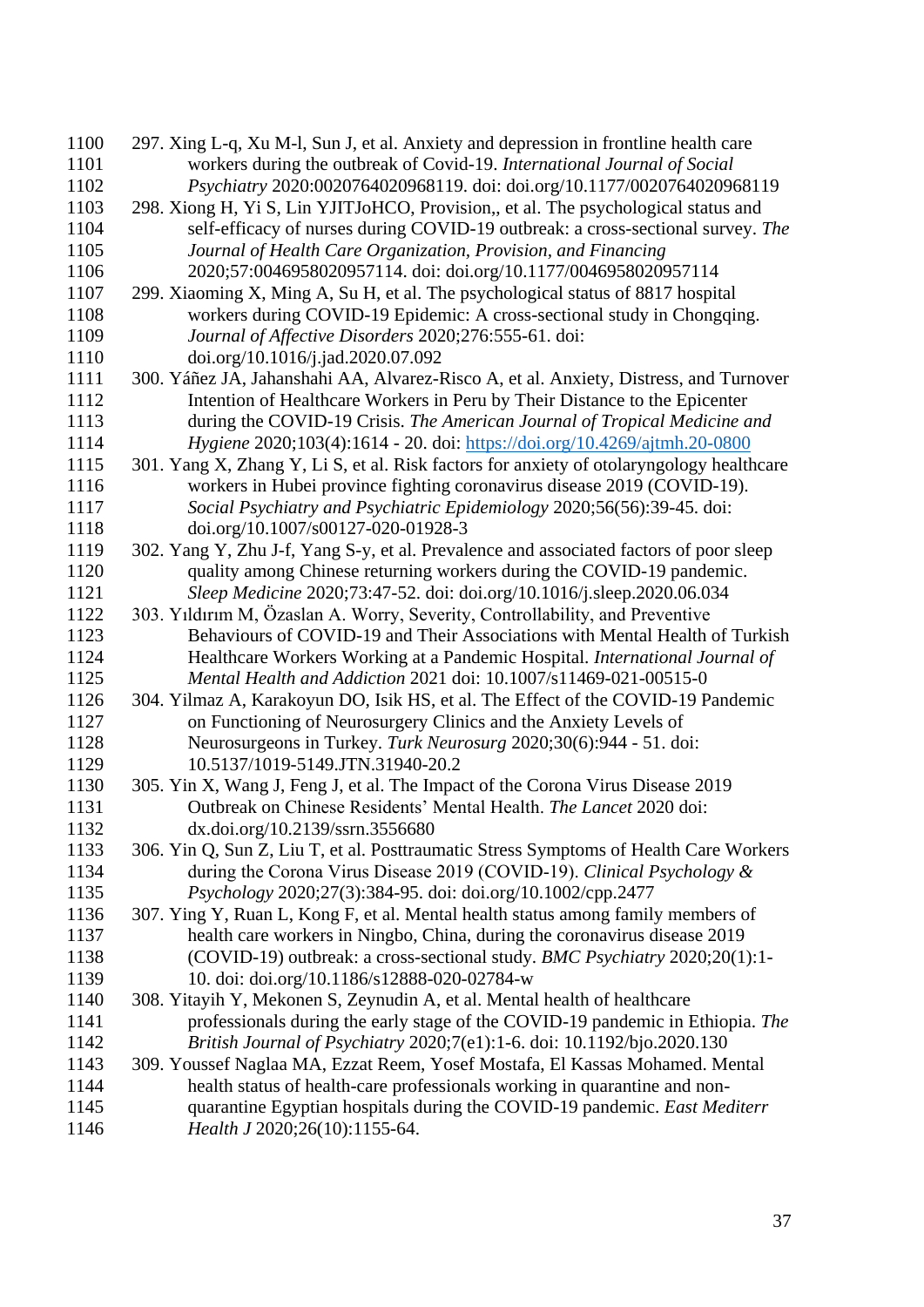297. Xing L-q, Xu M-l, Sun J, et al. Anxiety and depression in frontline health care workers during the outbreak of Covid-19. *International Journal of Social Psychiatry* 2020:0020764020968119. doi: doi.org/10.1177/0020764020968119

298. Xiong H, Yi S, Lin YJITJoHCO, Provision,, et al. The psychological status and self-efficacy of nurses during COVID-19 outbreak: a cross-sectional survey. *The Journal of Health Care Organization, Provision, and Financing* 2020;57:0046958020957114. doi: doi.org/10.1177/0046958020957114

299. Xiaoming X, Ming A, Su H, et al. The psychological status of 8817 hospital workers during COVID-19 Epidemic: A cross-sectional study in Chongqing. *Journal of Affective Disorders* 2020;276:555-61. doi: doi.org/10.1016/j.jad.2020.07.092

300. Yáñez JA, Jahanshahi AA, Alvarez-Risco A, et al. Anxiety, Distress, and Turnover Intention of Healthcare Workers in Peru by Their Distance to the Epicenter during the COVID-19 Crisis. *The American Journal of Tropical Medicine and Hygiene* 2020;103(4):1614 - 20. doi: https://doi.org/10.4269/ajtmh.20-0800

301. Yang X, Zhang Y, Li S, et al. Risk factors for anxiety of otolaryngology healthcare workers in Hubei province fighting coronavirus disease 2019 (COVID-19). *Social Psychiatry and Psychiatric Epidemiology* 2020;56(56):39-45. doi: doi.org/10.1007/s00127-020-01928-3

302. Yang Y, Zhu J-f, Yang S-y, et al. Prevalence and associated factors of poor sleep quality among Chinese returning workers during the COVID-19 pandemic. *Sleep Medicine* 2020;73:47-52. doi: doi.org/10.1016/j.sleep.2020.06.034

303. Yıldırım M, Özaslan A. Worry, Severity, Controllability, and Preventive Behaviours of COVID-19 and Their Associations with Mental Health of Turkish Healthcare Workers Working at a Pandemic Hospital. *International Journal of Mental Health and Addiction* 2021 doi: 10.1007/s11469-021-00515-0

304. Yilmaz A, Karakoyun DO, Isik HS, et al. The Effect of the COVID-19 Pandemic on Functioning of Neurosurgery Clinics and the Anxiety Levels of Neurosurgeons in Turkey. *Turk Neurosurg* 2020;30(6):944 - 51. doi: 10.5137/1019-5149.JTN.31940-20.2

305. Yin X, Wang J, Feng J, et al. The Impact of the Corona Virus Disease 2019 Outbreak on Chinese Residents' Mental Health. *The Lancet* 2020 doi: dx.doi.org/10.2139/ssrn.3556680

306. Yin Q, Sun Z, Liu T, et al. Posttraumatic Stress Symptoms of Health Care Workers during the Corona Virus Disease 2019 (COVID-19). *Clinical Psychology & Psychology* 2020;27(3):384-95. doi: doi.org/10.1002/cpp.2477

307. Ying Y, Ruan L, Kong F, et al. Mental health status among family members of health care workers in Ningbo, China, during the coronavirus disease 2019 (COVID-19) outbreak: a cross-sectional study. *BMC Psychiatry* 2020;20(1):1-10. doi: doi.org/10.1186/s12888-020-02784-w

308. Yitayih Y, Mekonen S, Zeynudin A, et al. Mental health of healthcare professionals during the early stage of the COVID-19 pandemic in Ethiopia. *The British Journal of Psychiatry* 2020;7(e1):1-6. doi: 10.1192/bjo.2020.130

309. Youssef Naglaa MA, Ezzat Reem, Yosef Mostafa, El Kassas Mohamed. Mental health status of health-care professionals working in quarantine and non-quarantine Egyptian hospitals during the COVID-19 pandemic. *East Mediterr Health J* 2020;26(10):1155-64.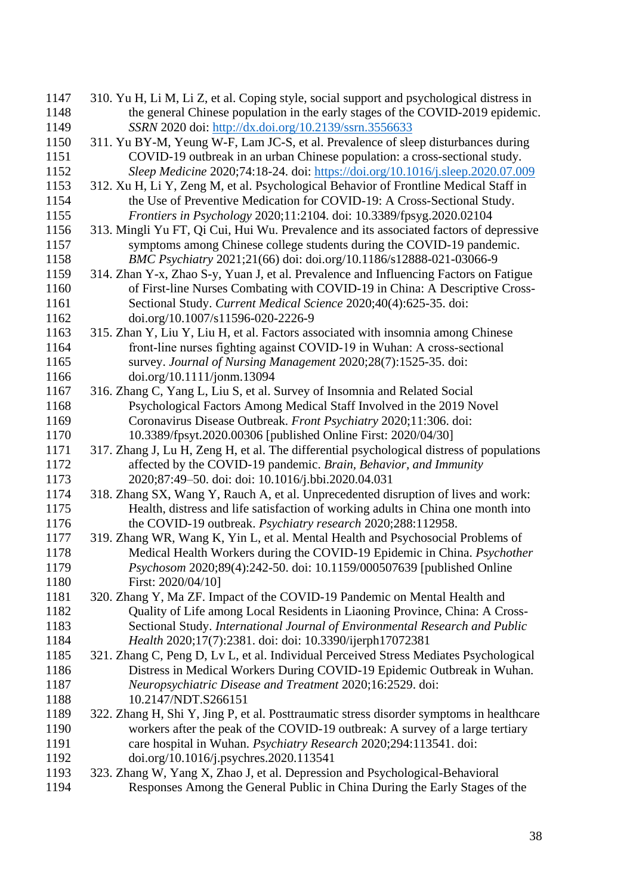310. Yu H, Li M, Li Z, et al. Coping style, social support and psychological distress in the general Chinese population in the early stages of the COVID-2019 epidemic. *SSRN* 2020 doi: http://dx.doi.org/10.2139/ssrn.3556633

311. Yu BY-M, Yeung W-F, Lam JC-S, et al. Prevalence of sleep disturbances during COVID-19 outbreak in an urban Chinese population: a cross-sectional study. *Sleep Medicine* 2020;74:18-24. doi: https://doi.org/10.1016/j.sleep.2020.07.009

312. Xu H, Li Y, Zeng M, et al. Psychological Behavior of Frontline Medical Staff in the Use of Preventive Medication for COVID-19: A Cross-Sectional Study. *Frontiers in Psychology* 2020;11:2104. doi: 10.3389/fpsyg.2020.02104

313. Mingli Yu FT, Qi Cui, Hui Wu. Prevalence and its associated factors of depressive symptoms among Chinese college students during the COVID-19 pandemic. *BMC Psychiatry* 2021;21(66) doi: doi.org/10.1186/s12888-021-03066-9

314. Zhan Y-x, Zhao S-y, Yuan J, et al. Prevalence and Influencing Factors on Fatigue of First-line Nurses Combating with COVID-19 in China: A Descriptive Cross-Sectional Study. *Current Medical Science* 2020;40(4):625-35. doi: doi.org/10.1007/s11596-020-2226-9

315. Zhan Y, Liu Y, Liu H, et al. Factors associated with insomnia among Chinese front-line nurses fighting against COVID-19 in Wuhan: A cross-sectional survey. *Journal of Nursing Management* 2020;28(7):1525-35. doi: doi.org/10.1111/jonm.13094

316. Zhang C, Yang L, Liu S, et al. Survey of Insomnia and Related Social Psychological Factors Among Medical Staff Involved in the 2019 Novel Coronavirus Disease Outbreak. *Front Psychiatry* 2020;11:306. doi: 10.3389/fpsyt.2020.00306 [published Online First: 2020/04/30]

317. Zhang J, Lu H, Zeng H, et al. The differential psychological distress of populations affected by the COVID-19 pandemic. *Brain, Behavior, and Immunity* 2020;87:49–50. doi: doi: 10.1016/j.bbi.2020.04.031

318. Zhang SX, Wang Y, Rauch A, et al. Unprecedented disruption of lives and work: Health, distress and life satisfaction of working adults in China one month into the COVID-19 outbreak. *Psychiatry research* 2020;288:112958.

319. Zhang WR, Wang K, Yin L, et al. Mental Health and Psychosocial Problems of Medical Health Workers during the COVID-19 Epidemic in China. *Psychother Psychosom* 2020;89(4):242-50. doi: 10.1159/000507639 [published Online First: 2020/04/10]

320. Zhang Y, Ma ZF. Impact of the COVID-19 Pandemic on Mental Health and Quality of Life among Local Residents in Liaoning Province, China: A Cross-Sectional Study. *International Journal of Environmental Research and Public Health* 2020;17(7):2381. doi: doi: 10.3390/ijerph17072381

321. Zhang C, Peng D, Lv L, et al. Individual Perceived Stress Mediates Psychological Distress in Medical Workers During COVID-19 Epidemic Outbreak in Wuhan. *Neuropsychiatric Disease and Treatment* 2020;16:2529. doi: 10.2147/NDT.S266151

322. Zhang H, Shi Y, Jing P, et al. Posttraumatic stress disorder symptoms in healthcare workers after the peak of the COVID-19 outbreak: A survey of a large tertiary care hospital in Wuhan. *Psychiatry Research* 2020;294:113541. doi: doi.org/10.1016/j.psychres.2020.113541

323. Zhang W, Yang X, Zhao J, et al. Depression and Psychological-Behavioral Responses Among the General Public in China During the Early Stages of the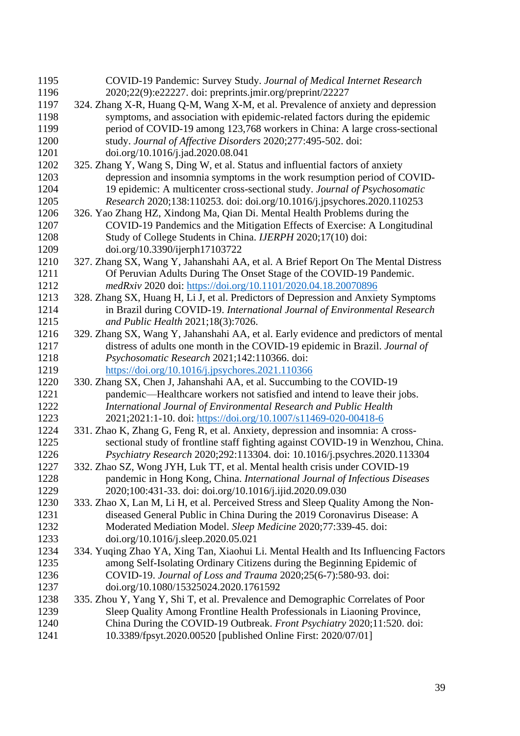COVID-19 Pandemic: Survey Study. *Journal of Medical Internet Research* 2020;22(9):e22227. doi: preprints.jmir.org/preprint/22227

324. Zhang X-R, Huang Q-M, Wang X-M, et al. Prevalence of anxiety and depression symptoms, and association with epidemic-related factors during the epidemic period of COVID-19 among 123,768 workers in China: A large cross-sectional study. *Journal of Affective Disorders* 2020;277:495-502. doi: doi.org/10.1016/j.jad.2020.08.041
325. Zhang Y, Wang S, Ding W, et al. Status and influential factors of anxiety depression and insomnia symptoms in the work resumption period of COVID-19 epidemic: A multicenter cross-sectional study. *Journal of Psychosomatic Research* 2020;138:110253. doi: doi.org/10.1016/j.jpsychores.2020.110253
326. Yao Zhang HZ, Xindong Ma, Qian Di. Mental Health Problems during the COVID-19 Pandemics and the Mitigation Effects of Exercise: A Longitudinal Study of College Students in China. *IJERPH* 2020;17(10) doi: doi.org/10.3390/ijerph17103722
327. Zhang SX, Wang Y, Jahanshahi AA, et al. A Brief Report On The Mental Distress Of Peruvian Adults During The Onset Stage of the COVID-19 Pandemic. *medRxiv* 2020 doi: https://doi.org/10.1101/2020.04.18.20070896
328. Zhang SX, Huang H, Li J, et al. Predictors of Depression and Anxiety Symptoms in Brazil during COVID-19. *International Journal of Environmental Research and Public Health* 2021;18(3):7026.
329. Zhang SX, Wang Y, Jahanshahi AA, et al. Early evidence and predictors of mental distress of adults one month in the COVID-19 epidemic in Brazil. *Journal of Psychosomatic Research* 2021;142:110366. doi: https://doi.org/10.1016/j.jpsychores.2021.110366
330. Zhang SX, Chen J, Jahanshahi AA, et al. Succumbing to the COVID-19 pandemic—Healthcare workers not satisfied and intend to leave their jobs. *International Journal of Environmental Research and Public Health* 2021;2021:1-10. doi: https://doi.org/10.1007/s11469-020-00418-6
331. Zhao K, Zhang G, Feng R, et al. Anxiety, depression and insomnia: A cross-sectional study of frontline staff fighting against COVID-19 in Wenzhou, China. *Psychiatry Research* 2020;292:113304. doi: 10.1016/j.psychres.2020.113304
332. Zhao SZ, Wong JYH, Luk TT, et al. Mental health crisis under COVID-19 pandemic in Hong Kong, China. *International Journal of Infectious Diseases* 2020;100:431-33. doi: doi.org/10.1016/j.ijid.2020.09.030
333. Zhao X, Lan M, Li H, et al. Perceived Stress and Sleep Quality Among the Non-diseased General Public in China During the 2019 Coronavirus Disease: A Moderated Mediation Model. *Sleep Medicine* 2020;77:339-45. doi: doi.org/10.1016/j.sleep.2020.05.021
334. Yuqing Zhao YA, Xing Tan, Xiaohui Li. Mental Health and Its Influencing Factors among Self-Isolating Ordinary Citizens during the Beginning Epidemic of COVID-19. *Journal of Loss and Trauma* 2020;25(6-7):580-93. doi: doi.org/10.1080/15325024.2020.1761592
335. Zhou Y, Yang Y, Shi T, et al. Prevalence and Demographic Correlates of Poor Sleep Quality Among Frontline Health Professionals in Liaoning Province, China During the COVID-19 Outbreak. *Front Psychiatry* 2020;11:520. doi: 10.3389/fpsyt.2020.00520 [published Online First: 2020/07/01]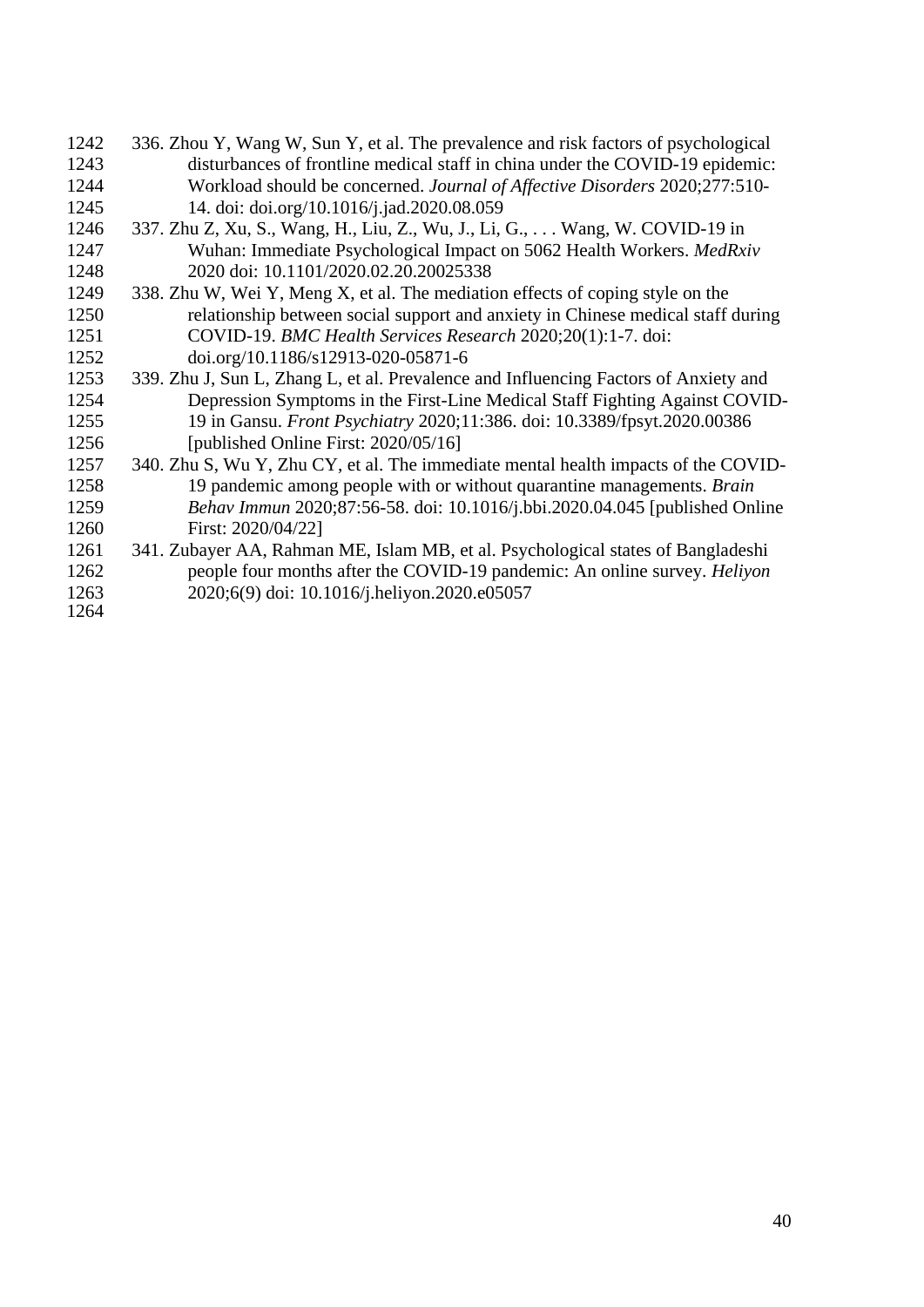336. Zhou Y, Wang W, Sun Y, et al. The prevalence and risk factors of psychological disturbances of frontline medical staff in china under the COVID-19 epidemic: Workload should be concerned. *Journal of Affective Disorders* 2020;277:510-14. doi: doi.org/10.1016/j.jad.2020.08.059
337. Zhu Z, Xu, S., Wang, H., Liu, Z., Wu, J., Li, G., . . . Wang, W. COVID-19 in Wuhan: Immediate Psychological Impact on 5062 Health Workers. *MedRxiv* 2020 doi: 10.1101/2020.02.20.20025338
338. Zhu W, Wei Y, Meng X, et al. The mediation effects of coping style on the relationship between social support and anxiety in Chinese medical staff during COVID-19. *BMC Health Services Research* 2020;20(1):1-7. doi: doi.org/10.1186/s12913-020-05871-6
339. Zhu J, Sun L, Zhang L, et al. Prevalence and Influencing Factors of Anxiety and Depression Symptoms in the First-Line Medical Staff Fighting Against COVID-19 in Gansu. *Front Psychiatry* 2020;11:386. doi: 10.3389/fpsyt.2020.00386 [published Online First: 2020/05/16]
340. Zhu S, Wu Y, Zhu CY, et al. The immediate mental health impacts of the COVID-19 pandemic among people with or without quarantine managements. *Brain Behav Immun* 2020;87:56-58. doi: 10.1016/j.bbi.2020.04.045 [published Online First: 2020/04/22]
341. Zubayer AA, Rahman ME, Islam MB, et al. Psychological states of Bangladeshi people four months after the COVID-19 pandemic: An online survey. *Heliyon* 2020;6(9) doi: 10.1016/j.heliyon.2020.e05057